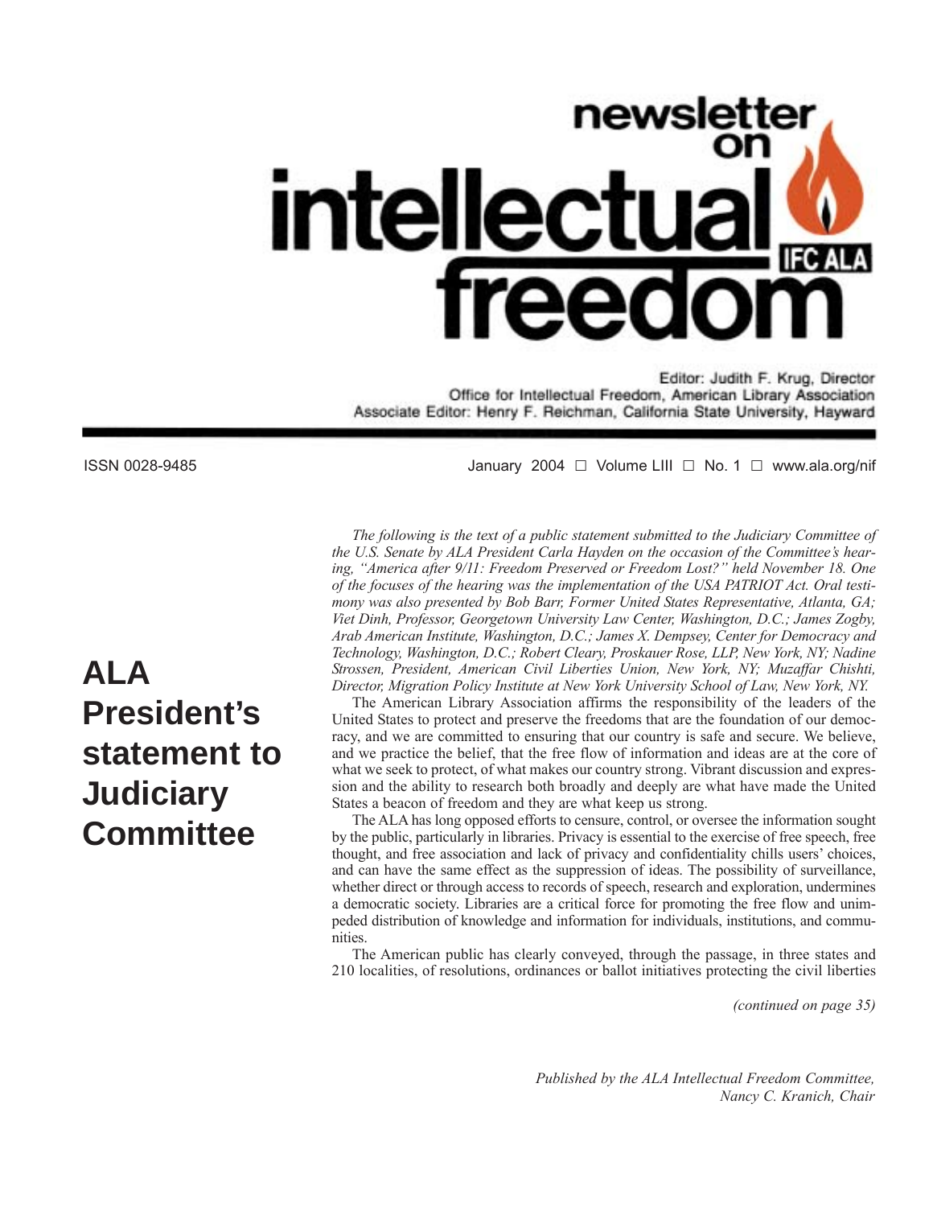# newsletter on intellectual freedom

IFC ALA

Editor: Judith F. Krug, Director
Office for Intellectual Freedom, American Library Association
Associate Editor: Henry F. Reichman, California State University, Hayward

ISSN 0028-9485

January 2004 □ Volume LIII □ No. 1 □ www.ala.org/nif

## ALA President's statement to Judiciary Committee

*The following is the text of a public statement submitted to the Judiciary Committee of the U.S. Senate by ALA President Carla Hayden on the occasion of the Committee's hearing, "America after 9/11: Freedom Preserved or Freedom Lost?" held November 18. One of the focuses of the hearing was the implementation of the USA PATRIOT Act. Oral testimony was also presented by Bob Barr, Former United States Representative, Atlanta, GA; Viet Dinh, Professor, Georgetown University Law Center, Washington, D.C.; James Zogby, Arab American Institute, Washington, D.C.; James X. Dempsey, Center for Democracy and Technology, Washington, D.C.; Robert Cleary, Proskauer Rose, LLP, New York, NY; Nadine Strossen, President, American Civil Liberties Union, New York, NY; Muzaffar Chishti, Director, Migration Policy Institute at New York University School of Law, New York, NY.*

The American Library Association affirms the responsibility of the leaders of the United States to protect and preserve the freedoms that are the foundation of our democracy, and we are committed to ensuring that our country is safe and secure. We believe, and we practice the belief, that the free flow of information and ideas are at the core of what we seek to protect, of what makes our country strong. Vibrant discussion and expression and the ability to research both broadly and deeply are what have made the United States a beacon of freedom and they are what keep us strong.

The ALA has long opposed efforts to censure, control, or oversee the information sought by the public, particularly in libraries. Privacy is essential to the exercise of free speech, free thought, and free association and lack of privacy and confidentiality chills users' choices, and can have the same effect as the suppression of ideas. The possibility of surveillance, whether direct or through access to records of speech, research and exploration, undermines a democratic society. Libraries are a critical force for promoting the free flow and unimpeded distribution of knowledge and information for individuals, institutions, and communities.

The American public has clearly conveyed, through the passage, in three states and 210 localities, of resolutions, ordinances or ballot initiatives protecting the civil liberties

*(continued on page 35)*

*Published by the ALA Intellectual Freedom Committee,*
*Nancy C. Kranich, Chair*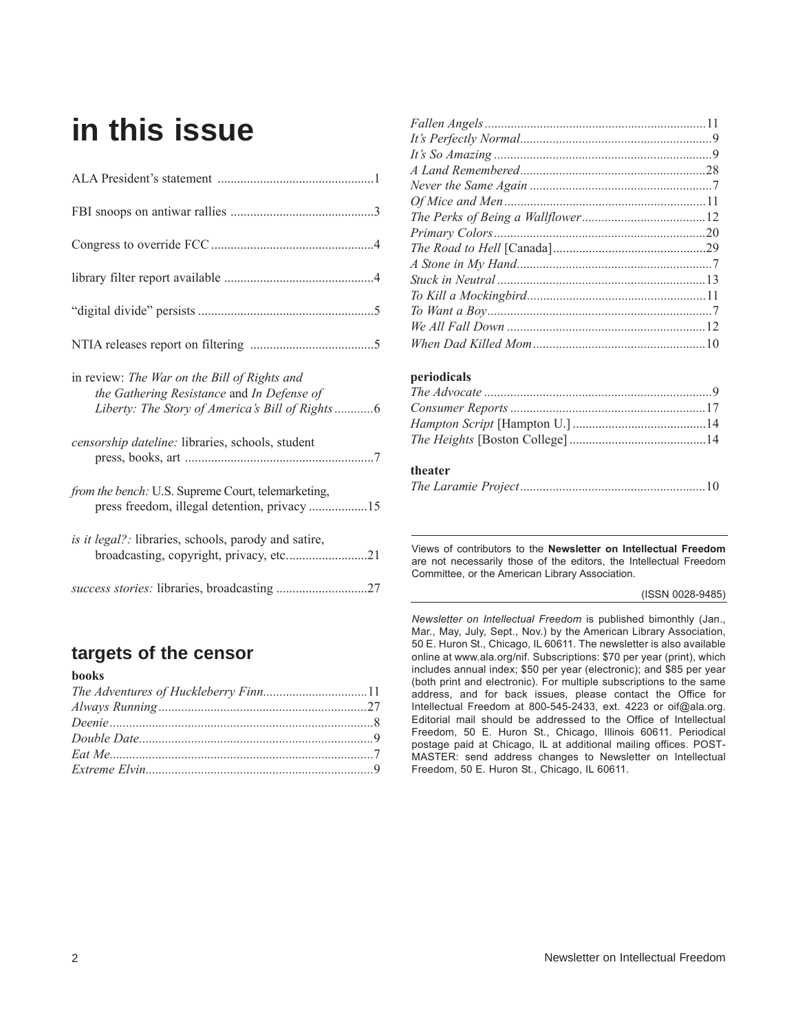# in this issue

ALA President's statement ................................................1

FBI snoops on antiwar rallies ............................................3

Congress to override FCC ..................................................4

library filter report available ..............................................4

"digital divide" persists ......................................................5

NTIA releases report on filtering ......................................5

in review: *The War on the Bill of Rights and the Gathering Resistance* and *In Defense of Liberty: The Story of America's Bill of Rights* ............6

*censorship dateline:* libraries, schools, student press, books, art ..........................................................7

*from the bench:* U.S. Supreme Court, telemarketing, press freedom, illegal detention, privacy ..................15

*is it legal?:* libraries, schools, parody and satire, broadcasting, copyright, privacy, etc.........................21

*success stories:* libraries, broadcasting ............................27

## targets of the censor

**books**

*The Adventures of Huckleberry Finn*................................11
*Always Running*................................................................27
*Deenie*................................................................................8
*Double Date*.......................................................................9
*Eat Me*................................................................................7
*Extreme Elvin*.....................................................................9
*Fallen Angels*....................................................................11
*It's Perfectly Normal*...........................................................9
*It's So Amazing*...................................................................9
*A Land Remembered*.........................................................28
*Never the Same Again* ........................................................7
*Of Mice and Men*..............................................................11
*The Perks of Being a Wallflower*......................................12
*Primary Colors*..................................................................20
*The Road to Hell* [Canada]...............................................29
*A Stone in My Hand*............................................................7
*Stuck in Neutral* ................................................................13
*To Kill a Mockingbird*.......................................................11
*To Want a Boy*.....................................................................7
*We All Fall Down* .............................................................12
*When Dad Killed Mom*.....................................................10

**periodicals**

*The Advocate* ......................................................................9
*Consumer Reports* ............................................................17
*Hampton Script* [Hampton U.] .........................................14
*The Heights* [Boston College] ..........................................14

**theater**

*The Laramie Project*..........................................................10

---

Views of contributors to the **Newsletter on Intellectual Freedom** are not necessarily those of the editors, the Intellectual Freedom Committee, or the American Library Association.

(ISSN 0028-9485)

*Newsletter on Intellectual Freedom* is published bimonthly (Jan., Mar., May, July, Sept., Nov.) by the American Library Association, 50 E. Huron St., Chicago, IL 60611. The newsletter is also available online at www.ala.org/nif. Subscriptions: $70 per year (print), which includes annual index; $50 per year (electronic); and $85 per year (both print and electronic). For multiple subscriptions to the same address, and for back issues, please contact the Office for Intellectual Freedom at 800-545-2433, ext. 4223 or oif@ala.org. Editorial mail should be addressed to the Office of Intellectual Freedom, 50 E. Huron St., Chicago, Illinois 60611. Periodical postage paid at Chicago, IL at additional mailing offices. POSTMASTER: send address changes to Newsletter on Intellectual Freedom, 50 E. Huron St., Chicago, IL 60611.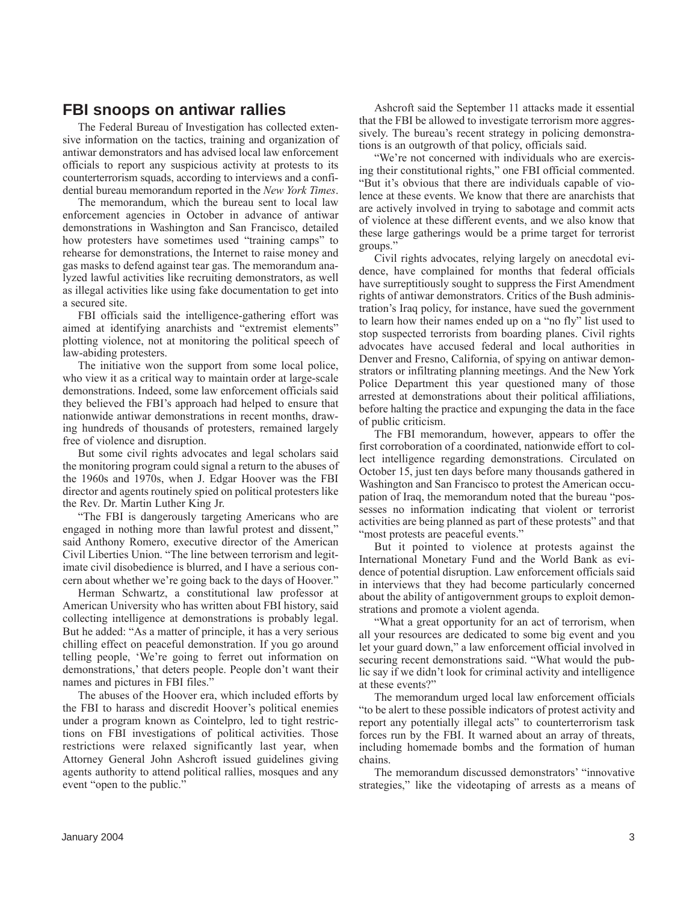## FBI snoops on antiwar rallies

The Federal Bureau of Investigation has collected extensive information on the tactics, training and organization of antiwar demonstrators and has advised local law enforcement officials to report any suspicious activity at protests to its counterterrorism squads, according to interviews and a confidential bureau memorandum reported in the *New York Times*.

The memorandum, which the bureau sent to local law enforcement agencies in October in advance of antiwar demonstrations in Washington and San Francisco, detailed how protesters have sometimes used "training camps" to rehearse for demonstrations, the Internet to raise money and gas masks to defend against tear gas. The memorandum analyzed lawful activities like recruiting demonstrators, as well as illegal activities like using fake documentation to get into a secured site.

FBI officials said the intelligence-gathering effort was aimed at identifying anarchists and "extremist elements" plotting violence, not at monitoring the political speech of law-abiding protesters.

The initiative won the support from some local police, who view it as a critical way to maintain order at large-scale demonstrations. Indeed, some law enforcement officials said they believed the FBI's approach had helped to ensure that nationwide antiwar demonstrations in recent months, drawing hundreds of thousands of protesters, remained largely free of violence and disruption.

But some civil rights advocates and legal scholars said the monitoring program could signal a return to the abuses of the 1960s and 1970s, when J. Edgar Hoover was the FBI director and agents routinely spied on political protesters like the Rev. Dr. Martin Luther King Jr.

"The FBI is dangerously targeting Americans who are engaged in nothing more than lawful protest and dissent," said Anthony Romero, executive director of the American Civil Liberties Union. "The line between terrorism and legitimate civil disobedience is blurred, and I have a serious concern about whether we're going back to the days of Hoover."

Herman Schwartz, a constitutional law professor at American University who has written about FBI history, said collecting intelligence at demonstrations is probably legal. But he added: "As a matter of principle, it has a very serious chilling effect on peaceful demonstration. If you go around telling people, 'We're going to ferret out information on demonstrations,' that deters people. People don't want their names and pictures in FBI files."

The abuses of the Hoover era, which included efforts by the FBI to harass and discredit Hoover's political enemies under a program known as Cointelpro, led to tight restrictions on FBI investigations of political activities. Those restrictions were relaxed significantly last year, when Attorney General John Ashcroft issued guidelines giving agents authority to attend political rallies, mosques and any event "open to the public."

Ashcroft said the September 11 attacks made it essential that the FBI be allowed to investigate terrorism more aggressively. The bureau's recent strategy in policing demonstrations is an outgrowth of that policy, officials said.

"We're not concerned with individuals who are exercising their constitutional rights," one FBI official commented. "But it's obvious that there are individuals capable of violence at these events. We know that there are anarchists that are actively involved in trying to sabotage and commit acts of violence at these different events, and we also know that these large gatherings would be a prime target for terrorist groups."

Civil rights advocates, relying largely on anecdotal evidence, have complained for months that federal officials have surreptitiously sought to suppress the First Amendment rights of antiwar demonstrators. Critics of the Bush administration's Iraq policy, for instance, have sued the government to learn how their names ended up on a "no fly" list used to stop suspected terrorists from boarding planes. Civil rights advocates have accused federal and local authorities in Denver and Fresno, California, of spying on antiwar demonstrators or infiltrating planning meetings. And the New York Police Department this year questioned many of those arrested at demonstrations about their political affiliations, before halting the practice and expunging the data in the face of public criticism.

The FBI memorandum, however, appears to offer the first corroboration of a coordinated, nationwide effort to collect intelligence regarding demonstrations. Circulated on October 15, just ten days before many thousands gathered in Washington and San Francisco to protest the American occupation of Iraq, the memorandum noted that the bureau "possesses no information indicating that violent or terrorist activities are being planned as part of these protests" and that "most protests are peaceful events."

But it pointed to violence at protests against the International Monetary Fund and the World Bank as evidence of potential disruption. Law enforcement officials said in interviews that they had become particularly concerned about the ability of antigovernment groups to exploit demonstrations and promote a violent agenda.

"What a great opportunity for an act of terrorism, when all your resources are dedicated to some big event and you let your guard down," a law enforcement official involved in securing recent demonstrations said. "What would the public say if we didn't look for criminal activity and intelligence at these events?"

The memorandum urged local law enforcement officials "to be alert to these possible indicators of protest activity and report any potentially illegal acts" to counterterrorism task forces run by the FBI. It warned about an array of threats, including homemade bombs and the formation of human chains.

The memorandum discussed demonstrators' "innovative strategies," like the videotaping of arrests as a means of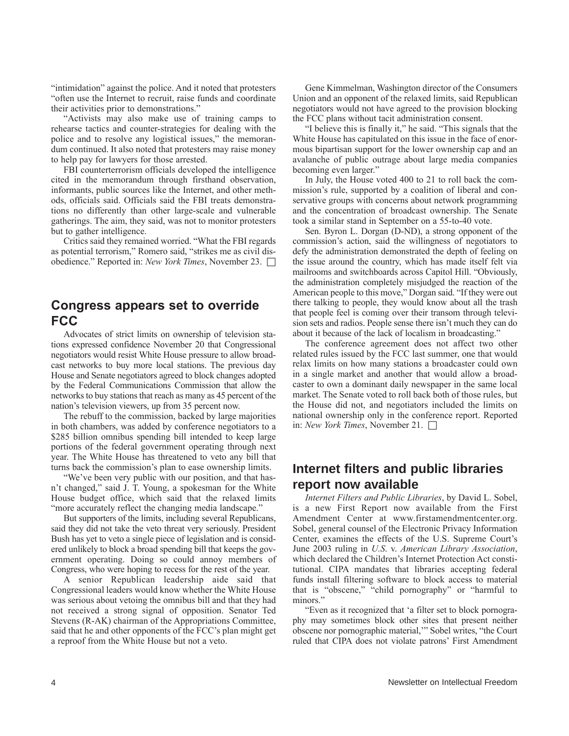"intimidation" against the police. And it noted that protesters "often use the Internet to recruit, raise funds and coordinate their activities prior to demonstrations."

"Activists may also make use of training camps to rehearse tactics and counter-strategies for dealing with the police and to resolve any logistical issues," the memorandum continued. It also noted that protesters may raise money to help pay for lawyers for those arrested.

FBI counterterrorism officials developed the intelligence cited in the memorandum through firsthand observation, informants, public sources like the Internet, and other methods, officials said. Officials said the FBI treats demonstrations no differently than other large-scale and vulnerable gatherings. The aim, they said, was not to monitor protesters but to gather intelligence.

Critics said they remained worried. "What the FBI regards as potential terrorism," Romero said, "strikes me as civil disobedience." Reported in: *New York Times*, November 23. □

## Congress appears set to override FCC

Advocates of strict limits on ownership of television stations expressed confidence November 20 that Congressional negotiators would resist White House pressure to allow broadcast networks to buy more local stations. The previous day House and Senate negotiators agreed to block changes adopted by the Federal Communications Commission that allow the networks to buy stations that reach as many as 45 percent of the nation's television viewers, up from 35 percent now.

The rebuff to the commission, backed by large majorities in both chambers, was added by conference negotiators to a $285 billion omnibus spending bill intended to keep large portions of the federal government operating through next year. The White House has threatened to veto any bill that turns back the commission's plan to ease ownership limits.

"We've been very public with our position, and that hasn't changed," said J. T. Young, a spokesman for the White House budget office, which said that the relaxed limits "more accurately reflect the changing media landscape."

But supporters of the limits, including several Republicans, said they did not take the veto threat very seriously. President Bush has yet to veto a single piece of legislation and is considered unlikely to block a broad spending bill that keeps the government operating. Doing so could annoy members of Congress, who were hoping to recess for the rest of the year.

A senior Republican leadership aide said that Congressional leaders would know whether the White House was serious about vetoing the omnibus bill and that they had not received a strong signal of opposition. Senator Ted Stevens (R-AK) chairman of the Appropriations Committee, said that he and other opponents of the FCC's plan might get a reproof from the White House but not a veto.

Gene Kimmelman, Washington director of the Consumers Union and an opponent of the relaxed limits, said Republican negotiators would not have agreed to the provision blocking the FCC plans without tacit administration consent.

"I believe this is finally it," he said. "This signals that the White House has capitulated on this issue in the face of enormous bipartisan support for the lower ownership cap and an avalanche of public outrage about large media companies becoming even larger."

In July, the House voted 400 to 21 to roll back the commission's rule, supported by a coalition of liberal and conservative groups with concerns about network programming and the concentration of broadcast ownership. The Senate took a similar stand in September on a 55-to-40 vote.

Sen. Byron L. Dorgan (D-ND), a strong opponent of the commission's action, said the willingness of negotiators to defy the administration demonstrated the depth of feeling on the issue around the country, which has made itself felt via mailrooms and switchboards across Capitol Hill. "Obviously, the administration completely misjudged the reaction of the American people to this move," Dorgan said. "If they were out there talking to people, they would know about all the trash that people feel is coming over their transom through television sets and radios. People sense there isn't much they can do about it because of the lack of localism in broadcasting."

The conference agreement does not affect two other related rules issued by the FCC last summer, one that would relax limits on how many stations a broadcaster could own in a single market and another that would allow a broadcaster to own a dominant daily newspaper in the same local market. The Senate voted to roll back both of those rules, but the House did not, and negotiators included the limits on national ownership only in the conference report. Reported in: *New York Times*, November 21. □

## Internet filters and public libraries report now available

*Internet Filters and Public Libraries*, by David L. Sobel, is a new First Report now available from the First Amendment Center at www.firstamendmentcenter.org. Sobel, general counsel of the Electronic Privacy Information Center, examines the effects of the U.S. Supreme Court's June 2003 ruling in *U.S.* v. *American Library Association*, which declared the Children's Internet Protection Act constitutional. CIPA mandates that libraries accepting federal funds install filtering software to block access to material that is "obscene," "child pornography" or "harmful to minors."

"Even as it recognized that 'a filter set to block pornography may sometimes block other sites that present neither obscene nor pornographic material,'" Sobel writes, "the Court ruled that CIPA does not violate patrons' First Amendment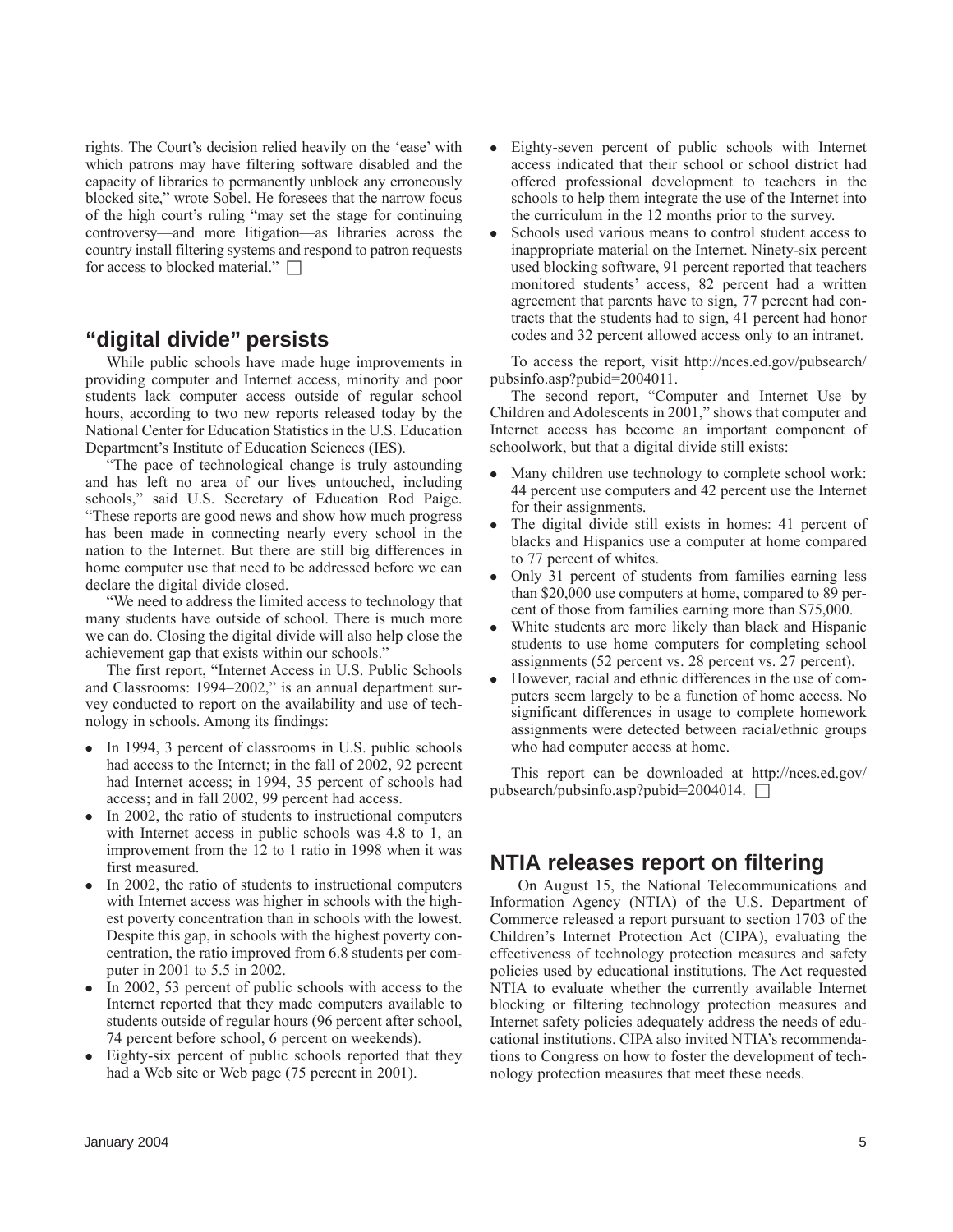rights. The Court's decision relied heavily on the 'ease' with which patrons may have filtering software disabled and the capacity of libraries to permanently unblock any erroneously blocked site," wrote Sobel. He foresees that the narrow focus of the high court's ruling "may set the stage for continuing controversy—and more litigation—as libraries across the country install filtering systems and respond to patron requests for access to blocked material." ☐

## "digital divide" persists

While public schools have made huge improvements in providing computer and Internet access, minority and poor students lack computer access outside of regular school hours, according to two new reports released today by the National Center for Education Statistics in the U.S. Education Department's Institute of Education Sciences (IES).

"The pace of technological change is truly astounding and has left no area of our lives untouched, including schools," said U.S. Secretary of Education Rod Paige. "These reports are good news and show how much progress has been made in connecting nearly every school in the nation to the Internet. But there are still big differences in home computer use that need to be addressed before we can declare the digital divide closed.

"We need to address the limited access to technology that many students have outside of school. There is much more we can do. Closing the digital divide will also help close the achievement gap that exists within our schools."

The first report, "Internet Access in U.S. Public Schools and Classrooms: 1994–2002," is an annual department survey conducted to report on the availability and use of technology in schools. Among its findings:

- In 1994, 3 percent of classrooms in U.S. public schools had access to the Internet; in the fall of 2002, 92 percent had Internet access; in 1994, 35 percent of schools had access; and in fall 2002, 99 percent had access.
- In 2002, the ratio of students to instructional computers with Internet access in public schools was 4.8 to 1, an improvement from the 12 to 1 ratio in 1998 when it was first measured.
- In 2002, the ratio of students to instructional computers with Internet access was higher in schools with the highest poverty concentration than in schools with the lowest. Despite this gap, in schools with the highest poverty concentration, the ratio improved from 6.8 students per computer in 2001 to 5.5 in 2002.
- In 2002, 53 percent of public schools with access to the Internet reported that they made computers available to students outside of regular hours (96 percent after school, 74 percent before school, 6 percent on weekends).
- Eighty-six percent of public schools reported that they had a Web site or Web page (75 percent in 2001).
- Eighty-seven percent of public schools with Internet access indicated that their school or school district had offered professional development to teachers in the schools to help them integrate the use of the Internet into the curriculum in the 12 months prior to the survey.
- Schools used various means to control student access to inappropriate material on the Internet. Ninety-six percent used blocking software, 91 percent reported that teachers monitored students' access, 82 percent had a written agreement that parents have to sign, 77 percent had contracts that the students had to sign, 41 percent had honor codes and 32 percent allowed access only to an intranet.

To access the report, visit http://nces.ed.gov/pubsearch/pubsinfo.asp?pubid=2004011.

The second report, "Computer and Internet Use by Children and Adolescents in 2001," shows that computer and Internet access has become an important component of schoolwork, but that a digital divide still exists:

- Many children use technology to complete school work: 44 percent use computers and 42 percent use the Internet for their assignments.
- The digital divide still exists in homes: 41 percent of blacks and Hispanics use a computer at home compared to 77 percent of whites.
- Only 31 percent of students from families earning less than $20,000 use computers at home, compared to 89 percent of those from families earning more than $75,000.
- White students are more likely than black and Hispanic students to use home computers for completing school assignments (52 percent vs. 28 percent vs. 27 percent).
- However, racial and ethnic differences in the use of computers seem largely to be a function of home access. No significant differences in usage to complete homework assignments were detected between racial/ethnic groups who had computer access at home.

This report can be downloaded at http://nces.ed.gov/pubsearch/pubsinfo.asp?pubid=2004014. ☐

## NTIA releases report on filtering

On August 15, the National Telecommunications and Information Agency (NTIA) of the U.S. Department of Commerce released a report pursuant to section 1703 of the Children's Internet Protection Act (CIPA), evaluating the effectiveness of technology protection measures and safety policies used by educational institutions. The Act requested NTIA to evaluate whether the currently available Internet blocking or filtering technology protection measures and Internet safety policies adequately address the needs of educational institutions. CIPA also invited NTIA's recommendations to Congress on how to foster the development of technology protection measures that meet these needs.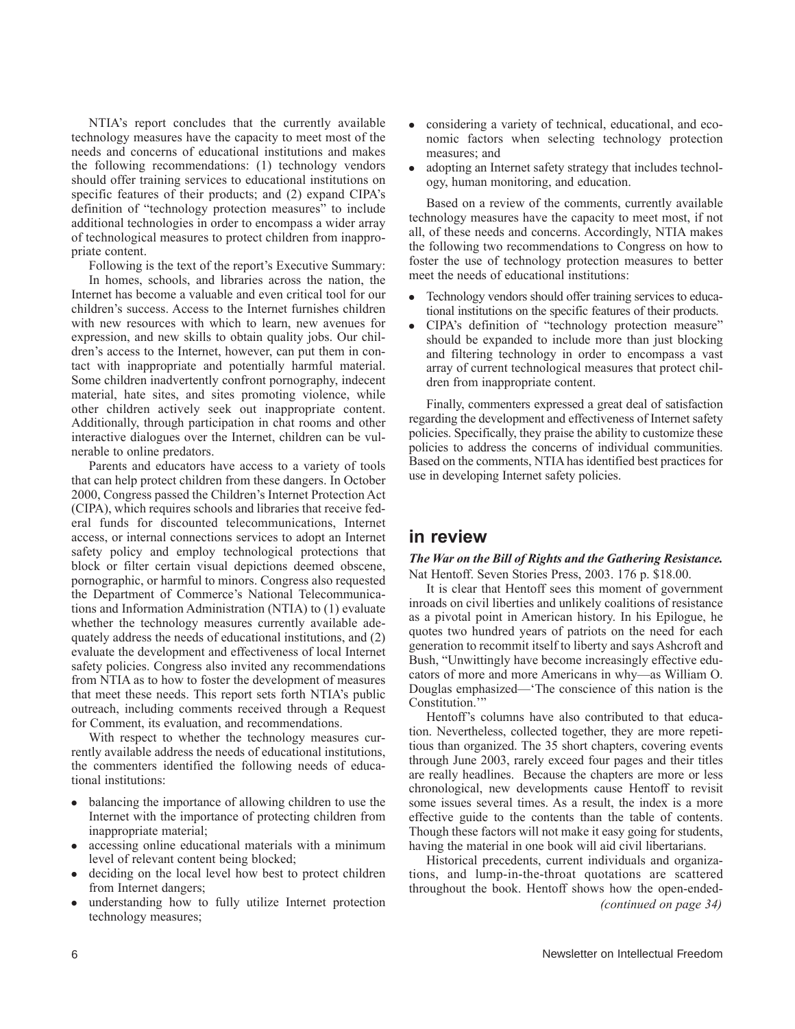NTIA's report concludes that the currently available technology measures have the capacity to meet most of the needs and concerns of educational institutions and makes the following recommendations: (1) technology vendors should offer training services to educational institutions on specific features of their products; and (2) expand CIPA's definition of "technology protection measures" to include additional technologies in order to encompass a wider array of technological measures to protect children from inappropriate content.

Following is the text of the report's Executive Summary:

In homes, schools, and libraries across the nation, the Internet has become a valuable and even critical tool for our children's success. Access to the Internet furnishes children with new resources with which to learn, new avenues for expression, and new skills to obtain quality jobs. Our children's access to the Internet, however, can put them in contact with inappropriate and potentially harmful material. Some children inadvertently confront pornography, indecent material, hate sites, and sites promoting violence, while other children actively seek out inappropriate content. Additionally, through participation in chat rooms and other interactive dialogues over the Internet, children can be vulnerable to online predators.

Parents and educators have access to a variety of tools that can help protect children from these dangers. In October 2000, Congress passed the Children's Internet Protection Act (CIPA), which requires schools and libraries that receive federal funds for discounted telecommunications, Internet access, or internal connections services to adopt an Internet safety policy and employ technological protections that block or filter certain visual depictions deemed obscene, pornographic, or harmful to minors. Congress also requested the Department of Commerce's National Telecommunications and Information Administration (NTIA) to (1) evaluate whether the technology measures currently available adequately address the needs of educational institutions, and (2) evaluate the development and effectiveness of local Internet safety policies. Congress also invited any recommendations from NTIA as to how to foster the development of measures that meet these needs. This report sets forth NTIA's public outreach, including comments received through a Request for Comment, its evaluation, and recommendations.

With respect to whether the technology measures currently available address the needs of educational institutions, the commenters identified the following needs of educational institutions:

- balancing the importance of allowing children to use the Internet with the importance of protecting children from inappropriate material;
- accessing online educational materials with a minimum level of relevant content being blocked;
- deciding on the local level how best to protect children from Internet dangers;
- understanding how to fully utilize Internet protection technology measures;
- considering a variety of technical, educational, and economic factors when selecting technology protection measures; and
- adopting an Internet safety strategy that includes technology, human monitoring, and education.

Based on a review of the comments, currently available technology measures have the capacity to meet most, if not all, of these needs and concerns. Accordingly, NTIA makes the following two recommendations to Congress on how to foster the use of technology protection measures to better meet the needs of educational institutions:

- Technology vendors should offer training services to educational institutions on the specific features of their products.
- CIPA's definition of "technology protection measure" should be expanded to include more than just blocking and filtering technology in order to encompass a vast array of current technological measures that protect children from inappropriate content.

Finally, commenters expressed a great deal of satisfaction regarding the development and effectiveness of Internet safety policies. Specifically, they praise the ability to customize these policies to address the concerns of individual communities. Based on the comments, NTIA has identified best practices for use in developing Internet safety policies.

## in review

***The War on the Bill of Rights and the Gathering Resistance.*** Nat Hentoff. Seven Stories Press, 2003. 176 p. $18.00.

It is clear that Hentoff sees this moment of government inroads on civil liberties and unlikely coalitions of resistance as a pivotal point in American history. In his Epilogue, he quotes two hundred years of patriots on the need for each generation to recommit itself to liberty and says Ashcroft and Bush, "Unwittingly have become increasingly effective educators of more and more Americans in why—as William O. Douglas emphasized—'The conscience of this nation is the Constitution.'"

Hentoff's columns have also contributed to that education. Nevertheless, collected together, they are more repetitious than organized. The 35 short chapters, covering events through June 2003, rarely exceed four pages and their titles are really headlines. Because the chapters are more or less chronological, new developments cause Hentoff to revisit some issues several times. As a result, the index is a more effective guide to the contents than the table of contents. Though these factors will not make it easy going for students, having the material in one book will aid civil libertarians.

Historical precedents, current individuals and organizations, and lump-in-the-throat quotations are scattered throughout the book. Hentoff shows how the open-ended-

*(continued on page 34)*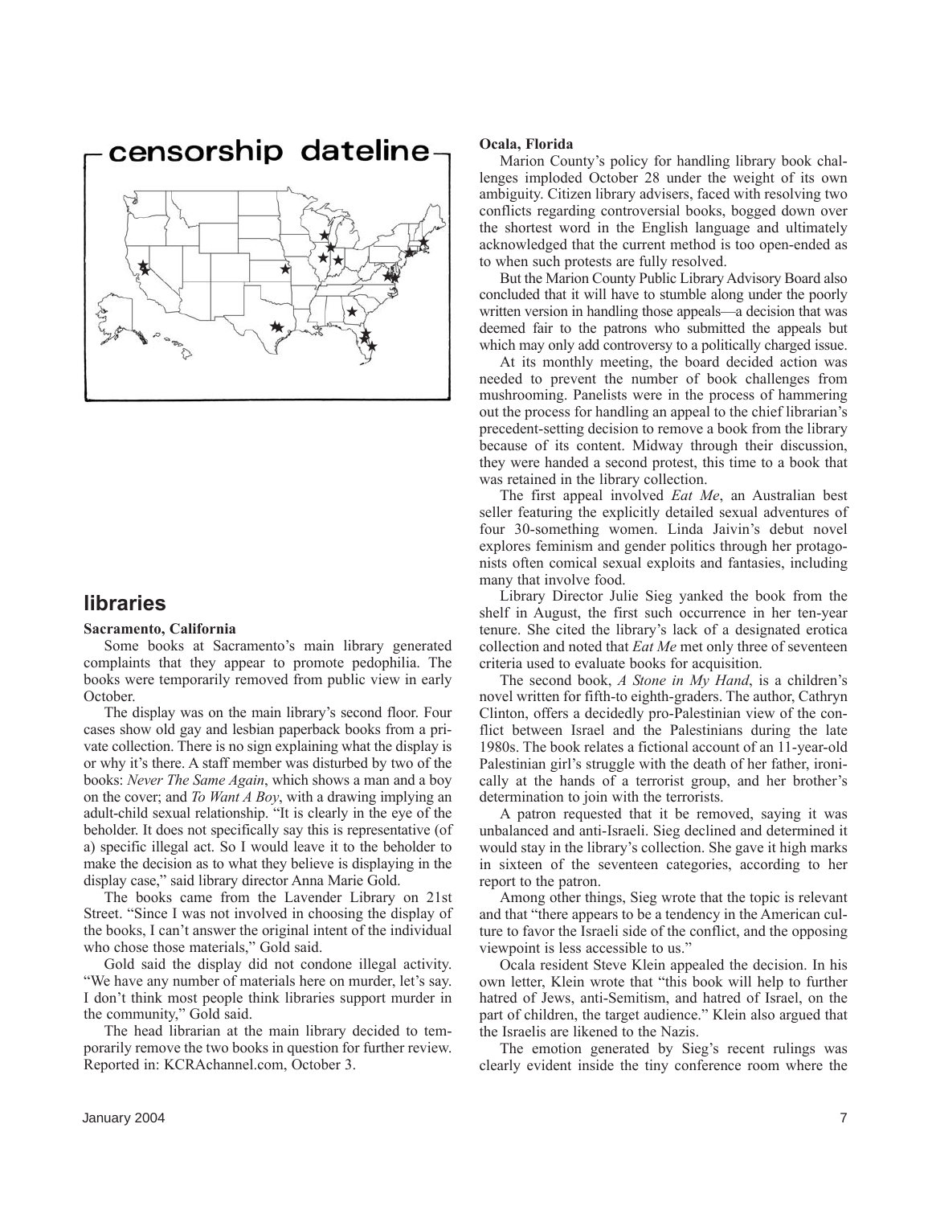# censorship dateline

## libraries

**Sacramento, California**

Some books at Sacramento's main library generated complaints that they appear to promote pedophilia. The books were temporarily removed from public view in early October.

The display was on the main library's second floor. Four cases show old gay and lesbian paperback books from a private collection. There is no sign explaining what the display is or why it's there. A staff member was disturbed by two of the books: *Never The Same Again*, which shows a man and a boy on the cover; and *To Want A Boy*, with a drawing implying an adult-child sexual relationship. "It is clearly in the eye of the beholder. It does not specifically say this is representative (of a) specific illegal act. So I would leave it to the beholder to make the decision as to what they believe is displaying in the display case," said library director Anna Marie Gold.

The books came from the Lavender Library on 21st Street. "Since I was not involved in choosing the display of the books, I can't answer the original intent of the individual who chose those materials," Gold said.

Gold said the display did not condone illegal activity. "We have any number of materials here on murder, let's say. I don't think most people think libraries support murder in the community," Gold said.

The head librarian at the main library decided to temporarily remove the two books in question for further review. Reported in: KCRAchannel.com, October 3.

**Ocala, Florida**

Marion County's policy for handling library book challenges imploded October 28 under the weight of its own ambiguity. Citizen library advisers, faced with resolving two conflicts regarding controversial books, bogged down over the shortest word in the English language and ultimately acknowledged that the current method is too open-ended as to when such protests are fully resolved.

But the Marion County Public Library Advisory Board also concluded that it will have to stumble along under the poorly written version in handling those appeals—a decision that was deemed fair to the patrons who submitted the appeals but which may only add controversy to a politically charged issue.

At its monthly meeting, the board decided action was needed to prevent the number of book challenges from mushrooming. Panelists were in the process of hammering out the process for handling an appeal to the chief librarian's precedent-setting decision to remove a book from the library because of its content. Midway through their discussion, they were handed a second protest, this time to a book that was retained in the library collection.

The first appeal involved *Eat Me*, an Australian best seller featuring the explicitly detailed sexual adventures of four 30-something women. Linda Jaivin's debut novel explores feminism and gender politics through her protagonists often comical sexual exploits and fantasies, including many that involve food.

Library Director Julie Sieg yanked the book from the shelf in August, the first such occurrence in her ten-year tenure. She cited the library's lack of a designated erotica collection and noted that *Eat Me* met only three of seventeen criteria used to evaluate books for acquisition.

The second book, *A Stone in My Hand*, is a children's novel written for fifth-to eighth-graders. The author, Cathryn Clinton, offers a decidedly pro-Palestinian view of the conflict between Israel and the Palestinians during the late 1980s. The book relates a fictional account of an 11-year-old Palestinian girl's struggle with the death of her father, ironically at the hands of a terrorist group, and her brother's determination to join with the terrorists.

A patron requested that it be removed, saying it was unbalanced and anti-Israeli. Sieg declined and determined it would stay in the library's collection. She gave it high marks in sixteen of the seventeen categories, according to her report to the patron.

Among other things, Sieg wrote that the topic is relevant and that "there appears to be a tendency in the American culture to favor the Israeli side of the conflict, and the opposing viewpoint is less accessible to us."

Ocala resident Steve Klein appealed the decision. In his own letter, Klein wrote that "this book will help to further hatred of Jews, anti-Semitism, and hatred of Israel, on the part of children, the target audience." Klein also argued that the Israelis are likened to the Nazis.

The emotion generated by Sieg's recent rulings was clearly evident inside the tiny conference room where the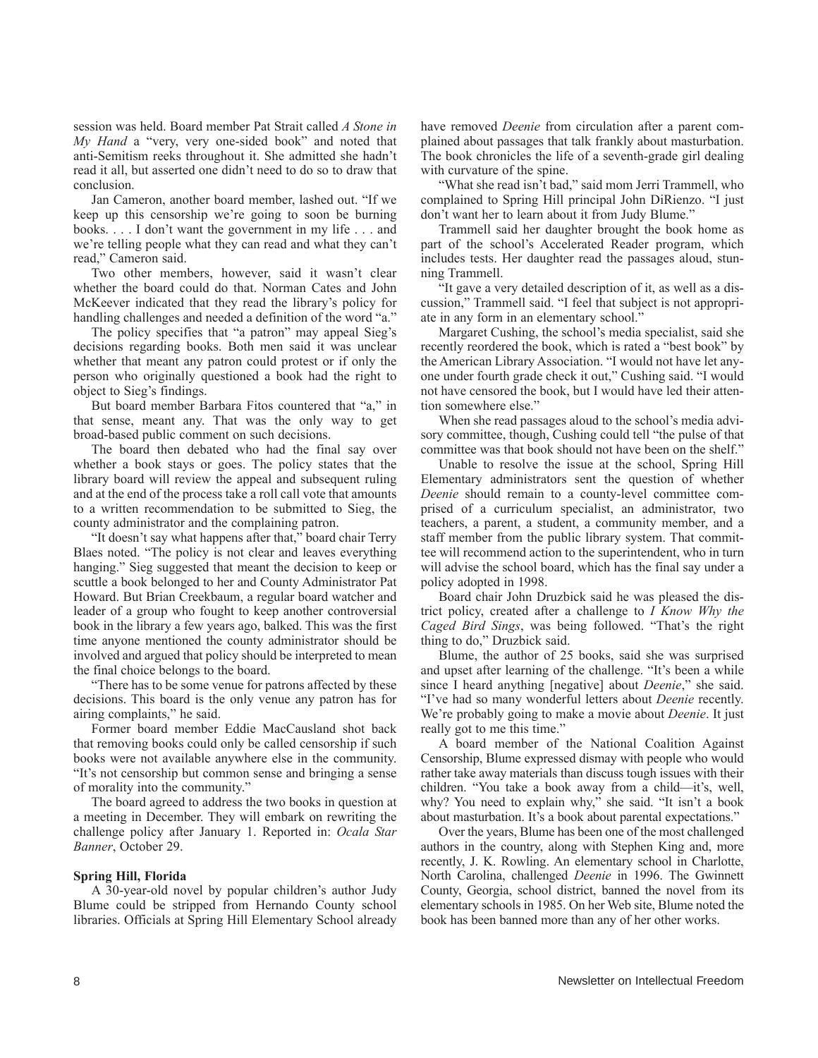session was held. Board member Pat Strait called *A Stone in My Hand* a "very, very one-sided book" and noted that anti-Semitism reeks throughout it. She admitted she hadn't read it all, but asserted one didn't need to do so to draw that conclusion.

Jan Cameron, another board member, lashed out. "If we keep up this censorship we're going to soon be burning books. . . . I don't want the government in my life . . . and we're telling people what they can read and what they can't read," Cameron said.

Two other members, however, said it wasn't clear whether the board could do that. Norman Cates and John McKeever indicated that they read the library's policy for handling challenges and needed a definition of the word "a."

The policy specifies that "a patron" may appeal Sieg's decisions regarding books. Both men said it was unclear whether that meant any patron could protest or if only the person who originally questioned a book had the right to object to Sieg's findings.

But board member Barbara Fitos countered that "a," in that sense, meant any. That was the only way to get broad-based public comment on such decisions.

The board then debated who had the final say over whether a book stays or goes. The policy states that the library board will review the appeal and subsequent ruling and at the end of the process take a roll call vote that amounts to a written recommendation to be submitted to Sieg, the county administrator and the complaining patron.

"It doesn't say what happens after that," board chair Terry Blaes noted. "The policy is not clear and leaves everything hanging." Sieg suggested that meant the decision to keep or scuttle a book belonged to her and County Administrator Pat Howard. But Brian Creekbaum, a regular board watcher and leader of a group who fought to keep another controversial book in the library a few years ago, balked. This was the first time anyone mentioned the county administrator should be involved and argued that policy should be interpreted to mean the final choice belongs to the board.

"There has to be some venue for patrons affected by these decisions. This board is the only venue any patron has for airing complaints," he said.

Former board member Eddie MacCausland shot back that removing books could only be called censorship if such books were not available anywhere else in the community. "It's not censorship but common sense and bringing a sense of morality into the community."

The board agreed to address the two books in question at a meeting in December. They will embark on rewriting the challenge policy after January 1. Reported in: *Ocala Star Banner*, October 29.

**Spring Hill, Florida**

A 30-year-old novel by popular children's author Judy Blume could be stripped from Hernando County school libraries. Officials at Spring Hill Elementary School already have removed *Deenie* from circulation after a parent complained about passages that talk frankly about masturbation. The book chronicles the life of a seventh-grade girl dealing with curvature of the spine.

"What she read isn't bad," said mom Jerri Trammell, who complained to Spring Hill principal John DiRienzo. "I just don't want her to learn about it from Judy Blume."

Trammell said her daughter brought the book home as part of the school's Accelerated Reader program, which includes tests. Her daughter read the passages aloud, stunning Trammell.

"It gave a very detailed description of it, as well as a discussion," Trammell said. "I feel that subject is not appropriate in any form in an elementary school."

Margaret Cushing, the school's media specialist, said she recently reordered the book, which is rated a "best book" by the American Library Association. "I would not have let anyone under fourth grade check it out," Cushing said. "I would not have censored the book, but I would have led their attention somewhere else."

When she read passages aloud to the school's media advisory committee, though, Cushing could tell "the pulse of that committee was that book should not have been on the shelf."

Unable to resolve the issue at the school, Spring Hill Elementary administrators sent the question of whether *Deenie* should remain to a county-level committee comprised of a curriculum specialist, an administrator, two teachers, a parent, a student, a community member, and a staff member from the public library system. That committee will recommend action to the superintendent, who in turn will advise the school board, which has the final say under a policy adopted in 1998.

Board chair John Druzbick said he was pleased the district policy, created after a challenge to *I Know Why the Caged Bird Sings*, was being followed. "That's the right thing to do," Druzbick said.

Blume, the author of 25 books, said she was surprised and upset after learning of the challenge. "It's been a while since I heard anything [negative] about *Deenie*," she said. "I've had so many wonderful letters about *Deenie* recently. We're probably going to make a movie about *Deenie*. It just really got to me this time."

A board member of the National Coalition Against Censorship, Blume expressed dismay with people who would rather take away materials than discuss tough issues with their children. "You take a book away from a child—it's, well, why? You need to explain why," she said. "It isn't a book about masturbation. It's a book about parental expectations."

Over the years, Blume has been one of the most challenged authors in the country, along with Stephen King and, more recently, J. K. Rowling. An elementary school in Charlotte, North Carolina, challenged *Deenie* in 1996. The Gwinnett County, Georgia, school district, banned the novel from its elementary schools in 1985. On her Web site, Blume noted the book has been banned more than any of her other works.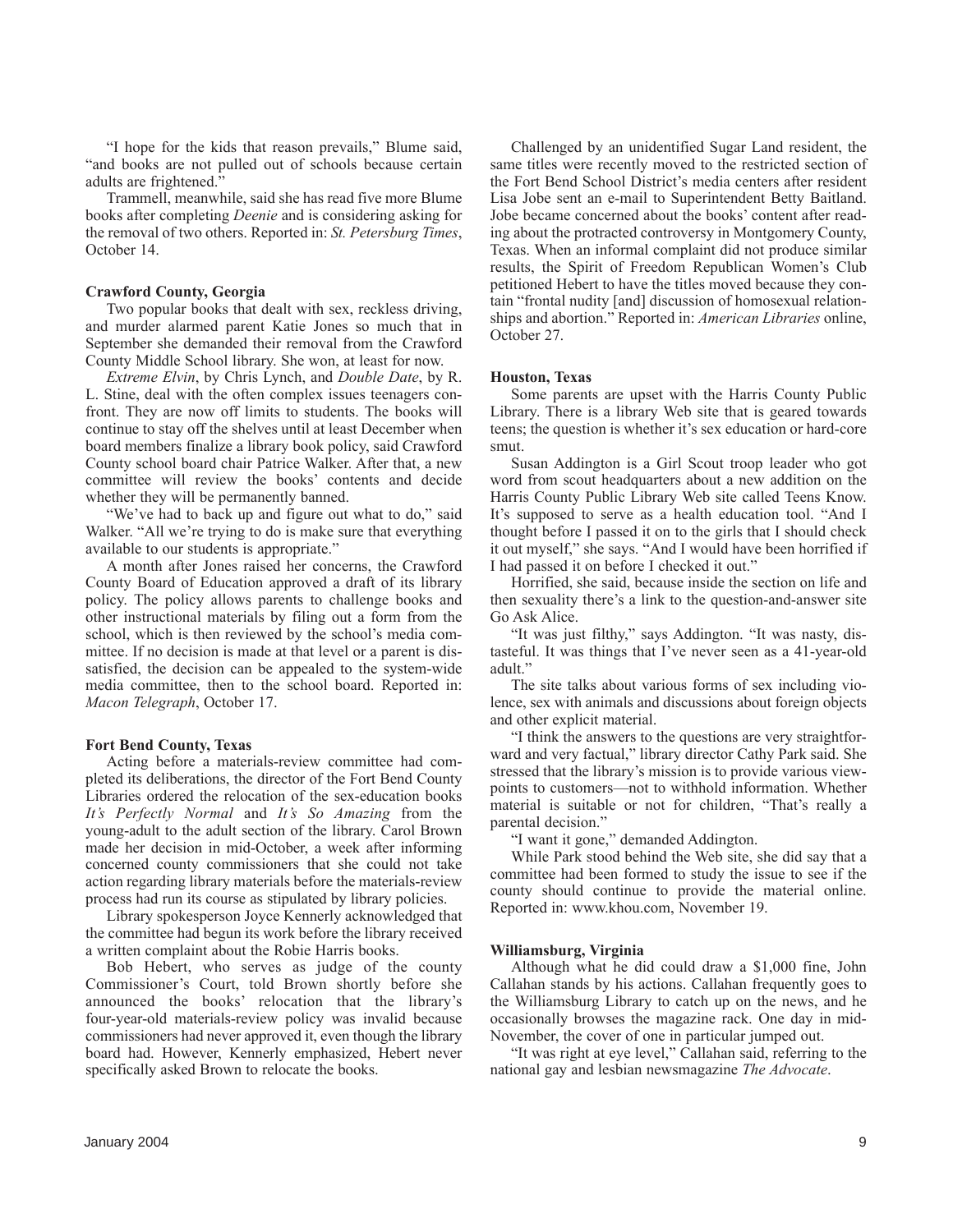"I hope for the kids that reason prevails," Blume said, "and books are not pulled out of schools because certain adults are frightened."

Trammell, meanwhile, said she has read five more Blume books after completing *Deenie* and is considering asking for the removal of two others. Reported in: *St. Petersburg Times*, October 14.

**Crawford County, Georgia**

Two popular books that dealt with sex, reckless driving, and murder alarmed parent Katie Jones so much that in September she demanded their removal from the Crawford County Middle School library. She won, at least for now.

*Extreme Elvin*, by Chris Lynch, and *Double Date*, by R. L. Stine, deal with the often complex issues teenagers confront. They are now off limits to students. The books will continue to stay off the shelves until at least December when board members finalize a library book policy, said Crawford County school board chair Patrice Walker. After that, a new committee will review the books' contents and decide whether they will be permanently banned.

"We've had to back up and figure out what to do," said Walker. "All we're trying to do is make sure that everything available to our students is appropriate."

A month after Jones raised her concerns, the Crawford County Board of Education approved a draft of its library policy. The policy allows parents to challenge books and other instructional materials by filing out a form from the school, which is then reviewed by the school's media committee. If no decision is made at that level or a parent is dissatisfied, the decision can be appealed to the system-wide media committee, then to the school board. Reported in: *Macon Telegraph*, October 17.

**Fort Bend County, Texas**

Acting before a materials-review committee had completed its deliberations, the director of the Fort Bend County Libraries ordered the relocation of the sex-education books *It's Perfectly Normal* and *It's So Amazing* from the young-adult to the adult section of the library. Carol Brown made her decision in mid-October, a week after informing concerned county commissioners that she could not take action regarding library materials before the materials-review process had run its course as stipulated by library policies.

Library spokesperson Joyce Kennerly acknowledged that the committee had begun its work before the library received a written complaint about the Robie Harris books.

Bob Hebert, who serves as judge of the county Commissioner's Court, told Brown shortly before she announced the books' relocation that the library's four-year-old materials-review policy was invalid because commissioners had never approved it, even though the library board had. However, Kennerly emphasized, Hebert never specifically asked Brown to relocate the books.

Challenged by an unidentified Sugar Land resident, the same titles were recently moved to the restricted section of the Fort Bend School District's media centers after resident Lisa Jobe sent an e-mail to Superintendent Betty Baitland. Jobe became concerned about the books' content after reading about the protracted controversy in Montgomery County, Texas. When an informal complaint did not produce similar results, the Spirit of Freedom Republican Women's Club petitioned Hebert to have the titles moved because they contain "frontal nudity [and] discussion of homosexual relationships and abortion." Reported in: *American Libraries* online, October 27.

**Houston, Texas**

Some parents are upset with the Harris County Public Library. There is a library Web site that is geared towards teens; the question is whether it's sex education or hard-core smut.

Susan Addington is a Girl Scout troop leader who got word from scout headquarters about a new addition on the Harris County Public Library Web site called Teens Know. It's supposed to serve as a health education tool. "And I thought before I passed it on to the girls that I should check it out myself," she says. "And I would have been horrified if I had passed it on before I checked it out."

Horrified, she said, because inside the section on life and then sexuality there's a link to the question-and-answer site Go Ask Alice.

"It was just filthy," says Addington. "It was nasty, distasteful. It was things that I've never seen as a 41-year-old adult."

The site talks about various forms of sex including violence, sex with animals and discussions about foreign objects and other explicit material.

"I think the answers to the questions are very straightforward and very factual," library director Cathy Park said. She stressed that the library's mission is to provide various viewpoints to customers—not to withhold information. Whether material is suitable or not for children, "That's really a parental decision."

"I want it gone," demanded Addington.

While Park stood behind the Web site, she did say that a committee had been formed to study the issue to see if the county should continue to provide the material online. Reported in: www.khou.com, November 19.

**Williamsburg, Virginia**

Although what he did could draw a $1,000 fine, John Callahan stands by his actions. Callahan frequently goes to the Williamsburg Library to catch up on the news, and he occasionally browses the magazine rack. One day in mid-November, the cover of one in particular jumped out.

"It was right at eye level," Callahan said, referring to the national gay and lesbian newsmagazine *The Advocate*.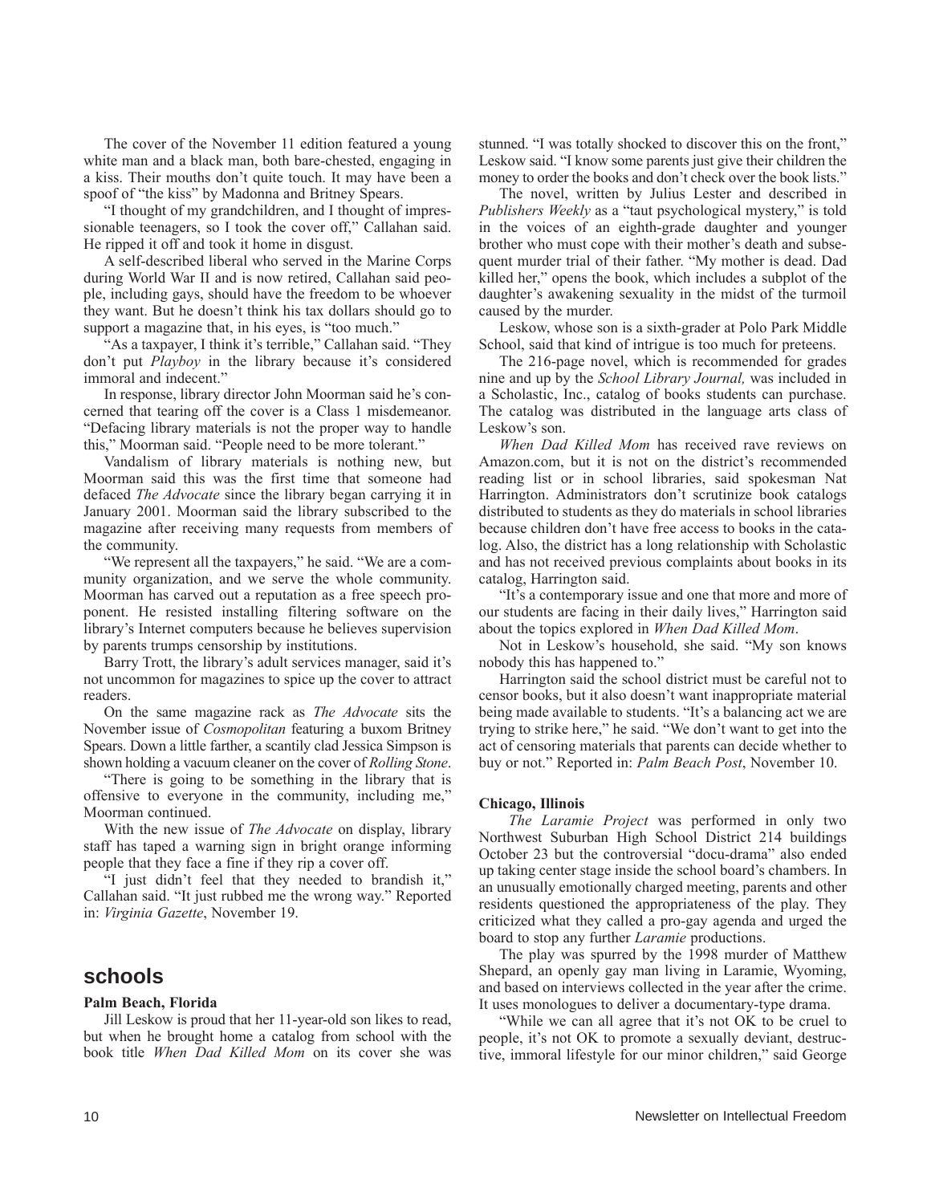The cover of the November 11 edition featured a young white man and a black man, both bare-chested, engaging in a kiss. Their mouths don't quite touch. It may have been a spoof of "the kiss" by Madonna and Britney Spears.

"I thought of my grandchildren, and I thought of impressionable teenagers, so I took the cover off," Callahan said. He ripped it off and took it home in disgust.

A self-described liberal who served in the Marine Corps during World War II and is now retired, Callahan said people, including gays, should have the freedom to be whoever they want. But he doesn't think his tax dollars should go to support a magazine that, in his eyes, is "too much."

"As a taxpayer, I think it's terrible," Callahan said. "They don't put *Playboy* in the library because it's considered immoral and indecent."

In response, library director John Moorman said he's concerned that tearing off the cover is a Class 1 misdemeanor. "Defacing library materials is not the proper way to handle this," Moorman said. "People need to be more tolerant."

Vandalism of library materials is nothing new, but Moorman said this was the first time that someone had defaced *The Advocate* since the library began carrying it in January 2001. Moorman said the library subscribed to the magazine after receiving many requests from members of the community.

"We represent all the taxpayers," he said. "We are a community organization, and we serve the whole community. Moorman has carved out a reputation as a free speech proponent. He resisted installing filtering software on the library's Internet computers because he believes supervision by parents trumps censorship by institutions.

Barry Trott, the library's adult services manager, said it's not uncommon for magazines to spice up the cover to attract readers.

On the same magazine rack as *The Advocate* sits the November issue of *Cosmopolitan* featuring a buxom Britney Spears. Down a little farther, a scantily clad Jessica Simpson is shown holding a vacuum cleaner on the cover of *Rolling Stone*.

"There is going to be something in the library that is offensive to everyone in the community, including me," Moorman continued.

With the new issue of *The Advocate* on display, library staff has taped a warning sign in bright orange informing people that they face a fine if they rip a cover off.

"I just didn't feel that they needed to brandish it," Callahan said. "It just rubbed me the wrong way." Reported in: *Virginia Gazette*, November 19.

## schools

**Palm Beach, Florida**

Jill Leskow is proud that her 11-year-old son likes to read, but when he brought home a catalog from school with the book title *When Dad Killed Mom* on its cover she was stunned. "I was totally shocked to discover this on the front," Leskow said. "I know some parents just give their children the money to order the books and don't check over the book lists."

The novel, written by Julius Lester and described in *Publishers Weekly* as a "taut psychological mystery," is told in the voices of an eighth-grade daughter and younger brother who must cope with their mother's death and subsequent murder trial of their father. "My mother is dead. Dad killed her," opens the book, which includes a subplot of the daughter's awakening sexuality in the midst of the turmoil caused by the murder.

Leskow, whose son is a sixth-grader at Polo Park Middle School, said that kind of intrigue is too much for preteens.

The 216-page novel, which is recommended for grades nine and up by the *School Library Journal,* was included in a Scholastic, Inc., catalog of books students can purchase. The catalog was distributed in the language arts class of Leskow's son.

*When Dad Killed Mom* has received rave reviews on Amazon.com, but it is not on the district's recommended reading list or in school libraries, said spokesman Nat Harrington. Administrators don't scrutinize book catalogs distributed to students as they do materials in school libraries because children don't have free access to books in the catalog. Also, the district has a long relationship with Scholastic and has not received previous complaints about books in its catalog, Harrington said.

"It's a contemporary issue and one that more and more of our students are facing in their daily lives," Harrington said about the topics explored in *When Dad Killed Mom*.

Not in Leskow's household, she said. "My son knows nobody this has happened to."

Harrington said the school district must be careful not to censor books, but it also doesn't want inappropriate material being made available to students. "It's a balancing act we are trying to strike here," he said. "We don't want to get into the act of censoring materials that parents can decide whether to buy or not." Reported in: *Palm Beach Post*, November 10.

**Chicago, Illinois**

*The Laramie Project* was performed in only two Northwest Suburban High School District 214 buildings October 23 but the controversial "docu-drama" also ended up taking center stage inside the school board's chambers. In an unusually emotionally charged meeting, parents and other residents questioned the appropriateness of the play. They criticized what they called a pro-gay agenda and urged the board to stop any further *Laramie* productions.

The play was spurred by the 1998 murder of Matthew Shepard, an openly gay man living in Laramie, Wyoming, and based on interviews collected in the year after the crime. It uses monologues to deliver a documentary-type drama.

"While we can all agree that it's not OK to be cruel to people, it's not OK to promote a sexually deviant, destructive, immoral lifestyle for our minor children," said George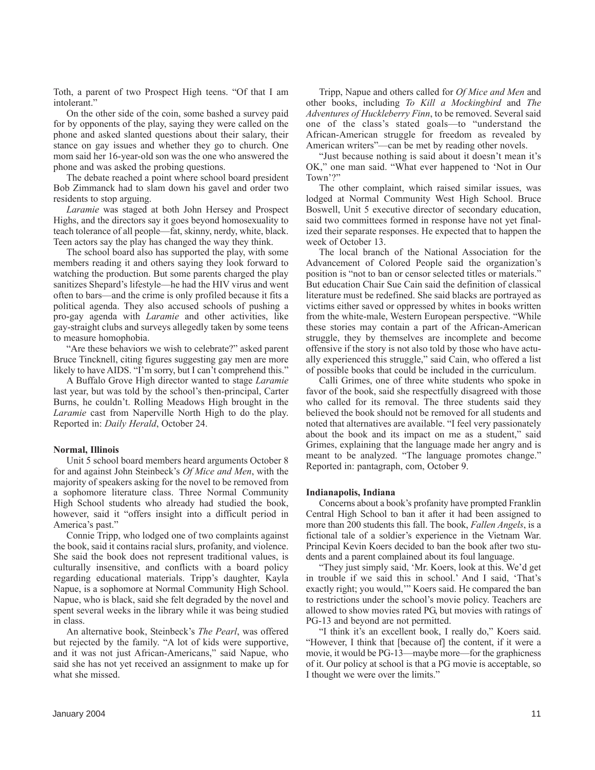Toth, a parent of two Prospect High teens. "Of that I am intolerant."

On the other side of the coin, some bashed a survey paid for by opponents of the play, saying they were called on the phone and asked slanted questions about their salary, their stance on gay issues and whether they go to church. One mom said her 16-year-old son was the one who answered the phone and was asked the probing questions.

The debate reached a point where school board president Bob Zimmanck had to slam down his gavel and order two residents to stop arguing.

*Laramie* was staged at both John Hersey and Prospect Highs, and the directors say it goes beyond homosexuality to teach tolerance of all people—fat, skinny, nerdy, white, black. Teen actors say the play has changed the way they think.

The school board also has supported the play, with some members reading it and others saying they look forward to watching the production. But some parents charged the play sanitizes Shepard's lifestyle—he had the HIV virus and went often to bars—and the crime is only profiled because it fits a political agenda. They also accused schools of pushing a pro-gay agenda with *Laramie* and other activities, like gay-straight clubs and surveys allegedly taken by some teens to measure homophobia.

"Are these behaviors we wish to celebrate?" asked parent Bruce Tincknell, citing figures suggesting gay men are more likely to have AIDS. "I'm sorry, but I can't comprehend this."

A Buffalo Grove High director wanted to stage *Laramie* last year, but was told by the school's then-principal, Carter Burns, he couldn't. Rolling Meadows High brought in the *Laramie* cast from Naperville North High to do the play. Reported in: *Daily Herald*, October 24.

**Normal, Illinois**

Unit 5 school board members heard arguments October 8 for and against John Steinbeck's *Of Mice and Men*, with the majority of speakers asking for the novel to be removed from a sophomore literature class. Three Normal Community High School students who already had studied the book, however, said it "offers insight into a difficult period in America's past."

Connie Tripp, who lodged one of two complaints against the book, said it contains racial slurs, profanity, and violence. She said the book does not represent traditional values, is culturally insensitive, and conflicts with a board policy regarding educational materials. Tripp's daughter, Kayla Napue, is a sophomore at Normal Community High School. Napue, who is black, said she felt degraded by the novel and spent several weeks in the library while it was being studied in class.

An alternative book, Steinbeck's *The Pearl*, was offered but rejected by the family. "A lot of kids were supportive, and it was not just African-Americans," said Napue, who said she has not yet received an assignment to make up for what she missed.

Tripp, Napue and others called for *Of Mice and Men* and other books, including *To Kill a Mockingbird* and *The Adventures of Huckleberry Finn*, to be removed. Several said one of the class's stated goals—to "understand the African-American struggle for freedom as revealed by American writers"—can be met by reading other novels.

"Just because nothing is said about it doesn't mean it's OK," one man said. "What ever happened to 'Not in Our Town'?"

The other complaint, which raised similar issues, was lodged at Normal Community West High School. Bruce Boswell, Unit 5 executive director of secondary education, said two committees formed in response have not yet finalized their separate responses. He expected that to happen the week of October 13.

The local branch of the National Association for the Advancement of Colored People said the organization's position is "not to ban or censor selected titles or materials." But education Chair Sue Cain said the definition of classical literature must be redefined. She said blacks are portrayed as victims either saved or oppressed by whites in books written from the white-male, Western European perspective. "While these stories may contain a part of the African-American struggle, they by themselves are incomplete and become offensive if the story is not also told by those who have actually experienced this struggle," said Cain, who offered a list of possible books that could be included in the curriculum.

Calli Grimes, one of three white students who spoke in favor of the book, said she respectfully disagreed with those who called for its removal. The three students said they believed the book should not be removed for all students and noted that alternatives are available. "I feel very passionately about the book and its impact on me as a student," said Grimes, explaining that the language made her angry and is meant to be analyzed. "The language promotes change." Reported in: pantagraph, com, October 9.

**Indianapolis, Indiana**

Concerns about a book's profanity have prompted Franklin Central High School to ban it after it had been assigned to more than 200 students this fall. The book, *Fallen Angels*, is a fictional tale of a soldier's experience in the Vietnam War. Principal Kevin Koers decided to ban the book after two students and a parent complained about its foul language.

"They just simply said, 'Mr. Koers, look at this. We'd get in trouble if we said this in school.' And I said, 'That's exactly right; you would,'" Koers said. He compared the ban to restrictions under the school's movie policy. Teachers are allowed to show movies rated PG, but movies with ratings of PG-13 and beyond are not permitted.

"I think it's an excellent book, I really do," Koers said. "However, I think that [because of] the content, if it were a movie, it would be PG-13—maybe more—for the graphicness of it. Our policy at school is that a PG movie is acceptable, so I thought we were over the limits."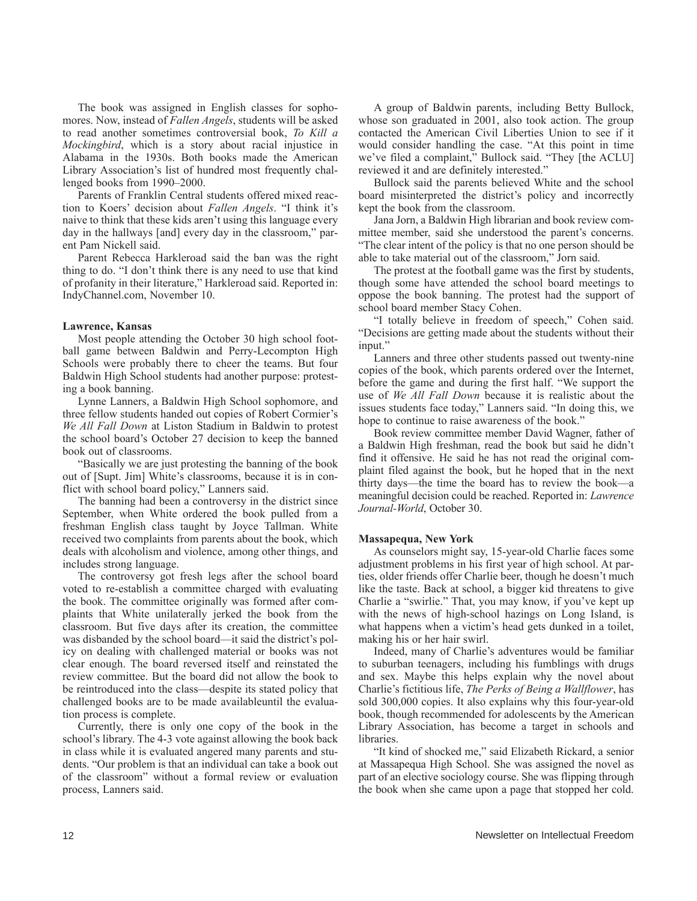The book was assigned in English classes for sophomores. Now, instead of *Fallen Angels*, students will be asked to read another sometimes controversial book, *To Kill a Mockingbird*, which is a story about racial injustice in Alabama in the 1930s. Both books made the American Library Association's list of hundred most frequently challenged books from 1990–2000.

Parents of Franklin Central students offered mixed reaction to Koers' decision about *Fallen Angels*. "I think it's naive to think that these kids aren't using this language every day in the hallways [and] every day in the classroom," parent Pam Nickell said.

Parent Rebecca Harkleroad said the ban was the right thing to do. "I don't think there is any need to use that kind of profanity in their literature," Harkleroad said. Reported in: IndyChannel.com, November 10.

**Lawrence, Kansas**

Most people attending the October 30 high school football game between Baldwin and Perry-Lecompton High Schools were probably there to cheer the teams. But four Baldwin High School students had another purpose: protesting a book banning.

Lynne Lanners, a Baldwin High School sophomore, and three fellow students handed out copies of Robert Cormier's *We All Fall Down* at Liston Stadium in Baldwin to protest the school board's October 27 decision to keep the banned book out of classrooms.

"Basically we are just protesting the banning of the book out of [Supt. Jim] White's classrooms, because it is in conflict with school board policy," Lanners said.

The banning had been a controversy in the district since September, when White ordered the book pulled from a freshman English class taught by Joyce Tallman. White received two complaints from parents about the book, which deals with alcoholism and violence, among other things, and includes strong language.

The controversy got fresh legs after the school board voted to re-establish a committee charged with evaluating the book. The committee originally was formed after complaints that White unilaterally jerked the book from the classroom. But five days after its creation, the committee was disbanded by the school board—it said the district's policy on dealing with challenged material or books was not clear enough. The board reversed itself and reinstated the review committee. But the board did not allow the book to be reintroduced into the class—despite its stated policy that challenged books are to be made availableuntil the evaluation process is complete.

Currently, there is only one copy of the book in the school's library. The 4-3 vote against allowing the book back in class while it is evaluated angered many parents and students. "Our problem is that an individual can take a book out of the classroom" without a formal review or evaluation process, Lanners said.

A group of Baldwin parents, including Betty Bullock, whose son graduated in 2001, also took action. The group contacted the American Civil Liberties Union to see if it would consider handling the case. "At this point in time we've filed a complaint," Bullock said. "They [the ACLU] reviewed it and are definitely interested."

Bullock said the parents believed White and the school board misinterpreted the district's policy and incorrectly kept the book from the classroom.

Jana Jorn, a Baldwin High librarian and book review committee member, said she understood the parent's concerns. "The clear intent of the policy is that no one person should be able to take material out of the classroom," Jorn said.

The protest at the football game was the first by students, though some have attended the school board meetings to oppose the book banning. The protest had the support of school board member Stacy Cohen.

"I totally believe in freedom of speech," Cohen said. "Decisions are getting made about the students without their input."

Lanners and three other students passed out twenty-nine copies of the book, which parents ordered over the Internet, before the game and during the first half. "We support the use of *We All Fall Down* because it is realistic about the issues students face today," Lanners said. "In doing this, we hope to continue to raise awareness of the book."

Book review committee member David Wagner, father of a Baldwin High freshman, read the book but said he didn't find it offensive. He said he has not read the original complaint filed against the book, but he hoped that in the next thirty days—the time the board has to review the book—a meaningful decision could be reached. Reported in: *Lawrence Journal-World*, October 30.

**Massapequa, New York**

As counselors might say, 15-year-old Charlie faces some adjustment problems in his first year of high school. At parties, older friends offer Charlie beer, though he doesn't much like the taste. Back at school, a bigger kid threatens to give Charlie a "swirlie." That, you may know, if you've kept up with the news of high-school hazings on Long Island, is what happens when a victim's head gets dunked in a toilet, making his or her hair swirl.

Indeed, many of Charlie's adventures would be familiar to suburban teenagers, including his fumblings with drugs and sex. Maybe this helps explain why the novel about Charlie's fictitious life, *The Perks of Being a Wallflower*, has sold 300,000 copies. It also explains why this four-year-old book, though recommended for adolescents by the American Library Association, has become a target in schools and libraries.

"It kind of shocked me," said Elizabeth Rickard, a senior at Massapequa High School. She was assigned the novel as part of an elective sociology course. She was flipping through the book when she came upon a page that stopped her cold.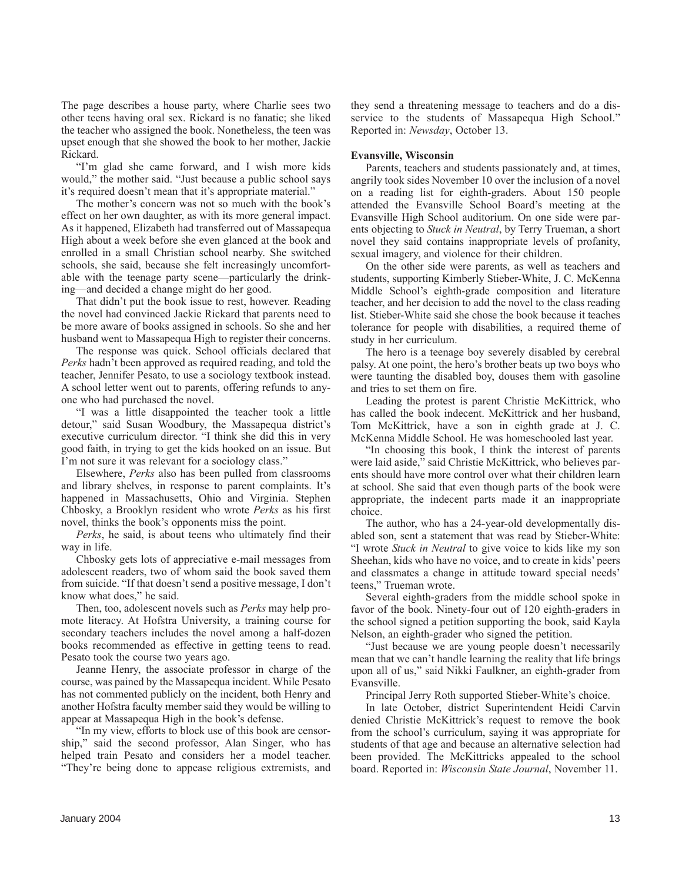The page describes a house party, where Charlie sees two other teens having oral sex. Rickard is no fanatic; she liked the teacher who assigned the book. Nonetheless, the teen was upset enough that she showed the book to her mother, Jackie Rickard.

"I'm glad she came forward, and I wish more kids would," the mother said. "Just because a public school says it's required doesn't mean that it's appropriate material."

The mother's concern was not so much with the book's effect on her own daughter, as with its more general impact. As it happened, Elizabeth had transferred out of Massapequa High about a week before she even glanced at the book and enrolled in a small Christian school nearby. She switched schools, she said, because she felt increasingly uncomfortable with the teenage party scene—particularly the drinking—and decided a change might do her good.

That didn't put the book issue to rest, however. Reading the novel had convinced Jackie Rickard that parents need to be more aware of books assigned in schools. So she and her husband went to Massapequa High to register their concerns.

The response was quick. School officials declared that *Perks* hadn't been approved as required reading, and told the teacher, Jennifer Pesato, to use a sociology textbook instead. A school letter went out to parents, offering refunds to anyone who had purchased the novel.

"I was a little disappointed the teacher took a little detour," said Susan Woodbury, the Massapequa district's executive curriculum director. "I think she did this in very good faith, in trying to get the kids hooked on an issue. But I'm not sure it was relevant for a sociology class."

Elsewhere, *Perks* also has been pulled from classrooms and library shelves, in response to parent complaints. It's happened in Massachusetts, Ohio and Virginia. Stephen Chbosky, a Brooklyn resident who wrote *Perks* as his first novel, thinks the book's opponents miss the point.

*Perks*, he said, is about teens who ultimately find their way in life.

Chbosky gets lots of appreciative e-mail messages from adolescent readers, two of whom said the book saved them from suicide. "If that doesn't send a positive message, I don't know what does," he said.

Then, too, adolescent novels such as *Perks* may help promote literacy. At Hofstra University, a training course for secondary teachers includes the novel among a half-dozen books recommended as effective in getting teens to read. Pesato took the course two years ago.

Jeanne Henry, the associate professor in charge of the course, was pained by the Massapequa incident. While Pesato has not commented publicly on the incident, both Henry and another Hofstra faculty member said they would be willing to appear at Massapequa High in the book's defense.

"In my view, efforts to block use of this book are censorship," said the second professor, Alan Singer, who has helped train Pesato and considers her a model teacher. "They're being done to appease religious extremists, and they send a threatening message to teachers and do a disservice to the students of Massapequa High School." Reported in: *Newsday*, October 13.

**Evansville, Wisconsin**

Parents, teachers and students passionately and, at times, angrily took sides November 10 over the inclusion of a novel on a reading list for eighth-graders. About 150 people attended the Evansville School Board's meeting at the Evansville High School auditorium. On one side were parents objecting to *Stuck in Neutral*, by Terry Trueman, a short novel they said contains inappropriate levels of profanity, sexual imagery, and violence for their children.

On the other side were parents, as well as teachers and students, supporting Kimberly Stieber-White, J. C. McKenna Middle School's eighth-grade composition and literature teacher, and her decision to add the novel to the class reading list. Stieber-White said she chose the book because it teaches tolerance for people with disabilities, a required theme of study in her curriculum.

The hero is a teenage boy severely disabled by cerebral palsy. At one point, the hero's brother beats up two boys who were taunting the disabled boy, douses them with gasoline and tries to set them on fire.

Leading the protest is parent Christie McKittrick, who has called the book indecent. McKittrick and her husband, Tom McKittrick, have a son in eighth grade at J. C. McKenna Middle School. He was homeschooled last year.

"In choosing this book, I think the interest of parents were laid aside," said Christie McKittrick, who believes parents should have more control over what their children learn at school. She said that even though parts of the book were appropriate, the indecent parts made it an inappropriate choice.

The author, who has a 24-year-old developmentally disabled son, sent a statement that was read by Stieber-White: "I wrote *Stuck in Neutral* to give voice to kids like my son Sheehan, kids who have no voice, and to create in kids' peers and classmates a change in attitude toward special needs' teens," Trueman wrote.

Several eighth-graders from the middle school spoke in favor of the book. Ninety-four out of 120 eighth-graders in the school signed a petition supporting the book, said Kayla Nelson, an eighth-grader who signed the petition.

"Just because we are young people doesn't necessarily mean that we can't handle learning the reality that life brings upon all of us," said Nikki Faulkner, an eighth-grader from Evansville.

Principal Jerry Roth supported Stieber-White's choice.

In late October, district Superintendent Heidi Carvin denied Christie McKittrick's request to remove the book from the school's curriculum, saying it was appropriate for students of that age and because an alternative selection had been provided. The McKittricks appealed to the school board. Reported in: *Wisconsin State Journal*, November 11.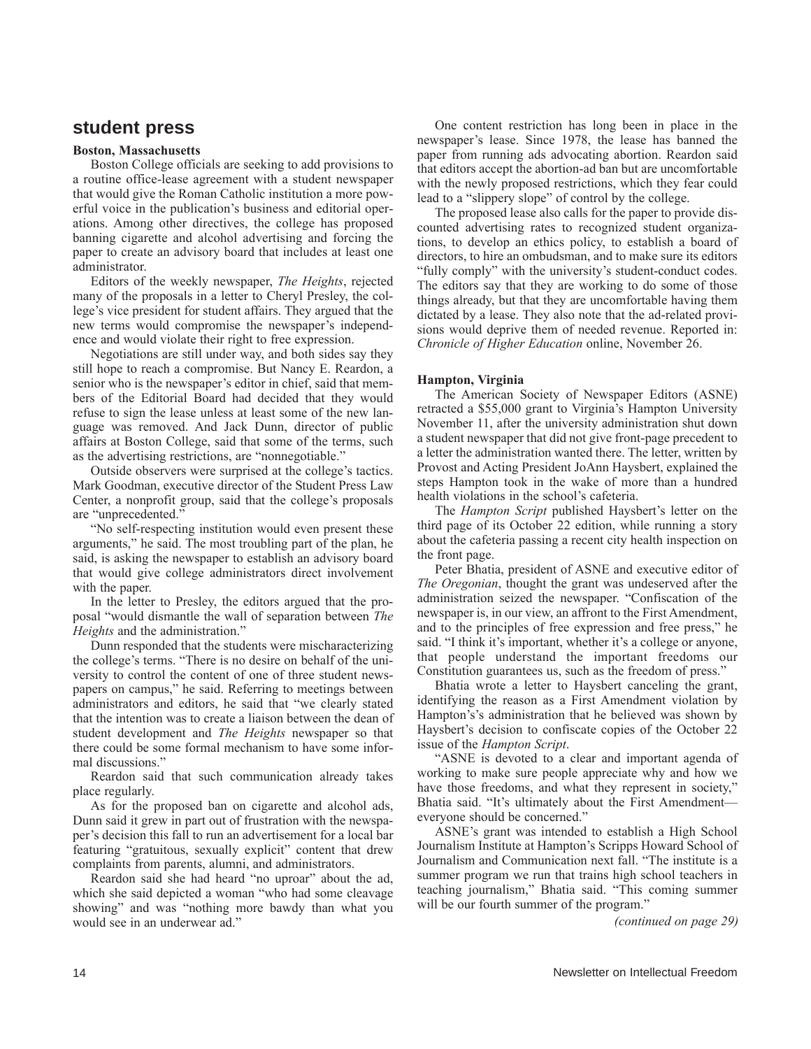## student press

**Boston, Massachusetts**

Boston College officials are seeking to add provisions to a routine office-lease agreement with a student newspaper that would give the Roman Catholic institution a more powerful voice in the publication's business and editorial operations. Among other directives, the college has proposed banning cigarette and alcohol advertising and forcing the paper to create an advisory board that includes at least one administrator.

Editors of the weekly newspaper, *The Heights*, rejected many of the proposals in a letter to Cheryl Presley, the college's vice president for student affairs. They argued that the new terms would compromise the newspaper's independence and would violate their right to free expression.

Negotiations are still under way, and both sides say they still hope to reach a compromise. But Nancy E. Reardon, a senior who is the newspaper's editor in chief, said that members of the Editorial Board had decided that they would refuse to sign the lease unless at least some of the new language was removed. And Jack Dunn, director of public affairs at Boston College, said that some of the terms, such as the advertising restrictions, are "nonnegotiable."

Outside observers were surprised at the college's tactics. Mark Goodman, executive director of the Student Press Law Center, a nonprofit group, said that the college's proposals are "unprecedented."

"No self-respecting institution would even present these arguments," he said. The most troubling part of the plan, he said, is asking the newspaper to establish an advisory board that would give college administrators direct involvement with the paper.

In the letter to Presley, the editors argued that the proposal "would dismantle the wall of separation between *The Heights* and the administration."

Dunn responded that the students were mischaracterizing the college's terms. "There is no desire on behalf of the university to control the content of one of three student newspapers on campus," he said. Referring to meetings between administrators and editors, he said that "we clearly stated that the intention was to create a liaison between the dean of student development and *The Heights* newspaper so that there could be some formal mechanism to have some informal discussions."

Reardon said that such communication already takes place regularly.

As for the proposed ban on cigarette and alcohol ads, Dunn said it grew in part out of frustration with the newspaper's decision this fall to run an advertisement for a local bar featuring "gratuitous, sexually explicit" content that drew complaints from parents, alumni, and administrators.

Reardon said she had heard "no uproar" about the ad, which she said depicted a woman "who had some cleavage showing" and was "nothing more bawdy than what you would see in an underwear ad."

One content restriction has long been in place in the newspaper's lease. Since 1978, the lease has banned the paper from running ads advocating abortion. Reardon said that editors accept the abortion-ad ban but are uncomfortable with the newly proposed restrictions, which they fear could lead to a "slippery slope" of control by the college.

The proposed lease also calls for the paper to provide discounted advertising rates to recognized student organizations, to develop an ethics policy, to establish a board of directors, to hire an ombudsman, and to make sure its editors "fully comply" with the university's student-conduct codes. The editors say that they are working to do some of those things already, but that they are uncomfortable having them dictated by a lease. They also note that the ad-related provisions would deprive them of needed revenue. Reported in: *Chronicle of Higher Education* online, November 26.

**Hampton, Virginia**

The American Society of Newspaper Editors (ASNE) retracted a $55,000 grant to Virginia's Hampton University November 11, after the university administration shut down a student newspaper that did not give front-page precedent to a letter the administration wanted there. The letter, written by Provost and Acting President JoAnn Haysbert, explained the steps Hampton took in the wake of more than a hundred health violations in the school's cafeteria.

The *Hampton Script* published Haysbert's letter on the third page of its October 22 edition, while running a story about the cafeteria passing a recent city health inspection on the front page.

Peter Bhatia, president of ASNE and executive editor of *The Oregonian*, thought the grant was undeserved after the administration seized the newspaper. "Confiscation of the newspaper is, in our view, an affront to the First Amendment, and to the principles of free expression and free press," he said. "I think it's important, whether it's a college or anyone, that people understand the important freedoms our Constitution guarantees us, such as the freedom of press."

Bhatia wrote a letter to Haysbert canceling the grant, identifying the reason as a First Amendment violation by Hampton's's administration that he believed was shown by Haysbert's decision to confiscate copies of the October 22 issue of the *Hampton Script*.

"ASNE is devoted to a clear and important agenda of working to make sure people appreciate why and how we have those freedoms, and what they represent in society," Bhatia said. "It's ultimately about the First Amendment—everyone should be concerned."

ASNE's grant was intended to establish a High School Journalism Institute at Hampton's Scripps Howard School of Journalism and Communication next fall. "The institute is a summer program we run that trains high school teachers in teaching journalism," Bhatia said. "This coming summer will be our fourth summer of the program."

*(continued on page 29)*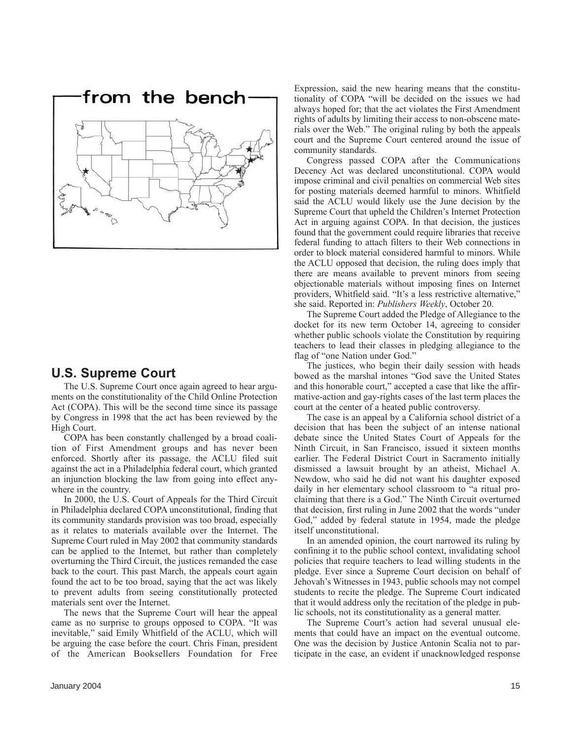## from the bench

## U.S. Supreme Court

The U.S. Supreme Court once again agreed to hear arguments on the constitutionality of the Child Online Protection Act (COPA). This will be the second time since its passage by Congress in 1998 that the act has been reviewed by the High Court.

COPA has been constantly challenged by a broad coalition of First Amendment groups and has never been enforced. Shortly after its passage, the ACLU filed suit against the act in a Philadelphia federal court, which granted an injunction blocking the law from going into effect anywhere in the country.

In 2000, the U.S. Court of Appeals for the Third Circuit in Philadelphia declared COPA unconstitutional, finding that its community standards provision was too broad, especially as it relates to materials available over the Internet. The Supreme Court ruled in May 2002 that community standards can be applied to the Internet, but rather than completely overturning the Third Circuit, the justices remanded the case back to the court. This past March, the appeals court again found the act to be too broad, saying that the act was likely to prevent adults from seeing constitutionally protected materials sent over the Internet.

The news that the Supreme Court will hear the appeal came as no surprise to groups opposed to COPA. "It was inevitable," said Emily Whitfield of the ACLU, which will be arguing the case before the court. Chris Finan, president of the American Booksellers Foundation for Free Expression, said the new hearing means that the constitutionality of COPA "will be decided on the issues we had always hoped for; that the act violates the First Amendment rights of adults by limiting their access to non-obscene materials over the Web." The original ruling by both the appeals court and the Supreme Court centered around the issue of community standards.

Congress passed COPA after the Communications Decency Act was declared unconstitutional. COPA would impose criminal and civil penalties on commercial Web sites for posting materials deemed harmful to minors. Whitfield said the ACLU would likely use the June decision by the Supreme Court that upheld the Children's Internet Protection Act in arguing against COPA. In that decision, the justices found that the government could require libraries that receive federal funding to attach filters to their Web connections in order to block material considered harmful to minors. While the ACLU opposed that decision, the ruling does imply that there are means available to prevent minors from seeing objectionable materials without imposing fines on Internet providers, Whitfield said. "It's a less restrictive alternative," she said. Reported in: *Publishers Weekly*, October 20.

The Supreme Court added the Pledge of Allegiance to the docket for its new term October 14, agreeing to consider whether public schools violate the Constitution by requiring teachers to lead their classes in pledging allegiance to the flag of "one Nation under God."

The justices, who begin their daily session with heads bowed as the marshal intones "God save the United States and this honorable court," accepted a case that like the affirmative-action and gay-rights cases of the last term places the court at the center of a heated public controversy.

The case is an appeal by a California school district of a decision that has been the subject of an intense national debate since the United States Court of Appeals for the Ninth Circuit, in San Francisco, issued it sixteen months earlier. The Federal District Court in Sacramento initially dismissed a lawsuit brought by an atheist, Michael A. Newdow, who said he did not want his daughter exposed daily in her elementary school classroom to "a ritual proclaiming that there is a God." The Ninth Circuit overturned that decision, first ruling in June 2002 that the words "under God," added by federal statute in 1954, made the pledge itself unconstitutional.

In an amended opinion, the court narrowed its ruling by confining it to the public school context, invalidating school policies that require teachers to lead willing students in the pledge. Ever since a Supreme Court decision on behalf of Jehovah's Witnesses in 1943, public schools may not compel students to recite the pledge. The Supreme Court indicated that it would address only the recitation of the pledge in public schools, not its constitutionality as a general matter.

The Supreme Court's action had several unusual elements that could have an impact on the eventual outcome. One was the decision by Justice Antonin Scalia not to participate in the case, an evident if unacknowledged response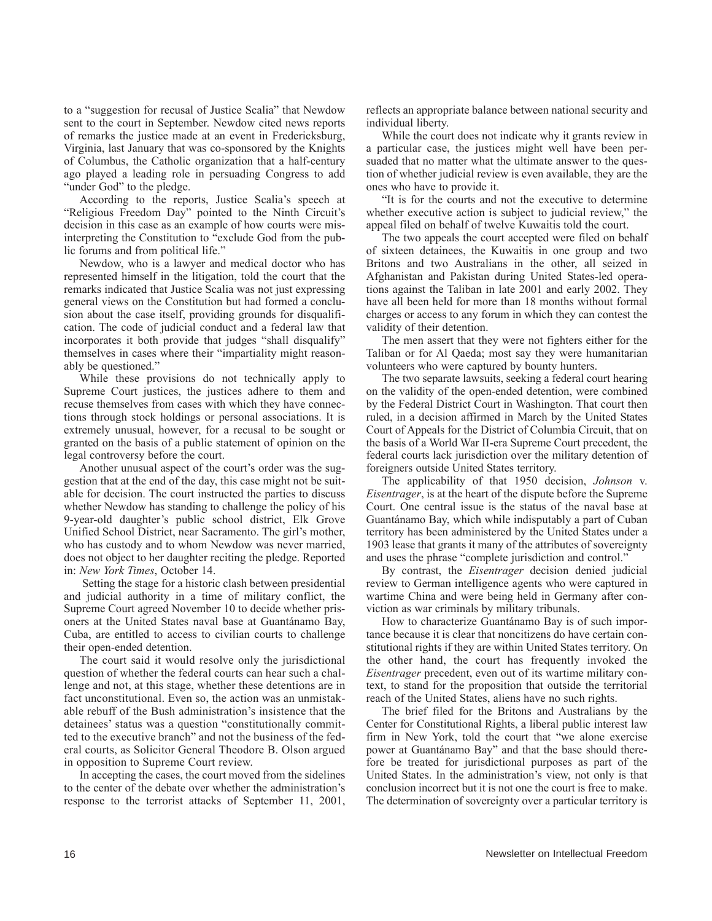to a "suggestion for recusal of Justice Scalia" that Newdow sent to the court in September. Newdow cited news reports of remarks the justice made at an event in Fredericksburg, Virginia, last January that was co-sponsored by the Knights of Columbus, the Catholic organization that a half-century ago played a leading role in persuading Congress to add "under God" to the pledge.

According to the reports, Justice Scalia's speech at "Religious Freedom Day" pointed to the Ninth Circuit's decision in this case as an example of how courts were misinterpreting the Constitution to "exclude God from the public forums and from political life."

Newdow, who is a lawyer and medical doctor who has represented himself in the litigation, told the court that the remarks indicated that Justice Scalia was not just expressing general views on the Constitution but had formed a conclusion about the case itself, providing grounds for disqualification. The code of judicial conduct and a federal law that incorporates it both provide that judges "shall disqualify" themselves in cases where their "impartiality might reasonably be questioned."

While these provisions do not technically apply to Supreme Court justices, the justices adhere to them and recuse themselves from cases with which they have connections through stock holdings or personal associations. It is extremely unusual, however, for a recusal to be sought or granted on the basis of a public statement of opinion on the legal controversy before the court.

Another unusual aspect of the court's order was the suggestion that at the end of the day, this case might not be suitable for decision. The court instructed the parties to discuss whether Newdow has standing to challenge the policy of his 9-year-old daughter's public school district, Elk Grove Unified School District, near Sacramento. The girl's mother, who has custody and to whom Newdow was never married, does not object to her daughter reciting the pledge. Reported in: *New York Times*, October 14.

Setting the stage for a historic clash between presidential and judicial authority in a time of military conflict, the Supreme Court agreed November 10 to decide whether prisoners at the United States naval base at Guantánamo Bay, Cuba, are entitled to access to civilian courts to challenge their open-ended detention.

The court said it would resolve only the jurisdictional question of whether the federal courts can hear such a challenge and not, at this stage, whether these detentions are in fact unconstitutional. Even so, the action was an unmistakable rebuff of the Bush administration's insistence that the detainees' status was a question "constitutionally committed to the executive branch" and not the business of the federal courts, as Solicitor General Theodore B. Olson argued in opposition to Supreme Court review.

In accepting the cases, the court moved from the sidelines to the center of the debate over whether the administration's response to the terrorist attacks of September 11, 2001, reflects an appropriate balance between national security and individual liberty.

While the court does not indicate why it grants review in a particular case, the justices might well have been persuaded that no matter what the ultimate answer to the question of whether judicial review is even available, they are the ones who have to provide it.

"It is for the courts and not the executive to determine whether executive action is subject to judicial review," the appeal filed on behalf of twelve Kuwaitis told the court.

The two appeals the court accepted were filed on behalf of sixteen detainees, the Kuwaitis in one group and two Britons and two Australians in the other, all seized in Afghanistan and Pakistan during United States-led operations against the Taliban in late 2001 and early 2002. They have all been held for more than 18 months without formal charges or access to any forum in which they can contest the validity of their detention.

The men assert that they were not fighters either for the Taliban or for Al Qaeda; most say they were humanitarian volunteers who were captured by bounty hunters.

The two separate lawsuits, seeking a federal court hearing on the validity of the open-ended detention, were combined by the Federal District Court in Washington. That court then ruled, in a decision affirmed in March by the United States Court of Appeals for the District of Columbia Circuit, that on the basis of a World War II-era Supreme Court precedent, the federal courts lack jurisdiction over the military detention of foreigners outside United States territory.

The applicability of that 1950 decision, *Johnson* v. *Eisentrager*, is at the heart of the dispute before the Supreme Court. One central issue is the status of the naval base at Guantánamo Bay, which while indisputably a part of Cuban territory has been administered by the United States under a 1903 lease that grants it many of the attributes of sovereignty and uses the phrase "complete jurisdiction and control."

By contrast, the *Eisentrager* decision denied judicial review to German intelligence agents who were captured in wartime China and were being held in Germany after conviction as war criminals by military tribunals.

How to characterize Guantánamo Bay is of such importance because it is clear that noncitizens do have certain constitutional rights if they are within United States territory. On the other hand, the court has frequently invoked the *Eisentrager* precedent, even out of its wartime military context, to stand for the proposition that outside the territorial reach of the United States, aliens have no such rights.

The brief filed for the Britons and Australians by the Center for Constitutional Rights, a liberal public interest law firm in New York, told the court that "we alone exercise power at Guantánamo Bay" and that the base should therefore be treated for jurisdictional purposes as part of the United States. In the administration's view, not only is that conclusion incorrect but it is not one the court is free to make. The determination of sovereignty over a particular territory is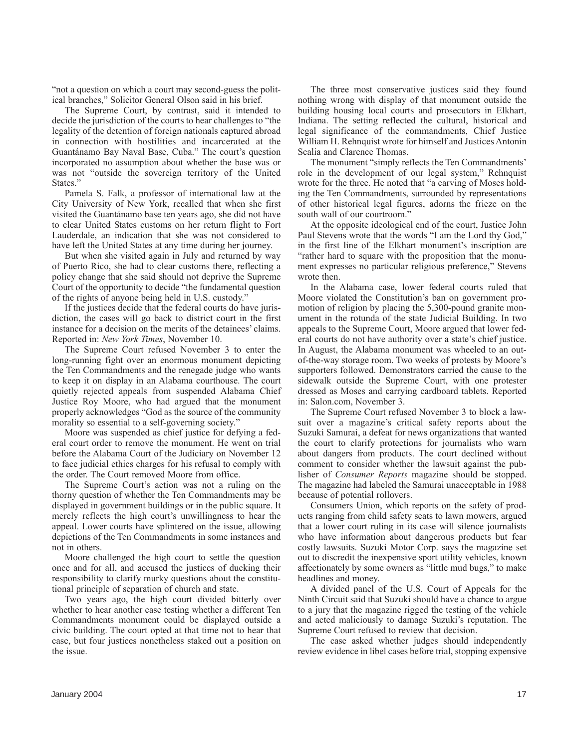"not a question on which a court may second-guess the political branches," Solicitor General Olson said in his brief.

The Supreme Court, by contrast, said it intended to decide the jurisdiction of the courts to hear challenges to "the legality of the detention of foreign nationals captured abroad in connection with hostilities and incarcerated at the Guantánamo Bay Naval Base, Cuba." The court's question incorporated no assumption about whether the base was or was not "outside the sovereign territory of the United States."

Pamela S. Falk, a professor of international law at the City University of New York, recalled that when she first visited the Guantánamo base ten years ago, she did not have to clear United States customs on her return flight to Fort Lauderdale, an indication that she was not considered to have left the United States at any time during her journey.

But when she visited again in July and returned by way of Puerto Rico, she had to clear customs there, reflecting a policy change that she said should not deprive the Supreme Court of the opportunity to decide "the fundamental question of the rights of anyone being held in U.S. custody."

If the justices decide that the federal courts do have jurisdiction, the cases will go back to district court in the first instance for a decision on the merits of the detainees' claims. Reported in: *New York Times*, November 10.

The Supreme Court refused November 3 to enter the long-running fight over an enormous monument depicting the Ten Commandments and the renegade judge who wants to keep it on display in an Alabama courthouse. The court quietly rejected appeals from suspended Alabama Chief Justice Roy Moore, who had argued that the monument properly acknowledges "God as the source of the community morality so essential to a self-governing society."

Moore was suspended as chief justice for defying a federal court order to remove the monument. He went on trial before the Alabama Court of the Judiciary on November 12 to face judicial ethics charges for his refusal to comply with the order. The Court removed Moore from office.

The Supreme Court's action was not a ruling on the thorny question of whether the Ten Commandments may be displayed in government buildings or in the public square. It merely reflects the high court's unwillingness to hear the appeal. Lower courts have splintered on the issue, allowing depictions of the Ten Commandments in some instances and not in others.

Moore challenged the high court to settle the question once and for all, and accused the justices of ducking their responsibility to clarify murky questions about the constitutional principle of separation of church and state.

Two years ago, the high court divided bitterly over whether to hear another case testing whether a different Ten Commandments monument could be displayed outside a civic building. The court opted at that time not to hear that case, but four justices nonetheless staked out a position on the issue.

The three most conservative justices said they found nothing wrong with display of that monument outside the building housing local courts and prosecutors in Elkhart, Indiana. The setting reflected the cultural, historical and legal significance of the commandments, Chief Justice William H. Rehnquist wrote for himself and Justices Antonin Scalia and Clarence Thomas.

The monument "simply reflects the Ten Commandments' role in the development of our legal system," Rehnquist wrote for the three. He noted that "a carving of Moses holding the Ten Commandments, surrounded by representations of other historical legal figures, adorns the frieze on the south wall of our courtroom."

At the opposite ideological end of the court, Justice John Paul Stevens wrote that the words "I am the Lord thy God," in the first line of the Elkhart monument's inscription are "rather hard to square with the proposition that the monument expresses no particular religious preference," Stevens wrote then.

In the Alabama case, lower federal courts ruled that Moore violated the Constitution's ban on government promotion of religion by placing the 5,300-pound granite monument in the rotunda of the state Judicial Building. In two appeals to the Supreme Court, Moore argued that lower federal courts do not have authority over a state's chief justice. In August, the Alabama monument was wheeled to an out-of-the-way storage room. Two weeks of protests by Moore's supporters followed. Demonstrators carried the cause to the sidewalk outside the Supreme Court, with one protester dressed as Moses and carrying cardboard tablets. Reported in: Salon.com, November 3.

The Supreme Court refused November 3 to block a lawsuit over a magazine's critical safety reports about the Suzuki Samurai, a defeat for news organizations that wanted the court to clarify protections for journalists who warn about dangers from products. The court declined without comment to consider whether the lawsuit against the publisher of *Consumer Reports* magazine should be stopped. The magazine had labeled the Samurai unacceptable in 1988 because of potential rollovers.

Consumers Union, which reports on the safety of products ranging from child safety seats to lawn mowers, argued that a lower court ruling in its case will silence journalists who have information about dangerous products but fear costly lawsuits. Suzuki Motor Corp. says the magazine set out to discredit the inexpensive sport utility vehicles, known affectionately by some owners as "little mud bugs," to make headlines and money.

A divided panel of the U.S. Court of Appeals for the Ninth Circuit said that Suzuki should have a chance to argue to a jury that the magazine rigged the testing of the vehicle and acted maliciously to damage Suzuki's reputation. The Supreme Court refused to review that decision.

The case asked whether judges should independently review evidence in libel cases before trial, stopping expensive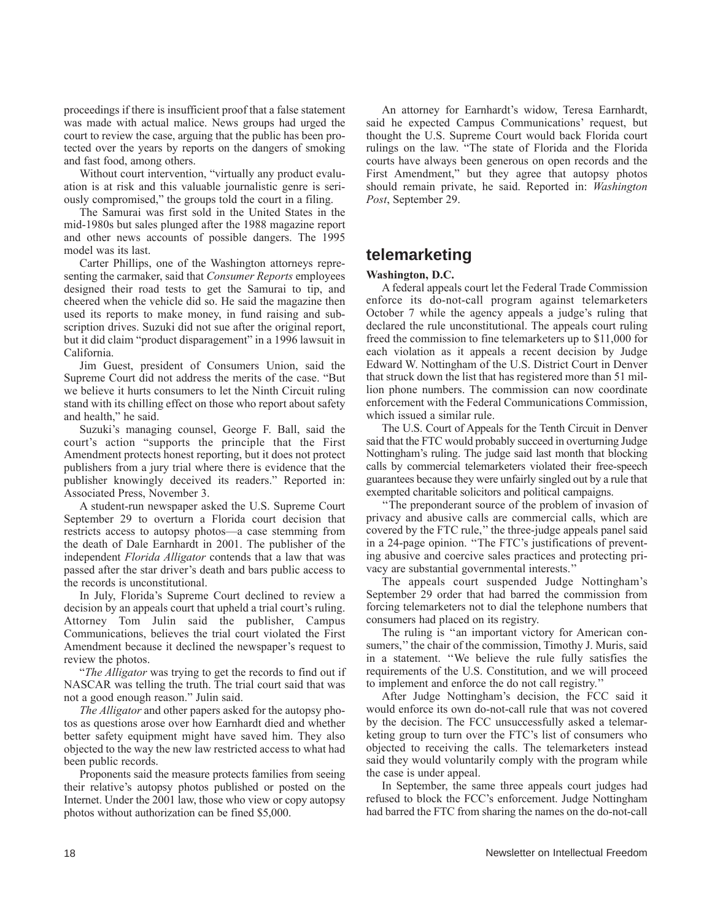proceedings if there is insufficient proof that a false statement was made with actual malice. News groups had urged the court to review the case, arguing that the public has been protected over the years by reports on the dangers of smoking and fast food, among others.

Without court intervention, "virtually any product evaluation is at risk and this valuable journalistic genre is seriously compromised," the groups told the court in a filing.

The Samurai was first sold in the United States in the mid-1980s but sales plunged after the 1988 magazine report and other news accounts of possible dangers. The 1995 model was its last.

Carter Phillips, one of the Washington attorneys representing the carmaker, said that *Consumer Reports* employees designed their road tests to get the Samurai to tip, and cheered when the vehicle did so. He said the magazine then used its reports to make money, in fund raising and subscription drives. Suzuki did not sue after the original report, but it did claim "product disparagement" in a 1996 lawsuit in California.

Jim Guest, president of Consumers Union, said the Supreme Court did not address the merits of the case. "But we believe it hurts consumers to let the Ninth Circuit ruling stand with its chilling effect on those who report about safety and health," he said.

Suzuki's managing counsel, George F. Ball, said the court's action "supports the principle that the First Amendment protects honest reporting, but it does not protect publishers from a jury trial where there is evidence that the publisher knowingly deceived its readers." Reported in: Associated Press, November 3.

A student-run newspaper asked the U.S. Supreme Court September 29 to overturn a Florida court decision that restricts access to autopsy photos—a case stemming from the death of Dale Earnhardt in 2001. The publisher of the independent *Florida Alligator* contends that a law that was passed after the star driver's death and bars public access to the records is unconstitutional.

In July, Florida's Supreme Court declined to review a decision by an appeals court that upheld a trial court's ruling. Attorney Tom Julin said the publisher, Campus Communications, believes the trial court violated the First Amendment because it declined the newspaper's request to review the photos.

"*The Alligator* was trying to get the records to find out if NASCAR was telling the truth. The trial court said that was not a good enough reason." Julin said.

*The Alligator* and other papers asked for the autopsy photos as questions arose over how Earnhardt died and whether better safety equipment might have saved him. They also objected to the way the new law restricted access to what had been public records.

Proponents said the measure protects families from seeing their relative's autopsy photos published or posted on the Internet. Under the 2001 law, those who view or copy autopsy photos without authorization can be fined $5,000.

An attorney for Earnhardt's widow, Teresa Earnhardt, said he expected Campus Communications' request, but thought the U.S. Supreme Court would back Florida court rulings on the law. "The state of Florida and the Florida courts have always been generous on open records and the First Amendment," but they agree that autopsy photos should remain private, he said. Reported in: *Washington Post*, September 29.

## telemarketing

**Washington, D.C.**

A federal appeals court let the Federal Trade Commission enforce its do-not-call program against telemarketers October 7 while the agency appeals a judge's ruling that declared the rule unconstitutional. The appeals court ruling freed the commission to fine telemarketers up to $11,000 for each violation as it appeals a recent decision by Judge Edward W. Nottingham of the U.S. District Court in Denver that struck down the list that has registered more than 51 million phone numbers. The commission can now coordinate enforcement with the Federal Communications Commission, which issued a similar rule.

The U.S. Court of Appeals for the Tenth Circuit in Denver said that the FTC would probably succeed in overturning Judge Nottingham's ruling. The judge said last month that blocking calls by commercial telemarketers violated their free-speech guarantees because they were unfairly singled out by a rule that exempted charitable solicitors and political campaigns.

"The preponderant source of the problem of invasion of privacy and abusive calls are commercial calls, which are covered by the FTC rule," the three-judge appeals panel said in a 24-page opinion. "The FTC's justifications of preventing abusive and coercive sales practices and protecting privacy are substantial governmental interests."

The appeals court suspended Judge Nottingham's September 29 order that had barred the commission from forcing telemarketers not to dial the telephone numbers that consumers had placed on its registry.

The ruling is "an important victory for American consumers," the chair of the commission, Timothy J. Muris, said in a statement. "We believe the rule fully satisfies the requirements of the U.S. Constitution, and we will proceed to implement and enforce the do not call registry."

After Judge Nottingham's decision, the FCC said it would enforce its own do-not-call rule that was not covered by the decision. The FCC unsuccessfully asked a telemarketing group to turn over the FTC's list of consumers who objected to receiving the calls. The telemarketers instead said they would voluntarily comply with the program while the case is under appeal.

In September, the same three appeals court judges had refused to block the FCC's enforcement. Judge Nottingham had barred the FTC from sharing the names on the do-not-call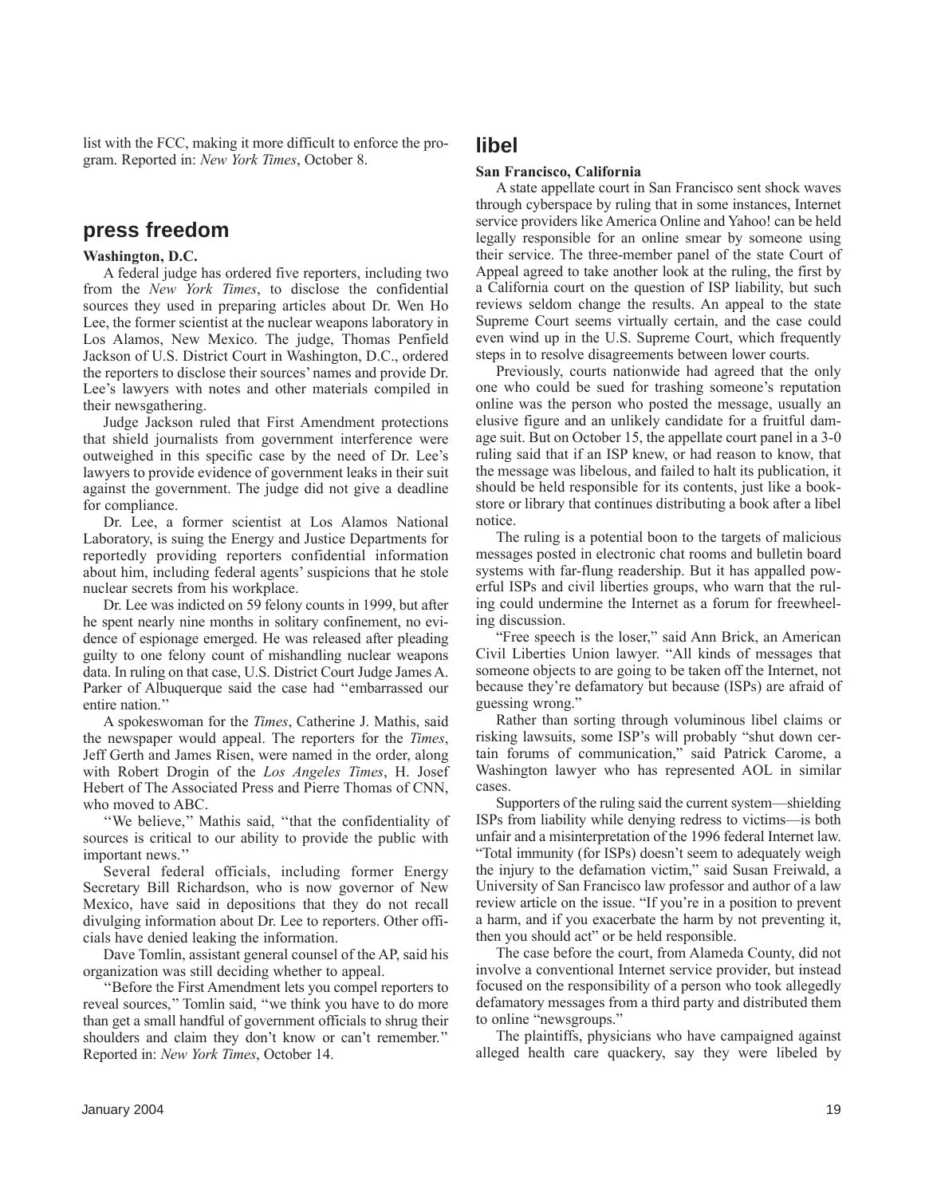list with the FCC, making it more difficult to enforce the program. Reported in: *New York Times*, October 8.

## press freedom

**Washington, D.C.**

A federal judge has ordered five reporters, including two from the *New York Times*, to disclose the confidential sources they used in preparing articles about Dr. Wen Ho Lee, the former scientist at the nuclear weapons laboratory in Los Alamos, New Mexico. The judge, Thomas Penfield Jackson of U.S. District Court in Washington, D.C., ordered the reporters to disclose their sources' names and provide Dr. Lee's lawyers with notes and other materials compiled in their newsgathering.

Judge Jackson ruled that First Amendment protections that shield journalists from government interference were outweighed in this specific case by the need of Dr. Lee's lawyers to provide evidence of government leaks in their suit against the government. The judge did not give a deadline for compliance.

Dr. Lee, a former scientist at Los Alamos National Laboratory, is suing the Energy and Justice Departments for reportedly providing reporters confidential information about him, including federal agents' suspicions that he stole nuclear secrets from his workplace.

Dr. Lee was indicted on 59 felony counts in 1999, but after he spent nearly nine months in solitary confinement, no evidence of espionage emerged. He was released after pleading guilty to one felony count of mishandling nuclear weapons data. In ruling on that case, U.S. District Court Judge James A. Parker of Albuquerque said the case had ''embarrassed our entire nation.''

A spokeswoman for the *Times*, Catherine J. Mathis, said the newspaper would appeal. The reporters for the *Times*, Jeff Gerth and James Risen, were named in the order, along with Robert Drogin of the *Los Angeles Times*, H. Josef Hebert of The Associated Press and Pierre Thomas of CNN, who moved to ABC.

''We believe,'' Mathis said, ''that the confidentiality of sources is critical to our ability to provide the public with important news.''

Several federal officials, including former Energy Secretary Bill Richardson, who is now governor of New Mexico, have said in depositions that they do not recall divulging information about Dr. Lee to reporters. Other officials have denied leaking the information.

Dave Tomlin, assistant general counsel of the AP, said his organization was still deciding whether to appeal.

''Before the First Amendment lets you compel reporters to reveal sources,'' Tomlin said, ''we think you have to do more than get a small handful of government officials to shrug their shoulders and claim they don't know or can't remember.'' Reported in: *New York Times*, October 14.

## libel

**San Francisco, California**

A state appellate court in San Francisco sent shock waves through cyberspace by ruling that in some instances, Internet service providers like America Online and Yahoo! can be held legally responsible for an online smear by someone using their service. The three-member panel of the state Court of Appeal agreed to take another look at the ruling, the first by a California court on the question of ISP liability, but such reviews seldom change the results. An appeal to the state Supreme Court seems virtually certain, and the case could even wind up in the U.S. Supreme Court, which frequently steps in to resolve disagreements between lower courts.

Previously, courts nationwide had agreed that the only one who could be sued for trashing someone's reputation online was the person who posted the message, usually an elusive figure and an unlikely candidate for a fruitful damage suit. But on October 15, the appellate court panel in a 3-0 ruling said that if an ISP knew, or had reason to know, that the message was libelous, and failed to halt its publication, it should be held responsible for its contents, just like a bookstore or library that continues distributing a book after a libel notice.

The ruling is a potential boon to the targets of malicious messages posted in electronic chat rooms and bulletin board systems with far-flung readership. But it has appalled powerful ISPs and civil liberties groups, who warn that the ruling could undermine the Internet as a forum for freewheeling discussion.

"Free speech is the loser," said Ann Brick, an American Civil Liberties Union lawyer. "All kinds of messages that someone objects to are going to be taken off the Internet, not because they're defamatory but because (ISPs) are afraid of guessing wrong."

Rather than sorting through voluminous libel claims or risking lawsuits, some ISP's will probably "shut down certain forums of communication," said Patrick Carome, a Washington lawyer who has represented AOL in similar cases.

Supporters of the ruling said the current system—shielding ISPs from liability while denying redress to victims—is both unfair and a misinterpretation of the 1996 federal Internet law. "Total immunity (for ISPs) doesn't seem to adequately weigh the injury to the defamation victim," said Susan Freiwald, a University of San Francisco law professor and author of a law review article on the issue. "If you're in a position to prevent a harm, and if you exacerbate the harm by not preventing it, then you should act" or be held responsible.

The case before the court, from Alameda County, did not involve a conventional Internet service provider, but instead focused on the responsibility of a person who took allegedly defamatory messages from a third party and distributed them to online "newsgroups."

The plaintiffs, physicians who have campaigned against alleged health care quackery, say they were libeled by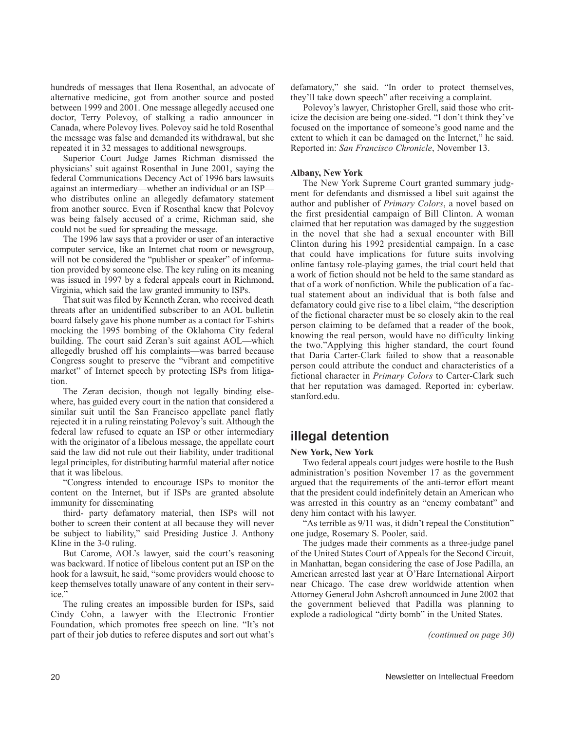hundreds of messages that Ilena Rosenthal, an advocate of alternative medicine, got from another source and posted between 1999 and 2001. One message allegedly accused one doctor, Terry Polevoy, of stalking a radio announcer in Canada, where Polevoy lives. Polevoy said he told Rosenthal the message was false and demanded its withdrawal, but she repeated it in 32 messages to additional newsgroups.

Superior Court Judge James Richman dismissed the physicians' suit against Rosenthal in June 2001, saying the federal Communications Decency Act of 1996 bars lawsuits against an intermediary—whether an individual or an ISP—who distributes online an allegedly defamatory statement from another source. Even if Rosenthal knew that Polevoy was being falsely accused of a crime, Richman said, she could not be sued for spreading the message.

The 1996 law says that a provider or user of an interactive computer service, like an Internet chat room or newsgroup, will not be considered the "publisher or speaker" of information provided by someone else. The key ruling on its meaning was issued in 1997 by a federal appeals court in Richmond, Virginia, which said the law granted immunity to ISPs.

That suit was filed by Kenneth Zeran, who received death threats after an unidentified subscriber to an AOL bulletin board falsely gave his phone number as a contact for T-shirts mocking the 1995 bombing of the Oklahoma City federal building. The court said Zeran's suit against AOL—which allegedly brushed off his complaints—was barred because Congress sought to preserve the "vibrant and competitive market" of Internet speech by protecting ISPs from litigation.

The Zeran decision, though not legally binding elsewhere, has guided every court in the nation that considered a similar suit until the San Francisco appellate panel flatly rejected it in a ruling reinstating Polevoy's suit. Although the federal law refused to equate an ISP or other intermediary with the originator of a libelous message, the appellate court said the law did not rule out their liability, under traditional legal principles, for distributing harmful material after notice that it was libelous.

"Congress intended to encourage ISPs to monitor the content on the Internet, but if ISPs are granted absolute immunity for disseminating third- party defamatory material, then ISPs will not bother to screen their content at all because they will never be subject to liability," said Presiding Justice J. Anthony Kline in the 3-0 ruling.

But Carome, AOL's lawyer, said the court's reasoning was backward. If notice of libelous content put an ISP on the hook for a lawsuit, he said, "some providers would choose to keep themselves totally unaware of any content in their service."

The ruling creates an impossible burden for ISPs, said Cindy Cohn, a lawyer with the Electronic Frontier Foundation, which promotes free speech on line. "It's not part of their job duties to referee disputes and sort out what's defamatory," she said. "In order to protect themselves, they'll take down speech" after receiving a complaint.

Polevoy's lawyer, Christopher Grell, said those who criticize the decision are being one-sided. "I don't think they've focused on the importance of someone's good name and the extent to which it can be damaged on the Internet," he said. Reported in: *San Francisco Chronicle*, November 13.

**Albany, New York**

The New York Supreme Court granted summary judgment for defendants and dismissed a libel suit against the author and publisher of *Primary Colors*, a novel based on the first presidential campaign of Bill Clinton. A woman claimed that her reputation was damaged by the suggestion in the novel that she had a sexual encounter with Bill Clinton during his 1992 presidential campaign. In a case that could have implications for future suits involving online fantasy role-playing games, the trial court held that a work of fiction should not be held to the same standard as that of a work of nonfiction. While the publication of a factual statement about an individual that is both false and defamatory could give rise to a libel claim, "the description of the fictional character must be so closely akin to the real person claiming to be defamed that a reader of the book, knowing the real person, would have no difficulty linking the two."Applying this higher standard, the court found that Daria Carter-Clark failed to show that a reasonable person could attribute the conduct and characteristics of a fictional character in *Primary Colors* to Carter-Clark such that her reputation was damaged. Reported in: cyberlaw.stanford.edu.

## illegal detention

**New York, New York**

Two federal appeals court judges were hostile to the Bush administration's position November 17 as the government argued that the requirements of the anti-terror effort meant that the president could indefinitely detain an American who was arrested in this country as an "enemy combatant" and deny him contact with his lawyer.

"As terrible as 9/11 was, it didn't repeal the Constitution" one judge, Rosemary S. Pooler, said.

The judges made their comments as a three-judge panel of the United States Court of Appeals for the Second Circuit, in Manhattan, began considering the case of Jose Padilla, an American arrested last year at O'Hare International Airport near Chicago. The case drew worldwide attention when Attorney General John Ashcroft announced in June 2002 that the government believed that Padilla was planning to explode a radiological "dirty bomb" in the United States.

*(continued on page 30)*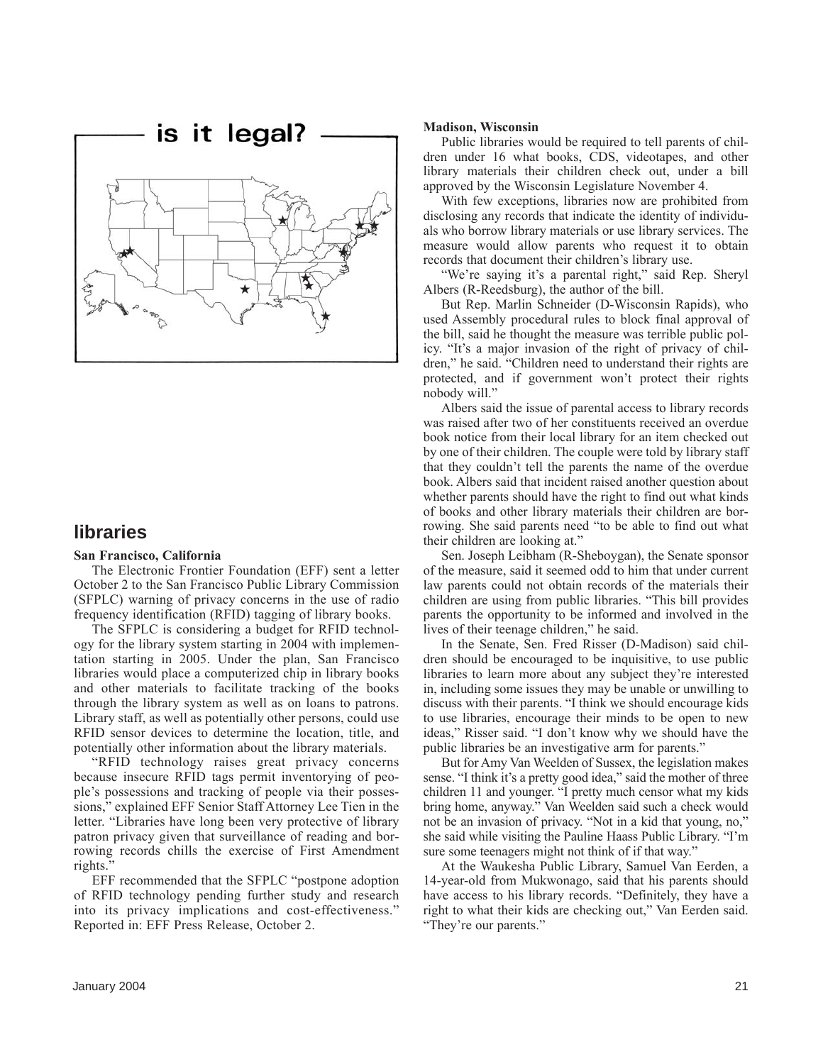# is it legal?

## libraries

**San Francisco, California**

The Electronic Frontier Foundation (EFF) sent a letter October 2 to the San Francisco Public Library Commission (SFPLC) warning of privacy concerns in the use of radio frequency identification (RFID) tagging of library books.

The SFPLC is considering a budget for RFID technology for the library system starting in 2004 with implementation starting in 2005. Under the plan, San Francisco libraries would place a computerized chip in library books and other materials to facilitate tracking of the books through the library system as well as on loans to patrons. Library staff, as well as potentially other persons, could use RFID sensor devices to determine the location, title, and potentially other information about the library materials.

"RFID technology raises great privacy concerns because insecure RFID tags permit inventorying of people's possessions and tracking of people via their possessions," explained EFF Senior Staff Attorney Lee Tien in the letter. "Libraries have long been very protective of library patron privacy given that surveillance of reading and borrowing records chills the exercise of First Amendment rights."

EFF recommended that the SFPLC "postpone adoption of RFID technology pending further study and research into its privacy implications and cost-effectiveness." Reported in: EFF Press Release, October 2.

**Madison, Wisconsin**

Public libraries would be required to tell parents of children under 16 what books, CDS, videotapes, and other library materials their children check out, under a bill approved by the Wisconsin Legislature November 4.

With few exceptions, libraries now are prohibited from disclosing any records that indicate the identity of individuals who borrow library materials or use library services. The measure would allow parents who request it to obtain records that document their children's library use.

"We're saying it's a parental right," said Rep. Sheryl Albers (R-Reedsburg), the author of the bill.

But Rep. Marlin Schneider (D-Wisconsin Rapids), who used Assembly procedural rules to block final approval of the bill, said he thought the measure was terrible public policy. "It's a major invasion of the right of privacy of children," he said. "Children need to understand their rights are protected, and if government won't protect their rights nobody will."

Albers said the issue of parental access to library records was raised after two of her constituents received an overdue book notice from their local library for an item checked out by one of their children. The couple were told by library staff that they couldn't tell the parents the name of the overdue book. Albers said that incident raised another question about whether parents should have the right to find out what kinds of books and other library materials their children are borrowing. She said parents need "to be able to find out what their children are looking at."

Sen. Joseph Leibham (R-Sheboygan), the Senate sponsor of the measure, said it seemed odd to him that under current law parents could not obtain records of the materials their children are using from public libraries. "This bill provides parents the opportunity to be informed and involved in the lives of their teenage children," he said.

In the Senate, Sen. Fred Risser (D-Madison) said children should be encouraged to be inquisitive, to use public libraries to learn more about any subject they're interested in, including some issues they may be unable or unwilling to discuss with their parents. "I think we should encourage kids to use libraries, encourage their minds to be open to new ideas," Risser said. "I don't know why we should have the public libraries be an investigative arm for parents."

But for Amy Van Weelden of Sussex, the legislation makes sense. "I think it's a pretty good idea," said the mother of three children 11 and younger. "I pretty much censor what my kids bring home, anyway." Van Weelden said such a check would not be an invasion of privacy. "Not in a kid that young, no," she said while visiting the Pauline Haass Public Library. "I'm sure some teenagers might not think of if that way."

At the Waukesha Public Library, Samuel Van Eerden, a 14-year-old from Mukwonago, said that his parents should have access to his library records. "Definitely, they have a right to what their kids are checking out," Van Eerden said. "They're our parents."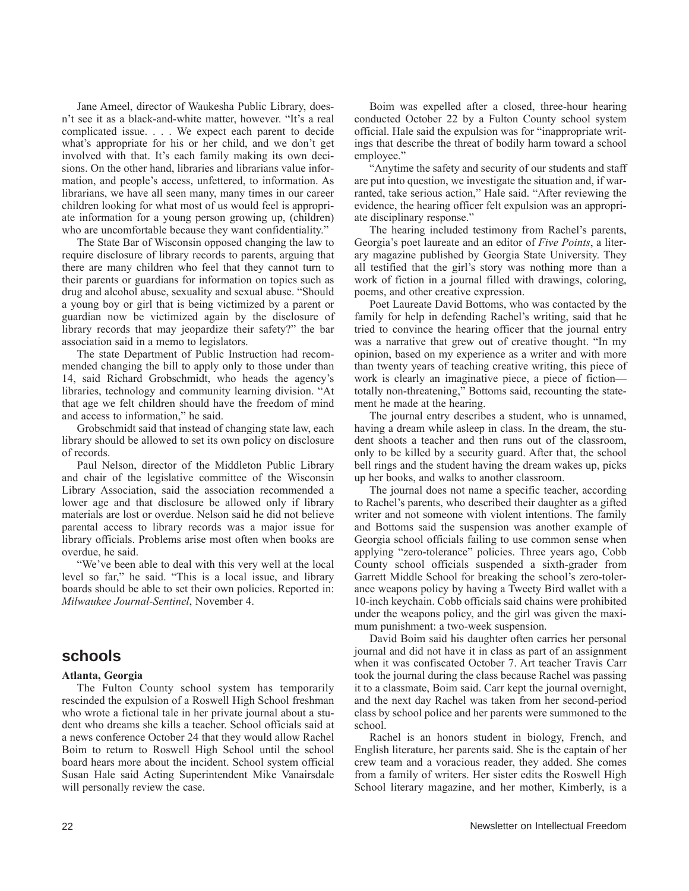Jane Ameel, director of Waukesha Public Library, doesn't see it as a black-and-white matter, however. "It's a real complicated issue. . . . We expect each parent to decide what's appropriate for his or her child, and we don't get involved with that. It's each family making its own decisions. On the other hand, libraries and librarians value information, and people's access, unfettered, to information. As librarians, we have all seen many, many times in our career children looking for what most of us would feel is appropriate information for a young person growing up, (children) who are uncomfortable because they want confidentiality."

The State Bar of Wisconsin opposed changing the law to require disclosure of library records to parents, arguing that there are many children who feel that they cannot turn to their parents or guardians for information on topics such as drug and alcohol abuse, sexuality and sexual abuse. "Should a young boy or girl that is being victimized by a parent or guardian now be victimized again by the disclosure of library records that may jeopardize their safety?" the bar association said in a memo to legislators.

The state Department of Public Instruction had recommended changing the bill to apply only to those under than 14, said Richard Grobschmidt, who heads the agency's libraries, technology and community learning division. "At that age we felt children should have the freedom of mind and access to information," he said.

Grobschmidt said that instead of changing state law, each library should be allowed to set its own policy on disclosure of records.

Paul Nelson, director of the Middleton Public Library and chair of the legislative committee of the Wisconsin Library Association, said the association recommended a lower age and that disclosure be allowed only if library materials are lost or overdue. Nelson said he did not believe parental access to library records was a major issue for library officials. Problems arise most often when books are overdue, he said.

"We've been able to deal with this very well at the local level so far," he said. "This is a local issue, and library boards should be able to set their own policies. Reported in: *Milwaukee Journal-Sentinel*, November 4.

## schools

**Atlanta, Georgia**

The Fulton County school system has temporarily rescinded the expulsion of a Roswell High School freshman who wrote a fictional tale in her private journal about a student who dreams she kills a teacher. School officials said at a news conference October 24 that they would allow Rachel Boim to return to Roswell High School until the school board hears more about the incident. School system official Susan Hale said Acting Superintendent Mike Vanairsdale will personally review the case.

Boim was expelled after a closed, three-hour hearing conducted October 22 by a Fulton County school system official. Hale said the expulsion was for "inappropriate writings that describe the threat of bodily harm toward a school employee."

"Anytime the safety and security of our students and staff are put into question, we investigate the situation and, if warranted, take serious action," Hale said. "After reviewing the evidence, the hearing officer felt expulsion was an appropriate disciplinary response."

The hearing included testimony from Rachel's parents, Georgia's poet laureate and an editor of *Five Points*, a literary magazine published by Georgia State University. They all testified that the girl's story was nothing more than a work of fiction in a journal filled with drawings, coloring, poems, and other creative expression.

Poet Laureate David Bottoms, who was contacted by the family for help in defending Rachel's writing, said that he tried to convince the hearing officer that the journal entry was a narrative that grew out of creative thought. "In my opinion, based on my experience as a writer and with more than twenty years of teaching creative writing, this piece of work is clearly an imaginative piece, a piece of fiction—totally non-threatening," Bottoms said, recounting the statement he made at the hearing.

The journal entry describes a student, who is unnamed, having a dream while asleep in class. In the dream, the student shoots a teacher and then runs out of the classroom, only to be killed by a security guard. After that, the school bell rings and the student having the dream wakes up, picks up her books, and walks to another classroom.

The journal does not name a specific teacher, according to Rachel's parents, who described their daughter as a gifted writer and not someone with violent intentions. The family and Bottoms said the suspension was another example of Georgia school officials failing to use common sense when applying "zero-tolerance" policies. Three years ago, Cobb County school officials suspended a sixth-grader from Garrett Middle School for breaking the school's zero-tolerance weapons policy by having a Tweety Bird wallet with a 10-inch keychain. Cobb officials said chains were prohibited under the weapons policy, and the girl was given the maximum punishment: a two-week suspension.

David Boim said his daughter often carries her personal journal and did not have it in class as part of an assignment when it was confiscated October 7. Art teacher Travis Carr took the journal during the class because Rachel was passing it to a classmate, Boim said. Carr kept the journal overnight, and the next day Rachel was taken from her second-period class by school police and her parents were summoned to the school.

Rachel is an honors student in biology, French, and English literature, her parents said. She is the captain of her crew team and a voracious reader, they added. She comes from a family of writers. Her sister edits the Roswell High School literary magazine, and her mother, Kimberly, is a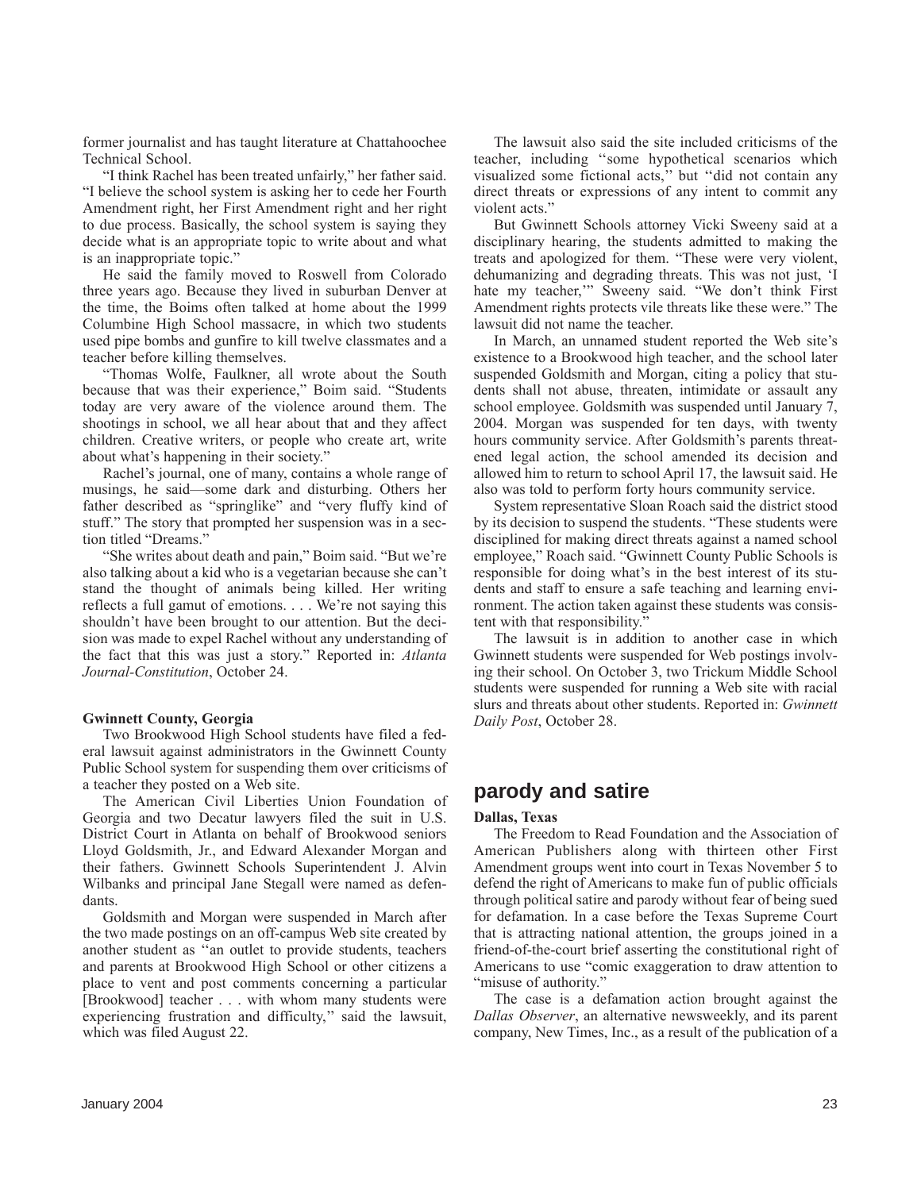former journalist and has taught literature at Chattahoochee Technical School.

"I think Rachel has been treated unfairly," her father said. "I believe the school system is asking her to cede her Fourth Amendment right, her First Amendment right and her right to due process. Basically, the school system is saying they decide what is an appropriate topic to write about and what is an inappropriate topic."

He said the family moved to Roswell from Colorado three years ago. Because they lived in suburban Denver at the time, the Boims often talked at home about the 1999 Columbine High School massacre, in which two students used pipe bombs and gunfire to kill twelve classmates and a teacher before killing themselves.

"Thomas Wolfe, Faulkner, all wrote about the South because that was their experience," Boim said. "Students today are very aware of the violence around them. The shootings in school, we all hear about that and they affect children. Creative writers, or people who create art, write about what's happening in their society."

Rachel's journal, one of many, contains a whole range of musings, he said—some dark and disturbing. Others her father described as "springlike" and "very fluffy kind of stuff." The story that prompted her suspension was in a section titled "Dreams."

"She writes about death and pain," Boim said. "But we're also talking about a kid who is a vegetarian because she can't stand the thought of animals being killed. Her writing reflects a full gamut of emotions. . . . We're not saying this shouldn't have been brought to our attention. But the decision was made to expel Rachel without any understanding of the fact that this was just a story." Reported in: *Atlanta Journal-Constitution*, October 24.

**Gwinnett County, Georgia**

Two Brookwood High School students have filed a federal lawsuit against administrators in the Gwinnett County Public School system for suspending them over criticisms of a teacher they posted on a Web site.

The American Civil Liberties Union Foundation of Georgia and two Decatur lawyers filed the suit in U.S. District Court in Atlanta on behalf of Brookwood seniors Lloyd Goldsmith, Jr., and Edward Alexander Morgan and their fathers. Gwinnett Schools Superintendent J. Alvin Wilbanks and principal Jane Stegall were named as defendants.

Goldsmith and Morgan were suspended in March after the two made postings on an off-campus Web site created by another student as ''an outlet to provide students, teachers and parents at Brookwood High School or other citizens a place to vent and post comments concerning a particular [Brookwood] teacher . . . with whom many students were experiencing frustration and difficulty,'' said the lawsuit, which was filed August 22.

The lawsuit also said the site included criticisms of the teacher, including ''some hypothetical scenarios which visualized some fictional acts,'' but ''did not contain any direct threats or expressions of any intent to commit any violent acts.''

But Gwinnett Schools attorney Vicki Sweeny said at a disciplinary hearing, the students admitted to making the treats and apologized for them. "These were very violent, dehumanizing and degrading threats. This was not just, 'I hate my teacher,'" Sweeny said. "We don't think First Amendment rights protects vile threats like these were." The lawsuit did not name the teacher.

In March, an unnamed student reported the Web site's existence to a Brookwood high teacher, and the school later suspended Goldsmith and Morgan, citing a policy that students shall not abuse, threaten, intimidate or assault any school employee. Goldsmith was suspended until January 7, 2004. Morgan was suspended for ten days, with twenty hours community service. After Goldsmith's parents threatened legal action, the school amended its decision and allowed him to return to school April 17, the lawsuit said. He also was told to perform forty hours community service.

System representative Sloan Roach said the district stood by its decision to suspend the students. "These students were disciplined for making direct threats against a named school employee," Roach said. "Gwinnett County Public Schools is responsible for doing what's in the best interest of its students and staff to ensure a safe teaching and learning environment. The action taken against these students was consistent with that responsibility."

The lawsuit is in addition to another case in which Gwinnett students were suspended for Web postings involving their school. On October 3, two Trickum Middle School students were suspended for running a Web site with racial slurs and threats about other students. Reported in: *Gwinnett Daily Post*, October 28.

## parody and satire

**Dallas, Texas**

The Freedom to Read Foundation and the Association of American Publishers along with thirteen other First Amendment groups went into court in Texas November 5 to defend the right of Americans to make fun of public officials through political satire and parody without fear of being sued for defamation. In a case before the Texas Supreme Court that is attracting national attention, the groups joined in a friend-of-the-court brief asserting the constitutional right of Americans to use "comic exaggeration to draw attention to "misuse of authority."

The case is a defamation action brought against the *Dallas Observer*, an alternative newsweekly, and its parent company, New Times, Inc., as a result of the publication of a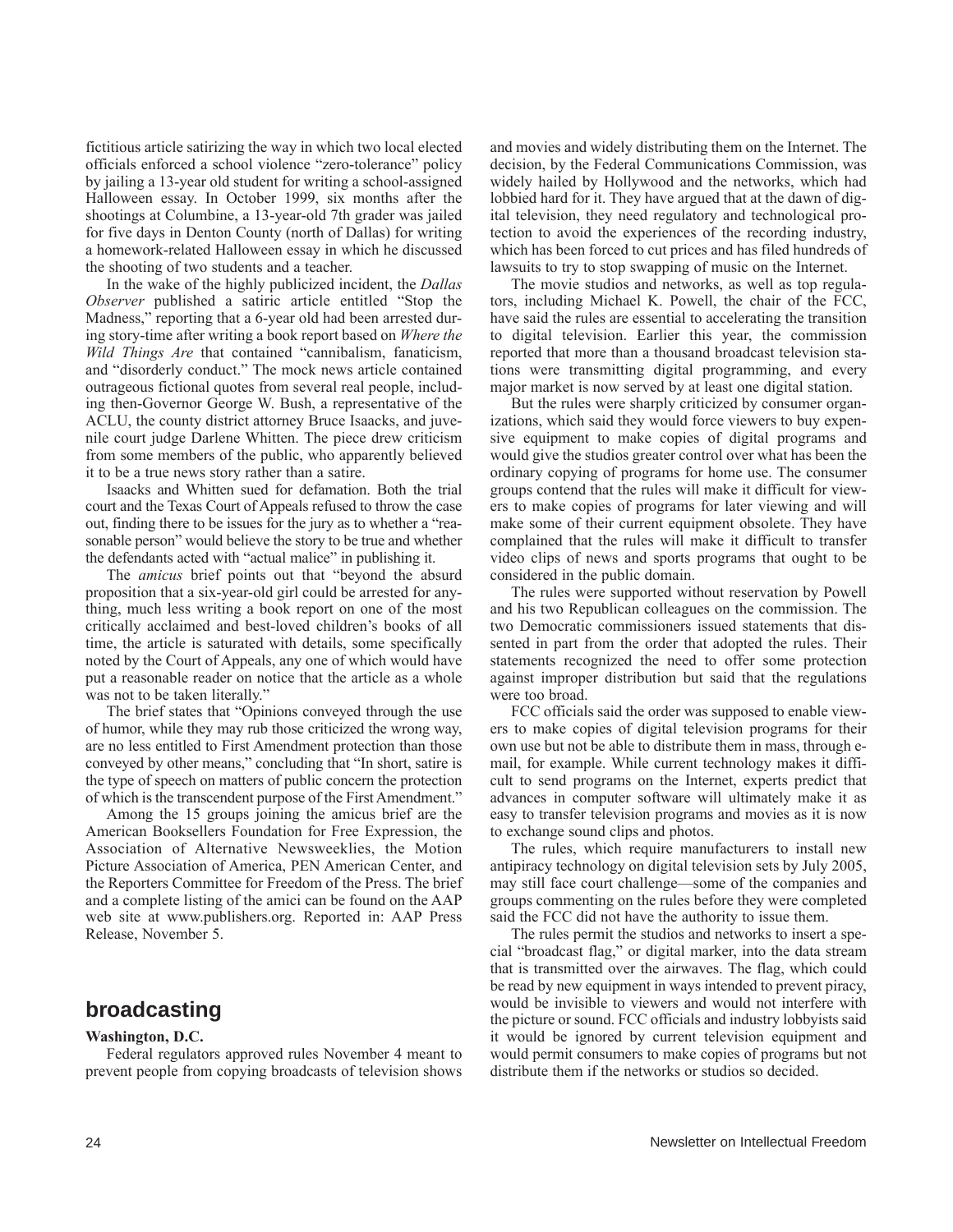fictitious article satirizing the way in which two local elected officials enforced a school violence "zero-tolerance" policy by jailing a 13-year old student for writing a school-assigned Halloween essay. In October 1999, six months after the shootings at Columbine, a 13-year-old 7th grader was jailed for five days in Denton County (north of Dallas) for writing a homework-related Halloween essay in which he discussed the shooting of two students and a teacher.

In the wake of the highly publicized incident, the *Dallas Observer* published a satiric article entitled "Stop the Madness," reporting that a 6-year old had been arrested during story-time after writing a book report based on *Where the Wild Things Are* that contained "cannibalism, fanaticism, and "disorderly conduct." The mock news article contained outrageous fictional quotes from several real people, including then-Governor George W. Bush, a representative of the ACLU, the county district attorney Bruce Isaacks, and juvenile court judge Darlene Whitten. The piece drew criticism from some members of the public, who apparently believed it to be a true news story rather than a satire.

Isaacks and Whitten sued for defamation. Both the trial court and the Texas Court of Appeals refused to throw the case out, finding there to be issues for the jury as to whether a "reasonable person" would believe the story to be true and whether the defendants acted with "actual malice" in publishing it.

The *amicus* brief points out that "beyond the absurd proposition that a six-year-old girl could be arrested for anything, much less writing a book report on one of the most critically acclaimed and best-loved children's books of all time, the article is saturated with details, some specifically noted by the Court of Appeals, any one of which would have put a reasonable reader on notice that the article as a whole was not to be taken literally."

The brief states that "Opinions conveyed through the use of humor, while they may rub those criticized the wrong way, are no less entitled to First Amendment protection than those conveyed by other means," concluding that "In short, satire is the type of speech on matters of public concern the protection of which is the transcendent purpose of the First Amendment."

Among the 15 groups joining the amicus brief are the American Booksellers Foundation for Free Expression, the Association of Alternative Newsweeklies, the Motion Picture Association of America, PEN American Center, and the Reporters Committee for Freedom of the Press. The brief and a complete listing of the amici can be found on the AAP web site at www.publishers.org. Reported in: AAP Press Release, November 5.

## broadcasting

**Washington, D.C.**

Federal regulators approved rules November 4 meant to prevent people from copying broadcasts of television shows and movies and widely distributing them on the Internet. The decision, by the Federal Communications Commission, was widely hailed by Hollywood and the networks, which had lobbied hard for it. They have argued that at the dawn of digital television, they need regulatory and technological protection to avoid the experiences of the recording industry, which has been forced to cut prices and has filed hundreds of lawsuits to try to stop swapping of music on the Internet.

The movie studios and networks, as well as top regulators, including Michael K. Powell, the chair of the FCC, have said the rules are essential to accelerating the transition to digital television. Earlier this year, the commission reported that more than a thousand broadcast television stations were transmitting digital programming, and every major market is now served by at least one digital station.

But the rules were sharply criticized by consumer organizations, which said they would force viewers to buy expensive equipment to make copies of digital programs and would give the studios greater control over what has been the ordinary copying of programs for home use. The consumer groups contend that the rules will make it difficult for viewers to make copies of programs for later viewing and will make some of their current equipment obsolete. They have complained that the rules will make it difficult to transfer video clips of news and sports programs that ought to be considered in the public domain.

The rules were supported without reservation by Powell and his two Republican colleagues on the commission. The two Democratic commissioners issued statements that dissented in part from the order that adopted the rules. Their statements recognized the need to offer some protection against improper distribution but said that the regulations were too broad.

FCC officials said the order was supposed to enable viewers to make copies of digital television programs for their own use but not be able to distribute them in mass, through e-mail, for example. While current technology makes it difficult to send programs on the Internet, experts predict that advances in computer software will ultimately make it as easy to transfer television programs and movies as it is now to exchange sound clips and photos.

The rules, which require manufacturers to install new antipiracy technology on digital television sets by July 2005, may still face court challenge—some of the companies and groups commenting on the rules before they were completed said the FCC did not have the authority to issue them.

The rules permit the studios and networks to insert a special "broadcast flag," or digital marker, into the data stream that is transmitted over the airwaves. The flag, which could be read by new equipment in ways intended to prevent piracy, would be invisible to viewers and would not interfere with the picture or sound. FCC officials and industry lobbyists said it would be ignored by current television equipment and would permit consumers to make copies of programs but not distribute them if the networks or studios so decided.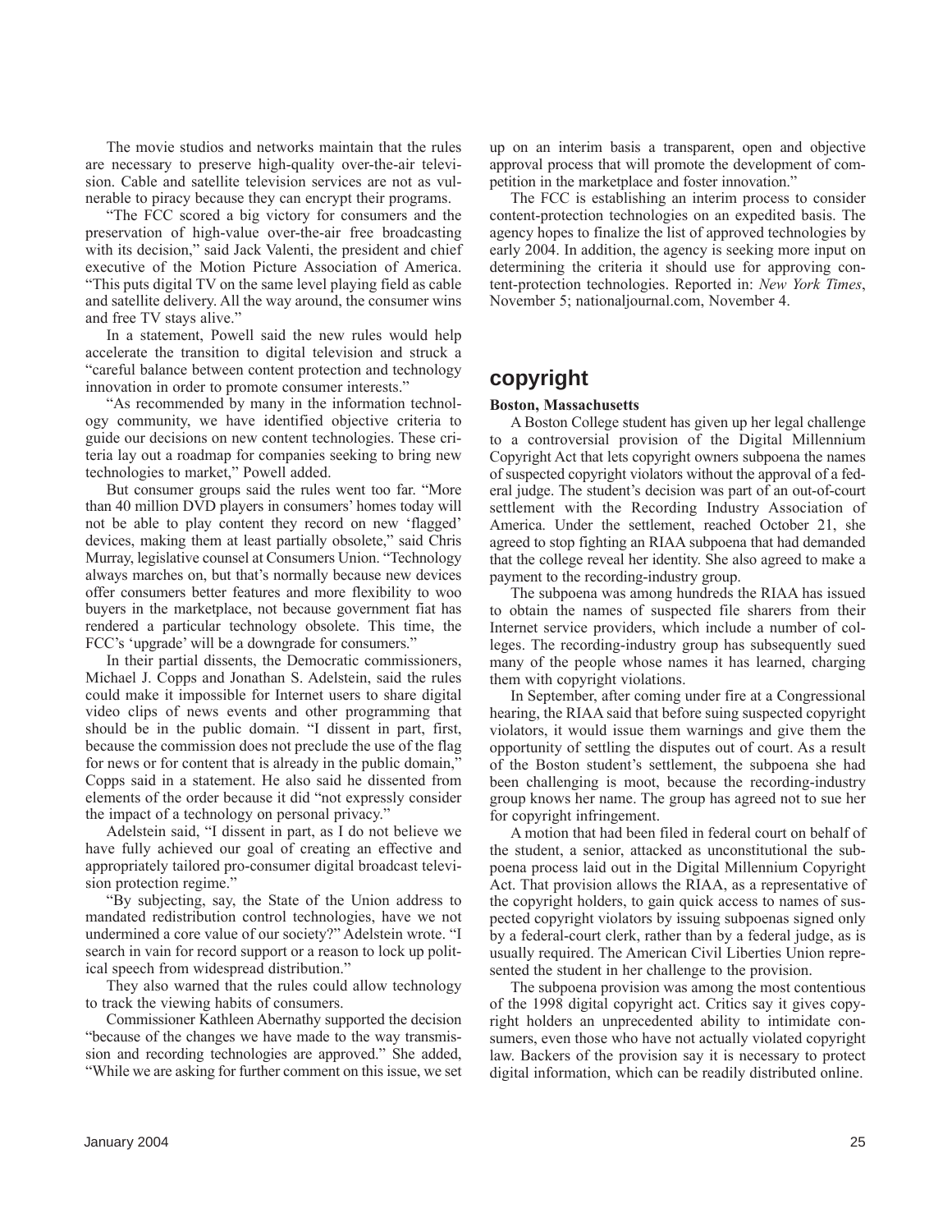The movie studios and networks maintain that the rules are necessary to preserve high-quality over-the-air television. Cable and satellite television services are not as vulnerable to piracy because they can encrypt their programs.

"The FCC scored a big victory for consumers and the preservation of high-value over-the-air free broadcasting with its decision," said Jack Valenti, the president and chief executive of the Motion Picture Association of America. "This puts digital TV on the same level playing field as cable and satellite delivery. All the way around, the consumer wins and free TV stays alive."

In a statement, Powell said the new rules would help accelerate the transition to digital television and struck a "careful balance between content protection and technology innovation in order to promote consumer interests."

"As recommended by many in the information technology community, we have identified objective criteria to guide our decisions on new content technologies. These criteria lay out a roadmap for companies seeking to bring new technologies to market," Powell added.

But consumer groups said the rules went too far. "More than 40 million DVD players in consumers' homes today will not be able to play content they record on new 'flagged' devices, making them at least partially obsolete," said Chris Murray, legislative counsel at Consumers Union. "Technology always marches on, but that's normally because new devices offer consumers better features and more flexibility to woo buyers in the marketplace, not because government fiat has rendered a particular technology obsolete. This time, the FCC's 'upgrade' will be a downgrade for consumers."

In their partial dissents, the Democratic commissioners, Michael J. Copps and Jonathan S. Adelstein, said the rules could make it impossible for Internet users to share digital video clips of news events and other programming that should be in the public domain. "I dissent in part, first, because the commission does not preclude the use of the flag for news or for content that is already in the public domain," Copps said in a statement. He also said he dissented from elements of the order because it did "not expressly consider the impact of a technology on personal privacy."

Adelstein said, "I dissent in part, as I do not believe we have fully achieved our goal of creating an effective and appropriately tailored pro-consumer digital broadcast television protection regime."

"By subjecting, say, the State of the Union address to mandated redistribution control technologies, have we not undermined a core value of our society?" Adelstein wrote. "I search in vain for record support or a reason to lock up political speech from widespread distribution."

They also warned that the rules could allow technology to track the viewing habits of consumers.

Commissioner Kathleen Abernathy supported the decision "because of the changes we have made to the way transmission and recording technologies are approved." She added, "While we are asking for further comment on this issue, we set up on an interim basis a transparent, open and objective approval process that will promote the development of competition in the marketplace and foster innovation."

The FCC is establishing an interim process to consider content-protection technologies on an expedited basis. The agency hopes to finalize the list of approved technologies by early 2004. In addition, the agency is seeking more input on determining the criteria it should use for approving content-protection technologies. Reported in: *New York Times*, November 5; nationaljournal.com, November 4.

## copyright

**Boston, Massachusetts**

A Boston College student has given up her legal challenge to a controversial provision of the Digital Millennium Copyright Act that lets copyright owners subpoena the names of suspected copyright violators without the approval of a federal judge. The student's decision was part of an out-of-court settlement with the Recording Industry Association of America. Under the settlement, reached October 21, she agreed to stop fighting an RIAA subpoena that had demanded that the college reveal her identity. She also agreed to make a payment to the recording-industry group.

The subpoena was among hundreds the RIAA has issued to obtain the names of suspected file sharers from their Internet service providers, which include a number of colleges. The recording-industry group has subsequently sued many of the people whose names it has learned, charging them with copyright violations.

In September, after coming under fire at a Congressional hearing, the RIAA said that before suing suspected copyright violators, it would issue them warnings and give them the opportunity of settling the disputes out of court. As a result of the Boston student's settlement, the subpoena she had been challenging is moot, because the recording-industry group knows her name. The group has agreed not to sue her for copyright infringement.

A motion that had been filed in federal court on behalf of the student, a senior, attacked as unconstitutional the subpoena process laid out in the Digital Millennium Copyright Act. That provision allows the RIAA, as a representative of the copyright holders, to gain quick access to names of suspected copyright violators by issuing subpoenas signed only by a federal-court clerk, rather than by a federal judge, as is usually required. The American Civil Liberties Union represented the student in her challenge to the provision.

The subpoena provision was among the most contentious of the 1998 digital copyright act. Critics say it gives copyright holders an unprecedented ability to intimidate consumers, even those who have not actually violated copyright law. Backers of the provision say it is necessary to protect digital information, which can be readily distributed online.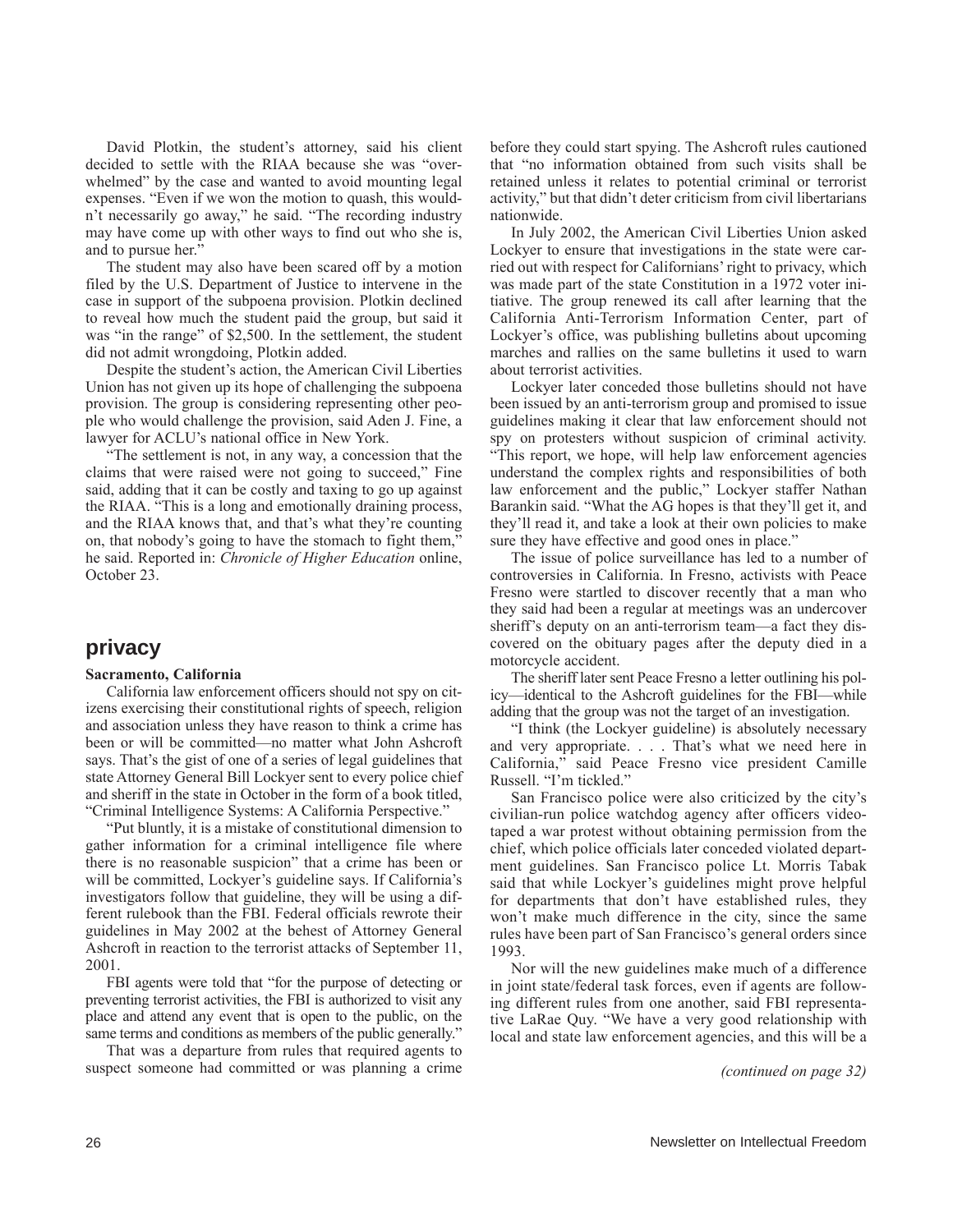David Plotkin, the student's attorney, said his client decided to settle with the RIAA because she was "overwhelmed" by the case and wanted to avoid mounting legal expenses. "Even if we won the motion to quash, this wouldn't necessarily go away," he said. "The recording industry may have come up with other ways to find out who she is, and to pursue her."

The student may also have been scared off by a motion filed by the U.S. Department of Justice to intervene in the case in support of the subpoena provision. Plotkin declined to reveal how much the student paid the group, but said it was "in the range" of $2,500. In the settlement, the student did not admit wrongdoing, Plotkin added.

Despite the student's action, the American Civil Liberties Union has not given up its hope of challenging the subpoena provision. The group is considering representing other people who would challenge the provision, said Aden J. Fine, a lawyer for ACLU's national office in New York.

"The settlement is not, in any way, a concession that the claims that were raised were not going to succeed," Fine said, adding that it can be costly and taxing to go up against the RIAA. "This is a long and emotionally draining process, and the RIAA knows that, and that's what they're counting on, that nobody's going to have the stomach to fight them," he said. Reported in: *Chronicle of Higher Education* online, October 23.

## privacy

**Sacramento, California**

California law enforcement officers should not spy on citizens exercising their constitutional rights of speech, religion and association unless they have reason to think a crime has been or will be committed—no matter what John Ashcroft says. That's the gist of one of a series of legal guidelines that state Attorney General Bill Lockyer sent to every police chief and sheriff in the state in October in the form of a book titled, "Criminal Intelligence Systems: A California Perspective."

"Put bluntly, it is a mistake of constitutional dimension to gather information for a criminal intelligence file where there is no reasonable suspicion" that a crime has been or will be committed, Lockyer's guideline says. If California's investigators follow that guideline, they will be using a different rulebook than the FBI. Federal officials rewrote their guidelines in May 2002 at the behest of Attorney General Ashcroft in reaction to the terrorist attacks of September 11, 2001.

FBI agents were told that "for the purpose of detecting or preventing terrorist activities, the FBI is authorized to visit any place and attend any event that is open to the public, on the same terms and conditions as members of the public generally."

That was a departure from rules that required agents to suspect someone had committed or was planning a crime before they could start spying. The Ashcroft rules cautioned that "no information obtained from such visits shall be retained unless it relates to potential criminal or terrorist activity," but that didn't deter criticism from civil libertarians nationwide.

In July 2002, the American Civil Liberties Union asked Lockyer to ensure that investigations in the state were carried out with respect for Californians' right to privacy, which was made part of the state Constitution in a 1972 voter initiative. The group renewed its call after learning that the California Anti-Terrorism Information Center, part of Lockyer's office, was publishing bulletins about upcoming marches and rallies on the same bulletins it used to warn about terrorist activities.

Lockyer later conceded those bulletins should not have been issued by an anti-terrorism group and promised to issue guidelines making it clear that law enforcement should not spy on protesters without suspicion of criminal activity. "This report, we hope, will help law enforcement agencies understand the complex rights and responsibilities of both law enforcement and the public," Lockyer staffer Nathan Barankin said. "What the AG hopes is that they'll get it, and they'll read it, and take a look at their own policies to make sure they have effective and good ones in place."

The issue of police surveillance has led to a number of controversies in California. In Fresno, activists with Peace Fresno were startled to discover recently that a man who they said had been a regular at meetings was an undercover sheriff's deputy on an anti-terrorism team—a fact they discovered on the obituary pages after the deputy died in a motorcycle accident.

The sheriff later sent Peace Fresno a letter outlining his policy—identical to the Ashcroft guidelines for the FBI—while adding that the group was not the target of an investigation.

"I think (the Lockyer guideline) is absolutely necessary and very appropriate. . . . That's what we need here in California," said Peace Fresno vice president Camille Russell. "I'm tickled."

San Francisco police were also criticized by the city's civilian-run police watchdog agency after officers videotaped a war protest without obtaining permission from the chief, which police officials later conceded violated department guidelines. San Francisco police Lt. Morris Tabak said that while Lockyer's guidelines might prove helpful for departments that don't have established rules, they won't make much difference in the city, since the same rules have been part of San Francisco's general orders since 1993.

Nor will the new guidelines make much of a difference in joint state/federal task forces, even if agents are following different rules from one another, said FBI representative LaRae Quy. "We have a very good relationship with local and state law enforcement agencies, and this will be a

*(continued on page 32)*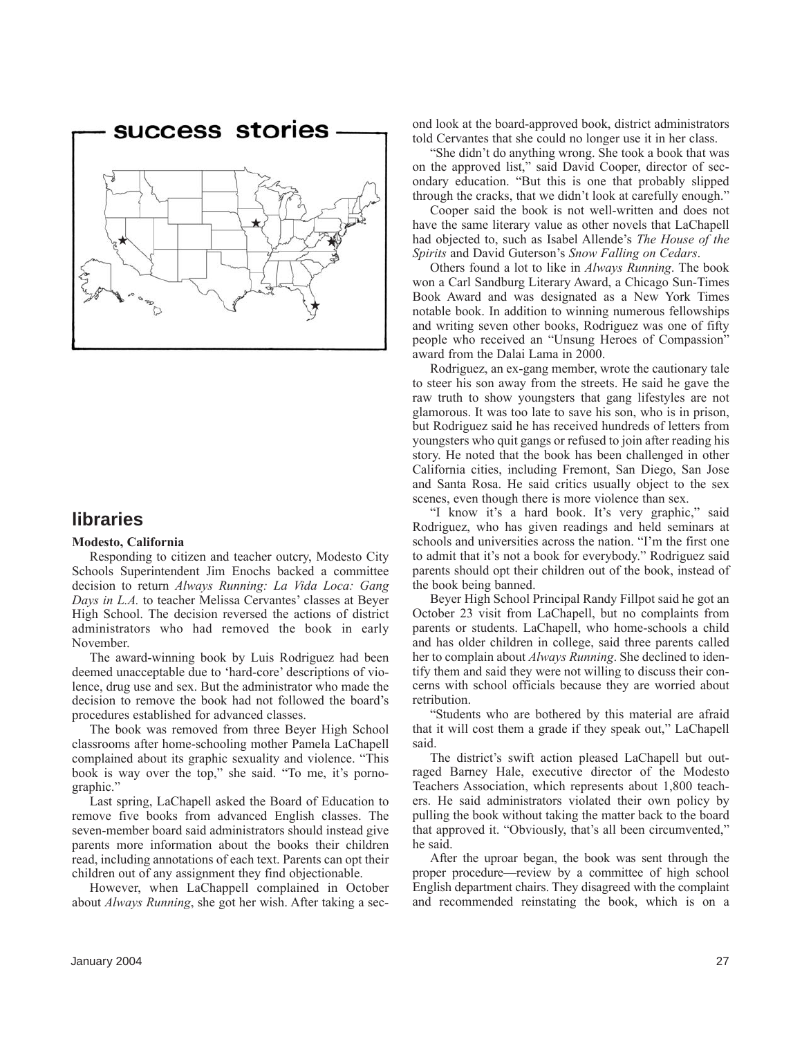# success stories

## libraries

**Modesto, California**

Responding to citizen and teacher outcry, Modesto City Schools Superintendent Jim Enochs backed a committee decision to return *Always Running: La Vida Loca: Gang Days in L.A.* to teacher Melissa Cervantes' classes at Beyer High School. The decision reversed the actions of district administrators who had removed the book in early November.

The award-winning book by Luis Rodriguez had been deemed unacceptable due to 'hard-core' descriptions of violence, drug use and sex. But the administrator who made the decision to remove the book had not followed the board's procedures established for advanced classes.

The book was removed from three Beyer High School classrooms after home-schooling mother Pamela LaChapell complained about its graphic sexuality and violence. "This book is way over the top," she said. "To me, it's pornographic."

Last spring, LaChapell asked the Board of Education to remove five books from advanced English classes. The seven-member board said administrators should instead give parents more information about the books their children read, including annotations of each text. Parents can opt their children out of any assignment they find objectionable.

However, when LaChappell complained in October about *Always Running*, she got her wish. After taking a second look at the board-approved book, district administrators told Cervantes that she could no longer use it in her class.

"She didn't do anything wrong. She took a book that was on the approved list," said David Cooper, director of secondary education. "But this is one that probably slipped through the cracks, that we didn't look at carefully enough."

Cooper said the book is not well-written and does not have the same literary value as other novels that LaChapell had objected to, such as Isabel Allende's *The House of the Spirits* and David Guterson's *Snow Falling on Cedars*.

Others found a lot to like in *Always Running*. The book won a Carl Sandburg Literary Award, a Chicago Sun-Times Book Award and was designated as a New York Times notable book. In addition to winning numerous fellowships and writing seven other books, Rodriguez was one of fifty people who received an "Unsung Heroes of Compassion" award from the Dalai Lama in 2000.

Rodriguez, an ex-gang member, wrote the cautionary tale to steer his son away from the streets. He said he gave the raw truth to show youngsters that gang lifestyles are not glamorous. It was too late to save his son, who is in prison, but Rodriguez said he has received hundreds of letters from youngsters who quit gangs or refused to join after reading his story. He noted that the book has been challenged in other California cities, including Fremont, San Diego, San Jose and Santa Rosa. He said critics usually object to the sex scenes, even though there is more violence than sex.

"I know it's a hard book. It's very graphic," said Rodriguez, who has given readings and held seminars at schools and universities across the nation. "I'm the first one to admit that it's not a book for everybody." Rodriguez said parents should opt their children out of the book, instead of the book being banned.

Beyer High School Principal Randy Fillpot said he got an October 23 visit from LaChapell, but no complaints from parents or students. LaChapell, who home-schools a child and has older children in college, said three parents called her to complain about *Always Running*. She declined to identify them and said they were not willing to discuss their concerns with school officials because they are worried about retribution.

"Students who are bothered by this material are afraid that it will cost them a grade if they speak out," LaChapell said.

The district's swift action pleased LaChapell but outraged Barney Hale, executive director of the Modesto Teachers Association, which represents about 1,800 teachers. He said administrators violated their own policy by pulling the book without taking the matter back to the board that approved it. "Obviously, that's all been circumvented," he said.

After the uproar began, the book was sent through the proper procedure—review by a committee of high school English department chairs. They disagreed with the complaint and recommended reinstating the book, which is on a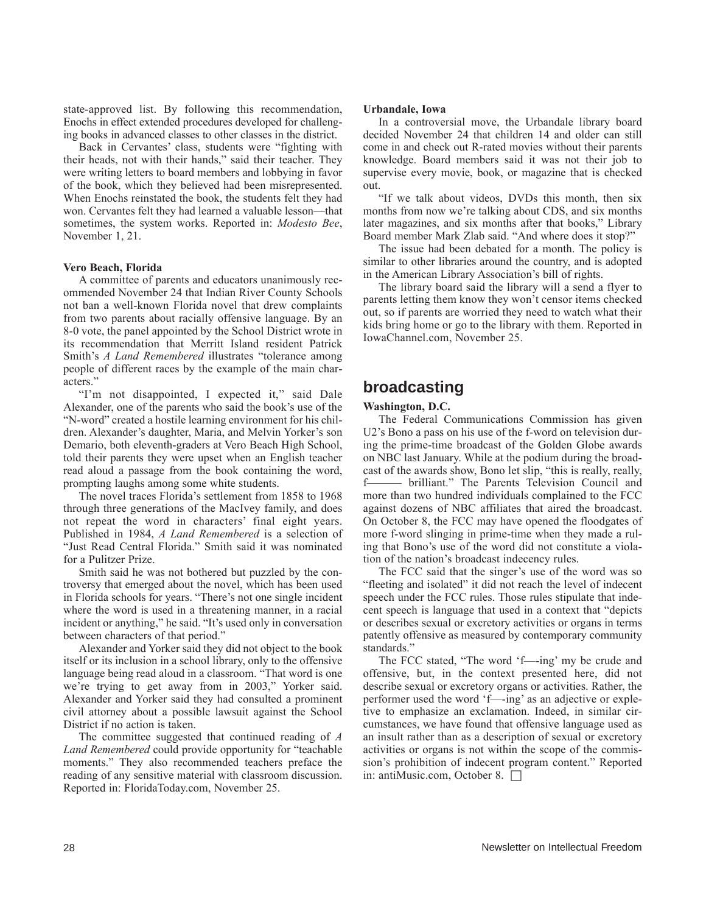state-approved list. By following this recommendation, Enochs in effect extended procedures developed for challenging books in advanced classes to other classes in the district.

Back in Cervantes' class, students were "fighting with their heads, not with their hands," said their teacher. They were writing letters to board members and lobbying in favor of the book, which they believed had been misrepresented. When Enochs reinstated the book, the students felt they had won. Cervantes felt they had learned a valuable lesson—that sometimes, the system works. Reported in: *Modesto Bee*, November 1, 21.

**Vero Beach, Florida**

A committee of parents and educators unanimously recommended November 24 that Indian River County Schools not ban a well-known Florida novel that drew complaints from two parents about racially offensive language. By an 8-0 vote, the panel appointed by the School District wrote in its recommendation that Merritt Island resident Patrick Smith's *A Land Remembered* illustrates "tolerance among people of different races by the example of the main characters."

"I'm not disappointed, I expected it," said Dale Alexander, one of the parents who said the book's use of the "N-word" created a hostile learning environment for his children. Alexander's daughter, Maria, and Melvin Yorker's son Demario, both eleventh-graders at Vero Beach High School, told their parents they were upset when an English teacher read aloud a passage from the book containing the word, prompting laughs among some white students.

The novel traces Florida's settlement from 1858 to 1968 through three generations of the MacIvey family, and does not repeat the word in characters' final eight years. Published in 1984, *A Land Remembered* is a selection of "Just Read Central Florida." Smith said it was nominated for a Pulitzer Prize.

Smith said he was not bothered but puzzled by the controversy that emerged about the novel, which has been used in Florida schools for years. "There's not one single incident where the word is used in a threatening manner, in a racial incident or anything," he said. "It's used only in conversation between characters of that period."

Alexander and Yorker said they did not object to the book itself or its inclusion in a school library, only to the offensive language being read aloud in a classroom. "That word is one we're trying to get away from in 2003," Yorker said. Alexander and Yorker said they had consulted a prominent civil attorney about a possible lawsuit against the School District if no action is taken.

The committee suggested that continued reading of *A Land Remembered* could provide opportunity for "teachable moments." They also recommended teachers preface the reading of any sensitive material with classroom discussion. Reported in: FloridaToday.com, November 25.

**Urbandale, Iowa**

In a controversial move, the Urbandale library board decided November 24 that children 14 and older can still come in and check out R-rated movies without their parents knowledge. Board members said it was not their job to supervise every movie, book, or magazine that is checked out.

"If we talk about videos, DVDs this month, then six months from now we're talking about CDS, and six months later magazines, and six months after that books," Library Board member Mark Zlab said. "And where does it stop?"

The issue had been debated for a month. The policy is similar to other libraries around the country, and is adopted in the American Library Association's bill of rights.

The library board said the library will a send a flyer to parents letting them know they won't censor items checked out, so if parents are worried they need to watch what their kids bring home or go to the library with them. Reported in IowaChannel.com, November 25.

## broadcasting

**Washington, D.C.**

The Federal Communications Commission has given U2's Bono a pass on his use of the f-word on television during the prime-time broadcast of the Golden Globe awards on NBC last January. While at the podium during the broadcast of the awards show, Bono let slip, "this is really, really, f——— brilliant." The Parents Television Council and more than two hundred individuals complained to the FCC against dozens of NBC affiliates that aired the broadcast. On October 8, the FCC may have opened the floodgates of more f-word slinging in prime-time when they made a ruling that Bono's use of the word did not constitute a violation of the nation's broadcast indecency rules.

The FCC said that the singer's use of the word was so "fleeting and isolated" it did not reach the level of indecent speech under the FCC rules. Those rules stipulate that indecent speech is language that used in a context that "depicts or describes sexual or excretory activities or organs in terms patently offensive as measured by contemporary community standards."

The FCC stated, "The word 'f—-ing' my be crude and offensive, but, in the context presented here, did not describe sexual or excretory organs or activities. Rather, the performer used the word 'f—-ing' as an adjective or expletive to emphasize an exclamation. Indeed, in similar circumstances, we have found that offensive language used as an insult rather than as a description of sexual or excretory activities or organs is not within the scope of the commission's prohibition of indecent program content." Reported in: antiMusic.com, October 8. □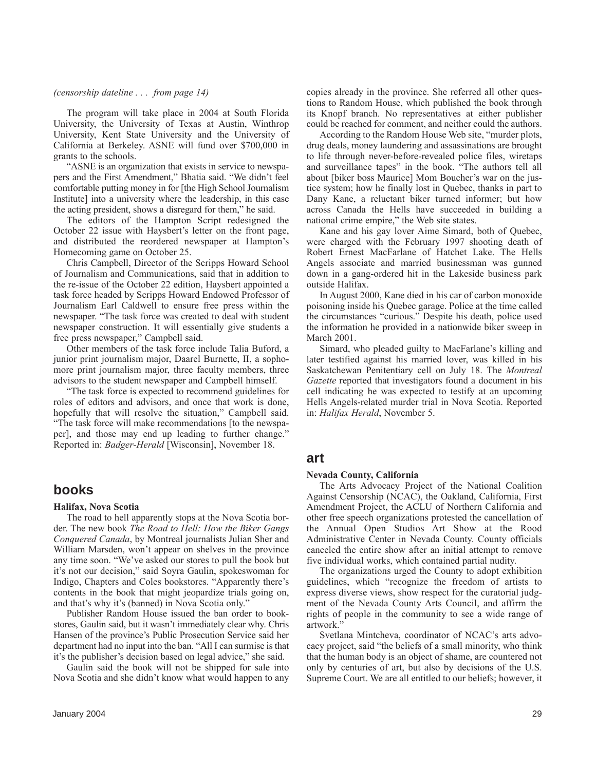*(censorship dateline . . . from page 14)*

The program will take place in 2004 at South Florida University, the University of Texas at Austin, Winthrop University, Kent State University and the University of California at Berkeley. ASNE will fund over $700,000 in grants to the schools.

"ASNE is an organization that exists in service to newspapers and the First Amendment," Bhatia said. "We didn't feel comfortable putting money in for [the High School Journalism Institute] into a university where the leadership, in this case the acting president, shows a disregard for them," he said.

The editors of the Hampton Script redesigned the October 22 issue with Haysbert's letter on the front page, and distributed the reordered newspaper at Hampton's Homecoming game on October 25.

Chris Campbell, Director of the Scripps Howard School of Journalism and Communications, said that in addition to the re-issue of the October 22 edition, Haysbert appointed a task force headed by Scripps Howard Endowed Professor of Journalism Earl Caldwell to ensure free press within the newspaper. "The task force was created to deal with student newspaper construction. It will essentially give students a free press newspaper," Campbell said.

Other members of the task force include Talia Buford, a junior print journalism major, Daarel Burnette, II, a sophomore print journalism major, three faculty members, three advisors to the student newspaper and Campbell himself.

"The task force is expected to recommend guidelines for roles of editors and advisors, and once that work is done, hopefully that will resolve the situation," Campbell said. "The task force will make recommendations [to the newspaper], and those may end up leading to further change." Reported in: *Badger-Herald* [Wisconsin], November 18.

## books

**Halifax, Nova Scotia**

The road to hell apparently stops at the Nova Scotia border. The new book *The Road to Hell: How the Biker Gangs Conquered Canada*, by Montreal journalists Julian Sher and William Marsden, won't appear on shelves in the province any time soon. "We've asked our stores to pull the book but it's not our decision," said Soyra Gaulin, spokeswoman for Indigo, Chapters and Coles bookstores. "Apparently there's contents in the book that might jeopardize trials going on, and that's why it's (banned) in Nova Scotia only."

Publisher Random House issued the ban order to bookstores, Gaulin said, but it wasn't immediately clear why. Chris Hansen of the province's Public Prosecution Service said her department had no input into the ban. "All I can surmise is that it's the publisher's decision based on legal advice," she said.

Gaulin said the book will not be shipped for sale into Nova Scotia and she didn't know what would happen to any copies already in the province. She referred all other questions to Random House, which published the book through its Knopf branch. No representatives at either publisher could be reached for comment, and neither could the authors.

According to the Random House Web site, "murder plots, drug deals, money laundering and assassinations are brought to life through never-before-revealed police files, wiretaps and surveillance tapes" in the book. "The authors tell all about [biker boss Maurice] Mom Boucher's war on the justice system; how he finally lost in Quebec, thanks in part to Dany Kane, a reluctant biker turned informer; but how across Canada the Hells have succeeded in building a national crime empire," the Web site states.

Kane and his gay lover Aime Simard, both of Quebec, were charged with the February 1997 shooting death of Robert Ernest MacFarlane of Hatchet Lake. The Hells Angels associate and married businessman was gunned down in a gang-ordered hit in the Lakeside business park outside Halifax.

In August 2000, Kane died in his car of carbon monoxide poisoning inside his Quebec garage. Police at the time called the circumstances "curious." Despite his death, police used the information he provided in a nationwide biker sweep in March 2001.

Simard, who pleaded guilty to MacFarlane's killing and later testified against his married lover, was killed in his Saskatchewan Penitentiary cell on July 18. The *Montreal Gazette* reported that investigators found a document in his cell indicating he was expected to testify at an upcoming Hells Angels-related murder trial in Nova Scotia. Reported in: *Halifax Herald*, November 5.

## art

**Nevada County, California**

The Arts Advocacy Project of the National Coalition Against Censorship (NCAC), the Oakland, California, First Amendment Project, the ACLU of Northern California and other free speech organizations protested the cancellation of the Annual Open Studios Art Show at the Rood Administrative Center in Nevada County. County officials canceled the entire show after an initial attempt to remove five individual works, which contained partial nudity.

The organizations urged the County to adopt exhibition guidelines, which "recognize the freedom of artists to express diverse views, show respect for the curatorial judgment of the Nevada County Arts Council, and affirm the rights of people in the community to see a wide range of artwork."

Svetlana Mintcheva, coordinator of NCAC's arts advocacy project, said "the beliefs of a small minority, who think that the human body is an object of shame, are countered not only by centuries of art, but also by decisions of the U.S. Supreme Court. We are all entitled to our beliefs; however, it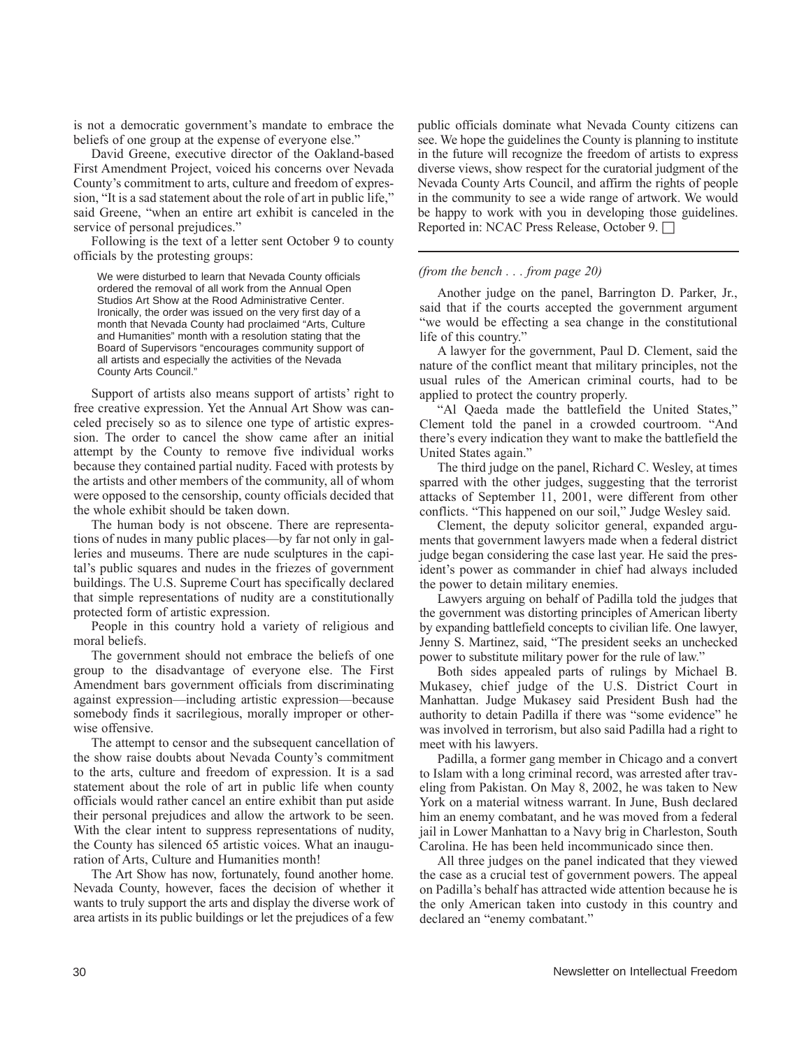is not a democratic government's mandate to embrace the beliefs of one group at the expense of everyone else."

David Greene, executive director of the Oakland-based First Amendment Project, voiced his concerns over Nevada County's commitment to arts, culture and freedom of expression, "It is a sad statement about the role of art in public life," said Greene, "when an entire art exhibit is canceled in the service of personal prejudices."

Following is the text of a letter sent October 9 to county officials by the protesting groups:

> We were disturbed to learn that Nevada County officials ordered the removal of all work from the Annual Open Studios Art Show at the Rood Administrative Center. Ironically, the order was issued on the very first day of a month that Nevada County had proclaimed "Arts, Culture and Humanities" month with a resolution stating that the Board of Supervisors "encourages community support of all artists and especially the activities of the Nevada County Arts Council."

Support of artists also means support of artists' right to free creative expression. Yet the Annual Art Show was canceled precisely so as to silence one type of artistic expression. The order to cancel the show came after an initial attempt by the County to remove five individual works because they contained partial nudity. Faced with protests by the artists and other members of the community, all of whom were opposed to the censorship, county officials decided that the whole exhibit should be taken down.

The human body is not obscene. There are representations of nudes in many public places—by far not only in galleries and museums. There are nude sculptures in the capital's public squares and nudes in the friezes of government buildings. The U.S. Supreme Court has specifically declared that simple representations of nudity are a constitutionally protected form of artistic expression.

People in this country hold a variety of religious and moral beliefs.

The government should not embrace the beliefs of one group to the disadvantage of everyone else. The First Amendment bars government officials from discriminating against expression—including artistic expression—because somebody finds it sacrilegious, morally improper or otherwise offensive.

The attempt to censor and the subsequent cancellation of the show raise doubts about Nevada County's commitment to the arts, culture and freedom of expression. It is a sad statement about the role of art in public life when county officials would rather cancel an entire exhibit than put aside their personal prejudices and allow the artwork to be seen. With the clear intent to suppress representations of nudity, the County has silenced 65 artistic voices. What an inauguration of Arts, Culture and Humanities month!

The Art Show has now, fortunately, found another home. Nevada County, however, faces the decision of whether it wants to truly support the arts and display the diverse work of area artists in its public buildings or let the prejudices of a few public officials dominate what Nevada County citizens can see. We hope the guidelines the County is planning to institute in the future will recognize the freedom of artists to express diverse views, show respect for the curatorial judgment of the Nevada County Arts Council, and affirm the rights of people in the community to see a wide range of artwork. We would be happy to work with you in developing those guidelines. Reported in: NCAC Press Release, October 9. □

---

*(from the bench . . . from page 20)*

Another judge on the panel, Barrington D. Parker, Jr., said that if the courts accepted the government argument "we would be effecting a sea change in the constitutional life of this country."

A lawyer for the government, Paul D. Clement, said the nature of the conflict meant that military principles, not the usual rules of the American criminal courts, had to be applied to protect the country properly.

"Al Qaeda made the battlefield the United States," Clement told the panel in a crowded courtroom. "And there's every indication they want to make the battlefield the United States again."

The third judge on the panel, Richard C. Wesley, at times sparred with the other judges, suggesting that the terrorist attacks of September 11, 2001, were different from other conflicts. "This happened on our soil," Judge Wesley said.

Clement, the deputy solicitor general, expanded arguments that government lawyers made when a federal district judge began considering the case last year. He said the president's power as commander in chief had always included the power to detain military enemies.

Lawyers arguing on behalf of Padilla told the judges that the government was distorting principles of American liberty by expanding battlefield concepts to civilian life. One lawyer, Jenny S. Martinez, said, "The president seeks an unchecked power to substitute military power for the rule of law."

Both sides appealed parts of rulings by Michael B. Mukasey, chief judge of the U.S. District Court in Manhattan. Judge Mukasey said President Bush had the authority to detain Padilla if there was "some evidence" he was involved in terrorism, but also said Padilla had a right to meet with his lawyers.

Padilla, a former gang member in Chicago and a convert to Islam with a long criminal record, was arrested after traveling from Pakistan. On May 8, 2002, he was taken to New York on a material witness warrant. In June, Bush declared him an enemy combatant, and he was moved from a federal jail in Lower Manhattan to a Navy brig in Charleston, South Carolina. He has been held incommunicado since then.

All three judges on the panel indicated that they viewed the case as a crucial test of government powers. The appeal on Padilla's behalf has attracted wide attention because he is the only American taken into custody in this country and declared an "enemy combatant."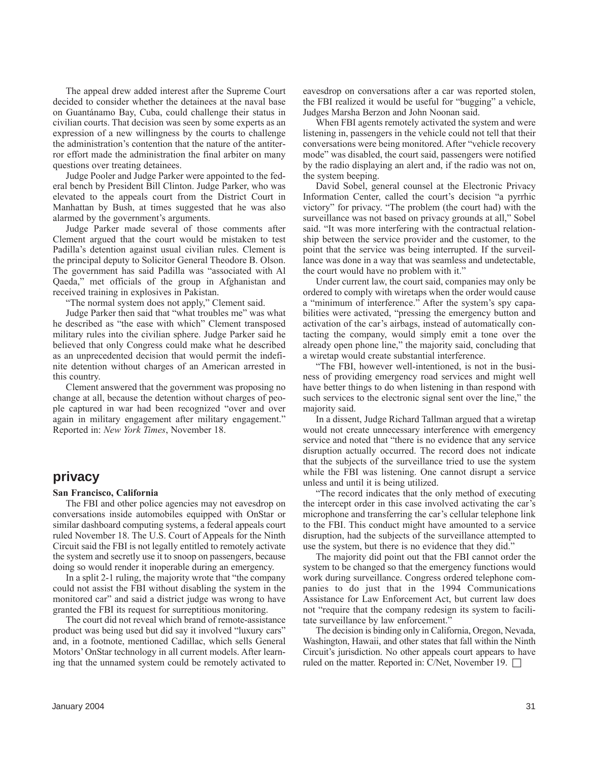The appeal drew added interest after the Supreme Court decided to consider whether the detainees at the naval base on Guantánamo Bay, Cuba, could challenge their status in civilian courts. That decision was seen by some experts as an expression of a new willingness by the courts to challenge the administration's contention that the nature of the antiterror effort made the administration the final arbiter on many questions over treating detainees.

Judge Pooler and Judge Parker were appointed to the federal bench by President Bill Clinton. Judge Parker, who was elevated to the appeals court from the District Court in Manhattan by Bush, at times suggested that he was also alarmed by the government's arguments.

Judge Parker made several of those comments after Clement argued that the court would be mistaken to test Padilla's detention against usual civilian rules. Clement is the principal deputy to Solicitor General Theodore B. Olson. The government has said Padilla was "associated with Al Qaeda," met officials of the group in Afghanistan and received training in explosives in Pakistan.

"The normal system does not apply," Clement said.

Judge Parker then said that "what troubles me" was what he described as "the ease with which" Clement transposed military rules into the civilian sphere. Judge Parker said he believed that only Congress could make what he described as an unprecedented decision that would permit the indefinite detention without charges of an American arrested in this country.

Clement answered that the government was proposing no change at all, because the detention without charges of people captured in war had been recognized "over and over again in military engagement after military engagement." Reported in: *New York Times*, November 18.

## privacy

**San Francisco, California**

The FBI and other police agencies may not eavesdrop on conversations inside automobiles equipped with OnStar or similar dashboard computing systems, a federal appeals court ruled November 18. The U.S. Court of Appeals for the Ninth Circuit said the FBI is not legally entitled to remotely activate the system and secretly use it to snoop on passengers, because doing so would render it inoperable during an emergency.

In a split 2-1 ruling, the majority wrote that "the company could not assist the FBI without disabling the system in the monitored car" and said a district judge was wrong to have granted the FBI its request for surreptitious monitoring.

The court did not reveal which brand of remote-assistance product was being used but did say it involved "luxury cars" and, in a footnote, mentioned Cadillac, which sells General Motors' OnStar technology in all current models. After learning that the unnamed system could be remotely activated to eavesdrop on conversations after a car was reported stolen, the FBI realized it would be useful for "bugging" a vehicle, Judges Marsha Berzon and John Noonan said.

When FBI agents remotely activated the system and were listening in, passengers in the vehicle could not tell that their conversations were being monitored. After "vehicle recovery mode" was disabled, the court said, passengers were notified by the radio displaying an alert and, if the radio was not on, the system beeping.

David Sobel, general counsel at the Electronic Privacy Information Center, called the court's decision "a pyrrhic victory" for privacy. "The problem (the court had) with the surveillance was not based on privacy grounds at all," Sobel said. "It was more interfering with the contractual relationship between the service provider and the customer, to the point that the service was being interrupted. If the surveillance was done in a way that was seamless and undetectable, the court would have no problem with it."

Under current law, the court said, companies may only be ordered to comply with wiretaps when the order would cause a "minimum of interference." After the system's spy capabilities were activated, "pressing the emergency button and activation of the car's airbags, instead of automatically contacting the company, would simply emit a tone over the already open phone line," the majority said, concluding that a wiretap would create substantial interference.

"The FBI, however well-intentioned, is not in the business of providing emergency road services and might well have better things to do when listening in than respond with such services to the electronic signal sent over the line," the majority said.

In a dissent, Judge Richard Tallman argued that a wiretap would not create unnecessary interference with emergency service and noted that "there is no evidence that any service disruption actually occurred. The record does not indicate that the subjects of the surveillance tried to use the system while the FBI was listening. One cannot disrupt a service unless and until it is being utilized.

"The record indicates that the only method of executing the intercept order in this case involved activating the car's microphone and transferring the car's cellular telephone link to the FBI. This conduct might have amounted to a service disruption, had the subjects of the surveillance attempted to use the system, but there is no evidence that they did."

The majority did point out that the FBI cannot order the system to be changed so that the emergency functions would work during surveillance. Congress ordered telephone companies to do just that in the 1994 Communications Assistance for Law Enforcement Act, but current law does not "require that the company redesign its system to facilitate surveillance by law enforcement."

The decision is binding only in California, Oregon, Nevada, Washington, Hawaii, and other states that fall within the Ninth Circuit's jurisdiction. No other appeals court appears to have ruled on the matter. Reported in: C/Net, November 19.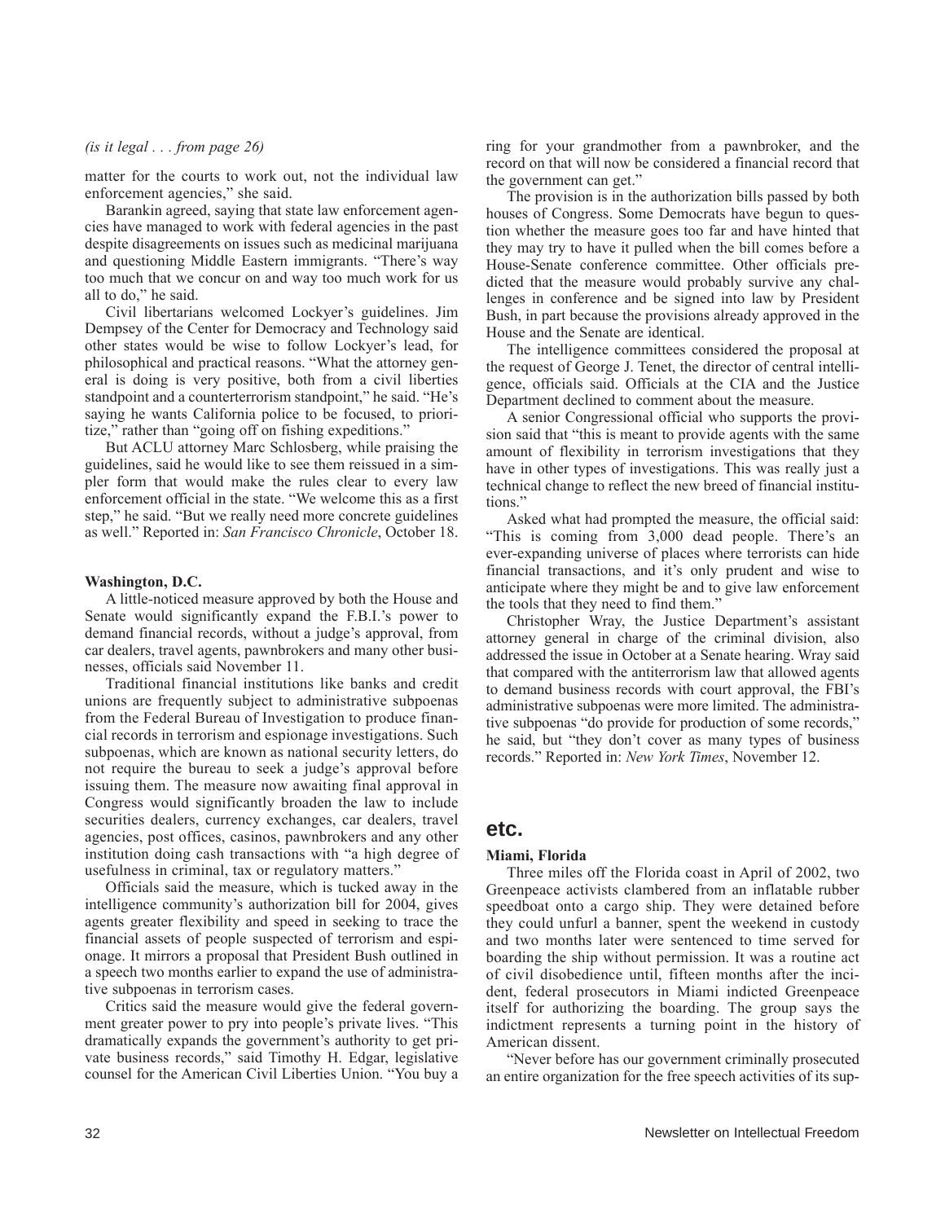*(is it legal . . . from page 26)*

matter for the courts to work out, not the individual law enforcement agencies," she said.

Barankin agreed, saying that state law enforcement agencies have managed to work with federal agencies in the past despite disagreements on issues such as medicinal marijuana and questioning Middle Eastern immigrants. "There's way too much that we concur on and way too much work for us all to do," he said.

Civil libertarians welcomed Lockyer's guidelines. Jim Dempsey of the Center for Democracy and Technology said other states would be wise to follow Lockyer's lead, for philosophical and practical reasons. "What the attorney general is doing is very positive, both from a civil liberties standpoint and a counterterrorism standpoint," he said. "He's saying he wants California police to be focused, to prioritize," rather than "going off on fishing expeditions."

But ACLU attorney Marc Schlosberg, while praising the guidelines, said he would like to see them reissued in a simpler form that would make the rules clear to every law enforcement official in the state. "We welcome this as a first step," he said. "But we really need more concrete guidelines as well." Reported in: *San Francisco Chronicle*, October 18.

**Washington, D.C.**

A little-noticed measure approved by both the House and Senate would significantly expand the F.B.I.'s power to demand financial records, without a judge's approval, from car dealers, travel agents, pawnbrokers and many other businesses, officials said November 11.

Traditional financial institutions like banks and credit unions are frequently subject to administrative subpoenas from the Federal Bureau of Investigation to produce financial records in terrorism and espionage investigations. Such subpoenas, which are known as national security letters, do not require the bureau to seek a judge's approval before issuing them. The measure now awaiting final approval in Congress would significantly broaden the law to include securities dealers, currency exchanges, car dealers, travel agencies, post offices, casinos, pawnbrokers and any other institution doing cash transactions with "a high degree of usefulness in criminal, tax or regulatory matters."

Officials said the measure, which is tucked away in the intelligence community's authorization bill for 2004, gives agents greater flexibility and speed in seeking to trace the financial assets of people suspected of terrorism and espionage. It mirrors a proposal that President Bush outlined in a speech two months earlier to expand the use of administrative subpoenas in terrorism cases.

Critics said the measure would give the federal government greater power to pry into people's private lives. "This dramatically expands the government's authority to get private business records," said Timothy H. Edgar, legislative counsel for the American Civil Liberties Union. "You buy a ring for your grandmother from a pawnbroker, and the record on that will now be considered a financial record that the government can get."

The provision is in the authorization bills passed by both houses of Congress. Some Democrats have begun to question whether the measure goes too far and have hinted that they may try to have it pulled when the bill comes before a House-Senate conference committee. Other officials predicted that the measure would probably survive any challenges in conference and be signed into law by President Bush, in part because the provisions already approved in the House and the Senate are identical.

The intelligence committees considered the proposal at the request of George J. Tenet, the director of central intelligence, officials said. Officials at the CIA and the Justice Department declined to comment about the measure.

A senior Congressional official who supports the provision said that "this is meant to provide agents with the same amount of flexibility in terrorism investigations that they have in other types of investigations. This was really just a technical change to reflect the new breed of financial institutions."

Asked what had prompted the measure, the official said: "This is coming from 3,000 dead people. There's an ever-expanding universe of places where terrorists can hide financial transactions, and it's only prudent and wise to anticipate where they might be and to give law enforcement the tools that they need to find them."

Christopher Wray, the Justice Department's assistant attorney general in charge of the criminal division, also addressed the issue in October at a Senate hearing. Wray said that compared with the antiterrorism law that allowed agents to demand business records with court approval, the FBI's administrative subpoenas were more limited. The administrative subpoenas "do provide for production of some records," he said, but "they don't cover as many types of business records." Reported in: *New York Times*, November 12.

## etc.

**Miami, Florida**

Three miles off the Florida coast in April of 2002, two Greenpeace activists clambered from an inflatable rubber speedboat onto a cargo ship. They were detained before they could unfurl a banner, spent the weekend in custody and two months later were sentenced to time served for boarding the ship without permission. It was a routine act of civil disobedience until, fifteen months after the incident, federal prosecutors in Miami indicted Greenpeace itself for authorizing the boarding. The group says the indictment represents a turning point in the history of American dissent.

"Never before has our government criminally prosecuted an entire organization for the free speech activities of its sup-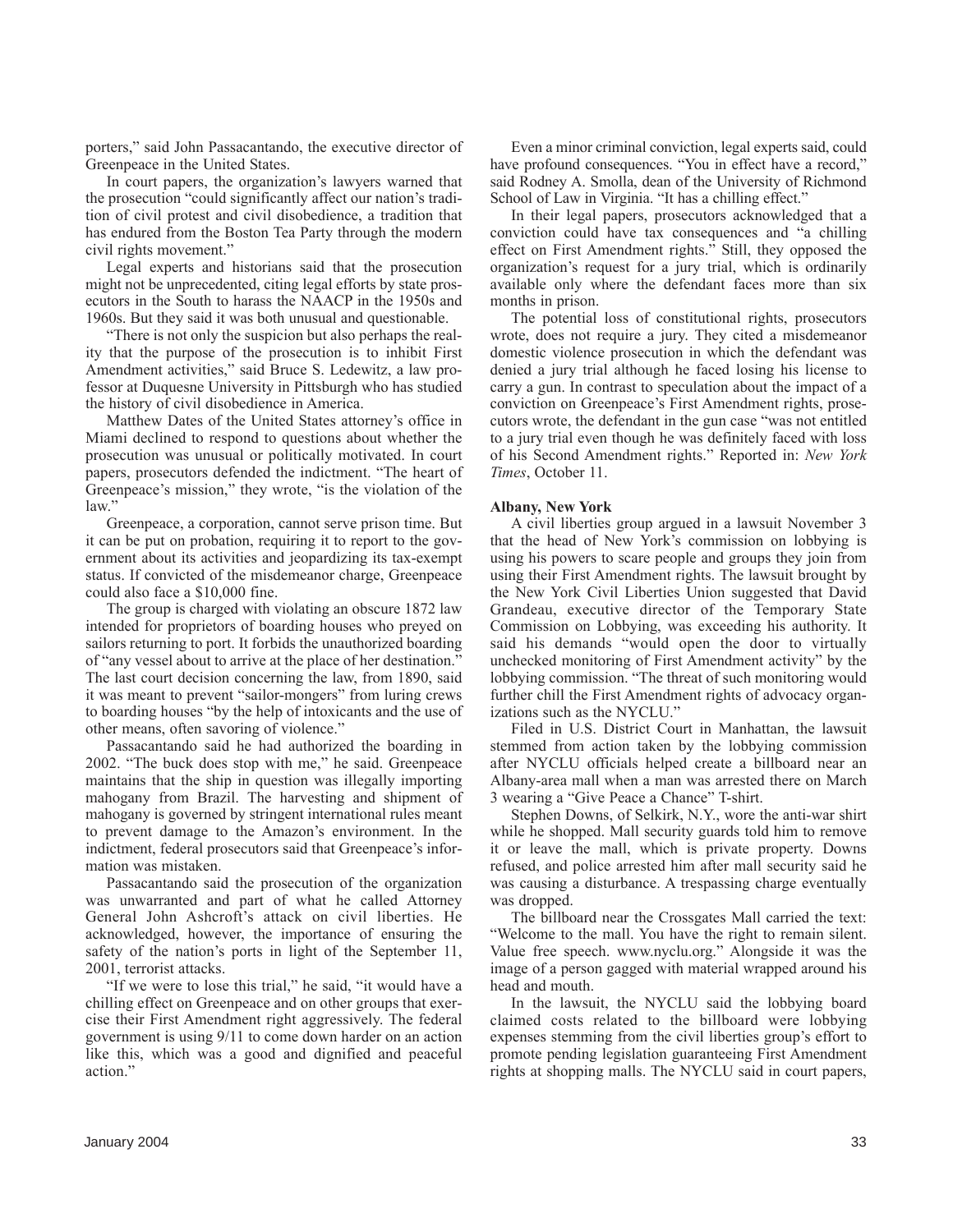porters," said John Passacantando, the executive director of Greenpeace in the United States.

In court papers, the organization's lawyers warned that the prosecution "could significantly affect our nation's tradition of civil protest and civil disobedience, a tradition that has endured from the Boston Tea Party through the modern civil rights movement."

Legal experts and historians said that the prosecution might not be unprecedented, citing legal efforts by state prosecutors in the South to harass the NAACP in the 1950s and 1960s. But they said it was both unusual and questionable.

"There is not only the suspicion but also perhaps the reality that the purpose of the prosecution is to inhibit First Amendment activities," said Bruce S. Ledewitz, a law professor at Duquesne University in Pittsburgh who has studied the history of civil disobedience in America.

Matthew Dates of the United States attorney's office in Miami declined to respond to questions about whether the prosecution was unusual or politically motivated. In court papers, prosecutors defended the indictment. "The heart of Greenpeace's mission," they wrote, "is the violation of the law."

Greenpeace, a corporation, cannot serve prison time. But it can be put on probation, requiring it to report to the government about its activities and jeopardizing its tax-exempt status. If convicted of the misdemeanor charge, Greenpeace could also face a $10,000 fine.

The group is charged with violating an obscure 1872 law intended for proprietors of boarding houses who preyed on sailors returning to port. It forbids the unauthorized boarding of "any vessel about to arrive at the place of her destination." The last court decision concerning the law, from 1890, said it was meant to prevent "sailor-mongers" from luring crews to boarding houses "by the help of intoxicants and the use of other means, often savoring of violence."

Passacantando said he had authorized the boarding in 2002. "The buck does stop with me," he said. Greenpeace maintains that the ship in question was illegally importing mahogany from Brazil. The harvesting and shipment of mahogany is governed by stringent international rules meant to prevent damage to the Amazon's environment. In the indictment, federal prosecutors said that Greenpeace's information was mistaken.

Passacantando said the prosecution of the organization was unwarranted and part of what he called Attorney General John Ashcroft's attack on civil liberties. He acknowledged, however, the importance of ensuring the safety of the nation's ports in light of the September 11, 2001, terrorist attacks.

"If we were to lose this trial," he said, "it would have a chilling effect on Greenpeace and on other groups that exercise their First Amendment right aggressively. The federal government is using 9/11 to come down harder on an action like this, which was a good and dignified and peaceful action."

Even a minor criminal conviction, legal experts said, could have profound consequences. "You in effect have a record," said Rodney A. Smolla, dean of the University of Richmond School of Law in Virginia. "It has a chilling effect."

In their legal papers, prosecutors acknowledged that a conviction could have tax consequences and "a chilling effect on First Amendment rights." Still, they opposed the organization's request for a jury trial, which is ordinarily available only where the defendant faces more than six months in prison.

The potential loss of constitutional rights, prosecutors wrote, does not require a jury. They cited a misdemeanor domestic violence prosecution in which the defendant was denied a jury trial although he faced losing his license to carry a gun. In contrast to speculation about the impact of a conviction on Greenpeace's First Amendment rights, prosecutors wrote, the defendant in the gun case "was not entitled to a jury trial even though he was definitely faced with loss of his Second Amendment rights." Reported in: *New York Times*, October 11.

**Albany, New York**

A civil liberties group argued in a lawsuit November 3 that the head of New York's commission on lobbying is using his powers to scare people and groups they join from using their First Amendment rights. The lawsuit brought by the New York Civil Liberties Union suggested that David Grandeau, executive director of the Temporary State Commission on Lobbying, was exceeding his authority. It said his demands "would open the door to virtually unchecked monitoring of First Amendment activity" by the lobbying commission. "The threat of such monitoring would further chill the First Amendment rights of advocacy organizations such as the NYCLU."

Filed in U.S. District Court in Manhattan, the lawsuit stemmed from action taken by the lobbying commission after NYCLU officials helped create a billboard near an Albany-area mall when a man was arrested there on March 3 wearing a "Give Peace a Chance" T-shirt.

Stephen Downs, of Selkirk, N.Y., wore the anti-war shirt while he shopped. Mall security guards told him to remove it or leave the mall, which is private property. Downs refused, and police arrested him after mall security said he was causing a disturbance. A trespassing charge eventually was dropped.

The billboard near the Crossgates Mall carried the text: "Welcome to the mall. You have the right to remain silent. Value free speech. www.nyclu.org." Alongside it was the image of a person gagged with material wrapped around his head and mouth.

In the lawsuit, the NYCLU said the lobbying board claimed costs related to the billboard were lobbying expenses stemming from the civil liberties group's effort to promote pending legislation guaranteeing First Amendment rights at shopping malls. The NYCLU said in court papers,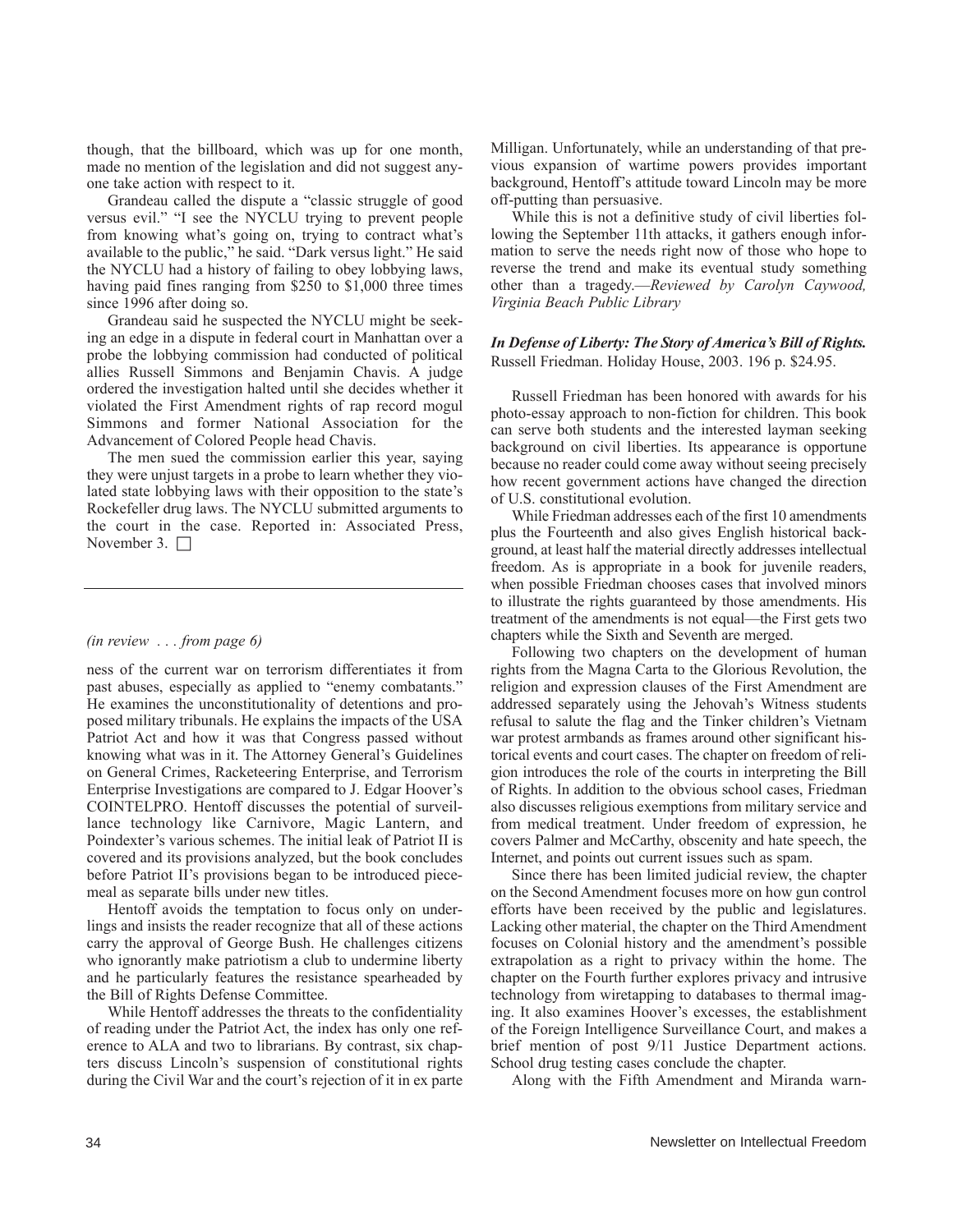though, that the billboard, which was up for one month, made no mention of the legislation and did not suggest anyone take action with respect to it.

Grandeau called the dispute a "classic struggle of good versus evil." "I see the NYCLU trying to prevent people from knowing what's going on, trying to contract what's available to the public," he said. "Dark versus light." He said the NYCLU had a history of failing to obey lobbying laws, having paid fines ranging from $250 to $1,000 three times since 1996 after doing so.

Grandeau said he suspected the NYCLU might be seeking an edge in a dispute in federal court in Manhattan over a probe the lobbying commission had conducted of political allies Russell Simmons and Benjamin Chavis. A judge ordered the investigation halted until she decides whether it violated the First Amendment rights of rap record mogul Simmons and former National Association for the Advancement of Colored People head Chavis.

The men sued the commission earlier this year, saying they were unjust targets in a probe to learn whether they violated state lobbying laws with their opposition to the state's Rockefeller drug laws. The NYCLU submitted arguments to the court in the case. Reported in: Associated Press, November 3. □

---

*(in review . . . from page 6)*

ness of the current war on terrorism differentiates it from past abuses, especially as applied to "enemy combatants." He examines the unconstitutionality of detentions and proposed military tribunals. He explains the impacts of the USA Patriot Act and how it was that Congress passed without knowing what was in it. The Attorney General's Guidelines on General Crimes, Racketeering Enterprise, and Terrorism Enterprise Investigations are compared to J. Edgar Hoover's COINTELPRO. Hentoff discusses the potential of surveillance technology like Carnivore, Magic Lantern, and Poindexter's various schemes. The initial leak of Patriot II is covered and its provisions analyzed, but the book concludes before Patriot II's provisions began to be introduced piecemeal as separate bills under new titles.

Hentoff avoids the temptation to focus only on underlings and insists the reader recognize that all of these actions carry the approval of George Bush. He challenges citizens who ignorantly make patriotism a club to undermine liberty and he particularly features the resistance spearheaded by the Bill of Rights Defense Committee.

While Hentoff addresses the threats to the confidentiality of reading under the Patriot Act, the index has only one reference to ALA and two to librarians. By contrast, six chapters discuss Lincoln's suspension of constitutional rights during the Civil War and the court's rejection of it in ex parte Milligan. Unfortunately, while an understanding of that previous expansion of wartime powers provides important background, Hentoff's attitude toward Lincoln may be more off-putting than persuasive.

While this is not a definitive study of civil liberties following the September 11th attacks, it gathers enough information to serve the needs right now of those who hope to reverse the trend and make its eventual study something other than a tragedy.—*Reviewed by Carolyn Caywood, Virginia Beach Public Library*

***In Defense of Liberty: The Story of America's Bill of Rights.*** Russell Friedman. Holiday House, 2003. 196 p. $24.95.

Russell Friedman has been honored with awards for his photo-essay approach to non-fiction for children. This book can serve both students and the interested layman seeking background on civil liberties. Its appearance is opportune because no reader could come away without seeing precisely how recent government actions have changed the direction of U.S. constitutional evolution.

While Friedman addresses each of the first 10 amendments plus the Fourteenth and also gives English historical background, at least half the material directly addresses intellectual freedom. As is appropriate in a book for juvenile readers, when possible Friedman chooses cases that involved minors to illustrate the rights guaranteed by those amendments. His treatment of the amendments is not equal—the First gets two chapters while the Sixth and Seventh are merged.

Following two chapters on the development of human rights from the Magna Carta to the Glorious Revolution, the religion and expression clauses of the First Amendment are addressed separately using the Jehovah's Witness students refusal to salute the flag and the Tinker children's Vietnam war protest armbands as frames around other significant historical events and court cases. The chapter on freedom of religion introduces the role of the courts in interpreting the Bill of Rights. In addition to the obvious school cases, Friedman also discusses religious exemptions from military service and from medical treatment. Under freedom of expression, he covers Palmer and McCarthy, obscenity and hate speech, the Internet, and points out current issues such as spam.

Since there has been limited judicial review, the chapter on the Second Amendment focuses more on how gun control efforts have been received by the public and legislatures. Lacking other material, the chapter on the Third Amendment focuses on Colonial history and the amendment's possible extrapolation as a right to privacy within the home. The chapter on the Fourth further explores privacy and intrusive technology from wiretapping to databases to thermal imaging. It also examines Hoover's excesses, the establishment of the Foreign Intelligence Surveillance Court, and makes a brief mention of post 9/11 Justice Department actions. School drug testing cases conclude the chapter.

Along with the Fifth Amendment and Miranda warn-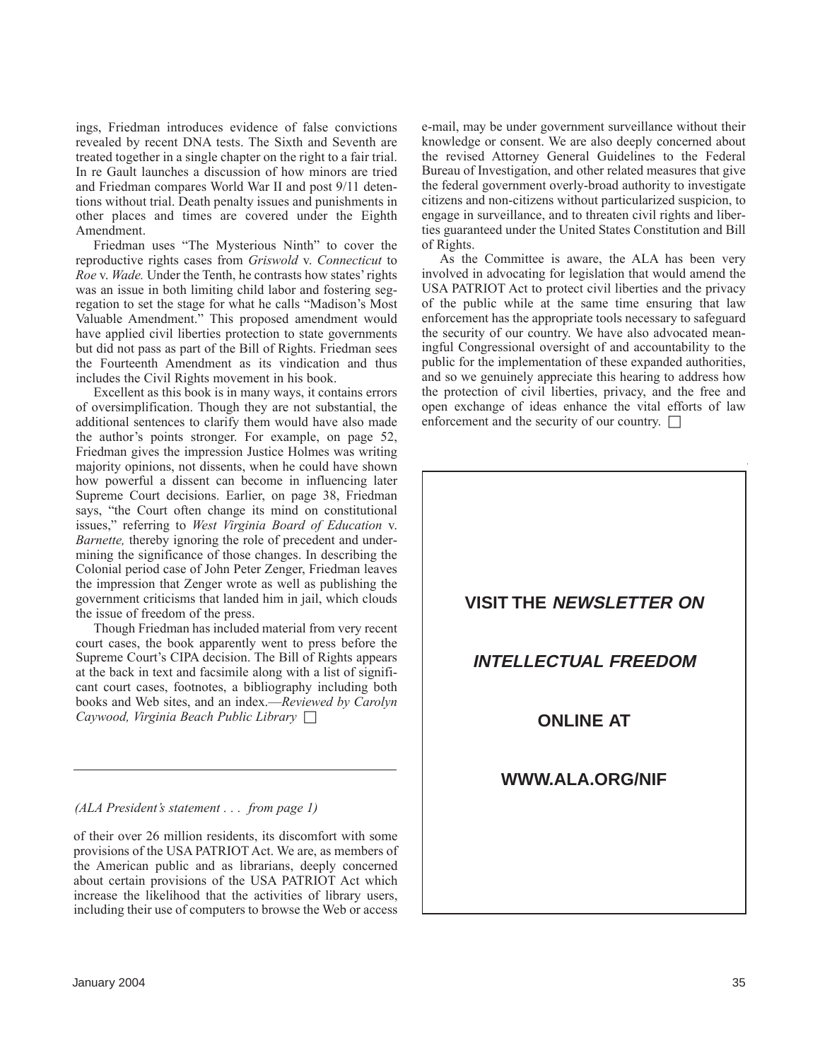ings, Friedman introduces evidence of false convictions revealed by recent DNA tests. The Sixth and Seventh are treated together in a single chapter on the right to a fair trial. In re Gault launches a discussion of how minors are tried and Friedman compares World War II and post 9/11 detentions without trial. Death penalty issues and punishments in other places and times are covered under the Eighth Amendment.

Friedman uses "The Mysterious Ninth" to cover the reproductive rights cases from *Griswold* v. *Connecticut* to *Roe* v. *Wade.* Under the Tenth, he contrasts how states' rights was an issue in both limiting child labor and fostering segregation to set the stage for what he calls "Madison's Most Valuable Amendment." This proposed amendment would have applied civil liberties protection to state governments but did not pass as part of the Bill of Rights. Friedman sees the Fourteenth Amendment as its vindication and thus includes the Civil Rights movement in his book.

Excellent as this book is in many ways, it contains errors of oversimplification. Though they are not substantial, the additional sentences to clarify them would have also made the author's points stronger. For example, on page 52, Friedman gives the impression Justice Holmes was writing majority opinions, not dissents, when he could have shown how powerful a dissent can become in influencing later Supreme Court decisions. Earlier, on page 38, Friedman says, "the Court often change its mind on constitutional issues," referring to *West Virginia Board of Education* v. *Barnette,* thereby ignoring the role of precedent and undermining the significance of those changes. In describing the Colonial period case of John Peter Zenger, Friedman leaves the impression that Zenger wrote as well as publishing the government criticisms that landed him in jail, which clouds the issue of freedom of the press.

Though Friedman has included material from very recent court cases, the book apparently went to press before the Supreme Court's CIPA decision. The Bill of Rights appears at the back in text and facsimile along with a list of significant court cases, footnotes, a bibliography including both books and Web sites, and an index.—*Reviewed by Carolyn Caywood, Virginia Beach Public Library* □

---

*(ALA President's statement . . . from page 1)*

of their over 26 million residents, its discomfort with some provisions of the USA PATRIOT Act. We are, as members of the American public and as librarians, deeply concerned about certain provisions of the USA PATRIOT Act which increase the likelihood that the activities of library users, including their use of computers to browse the Web or access e-mail, may be under government surveillance without their knowledge or consent. We are also deeply concerned about the revised Attorney General Guidelines to the Federal Bureau of Investigation, and other related measures that give the federal government overly-broad authority to investigate citizens and non-citizens without particularized suspicion, to engage in surveillance, and to threaten civil rights and liberties guaranteed under the United States Constitution and Bill of Rights.

As the Committee is aware, the ALA has been very involved in advocating for legislation that would amend the USA PATRIOT Act to protect civil liberties and the privacy of the public while at the same time ensuring that law enforcement has the appropriate tools necessary to safeguard the security of our country. We have also advocated meaningful Congressional oversight of and accountability to the public for the implementation of these expanded authorities, and so we genuinely appreciate this hearing to address how the protection of civil liberties, privacy, and the free and open exchange of ideas enhance the vital efforts of law enforcement and the security of our country. □

**VISIT THE *NEWSLETTER ON INTELLECTUAL FREEDOM* ONLINE AT WWW.ALA.ORG/NIF**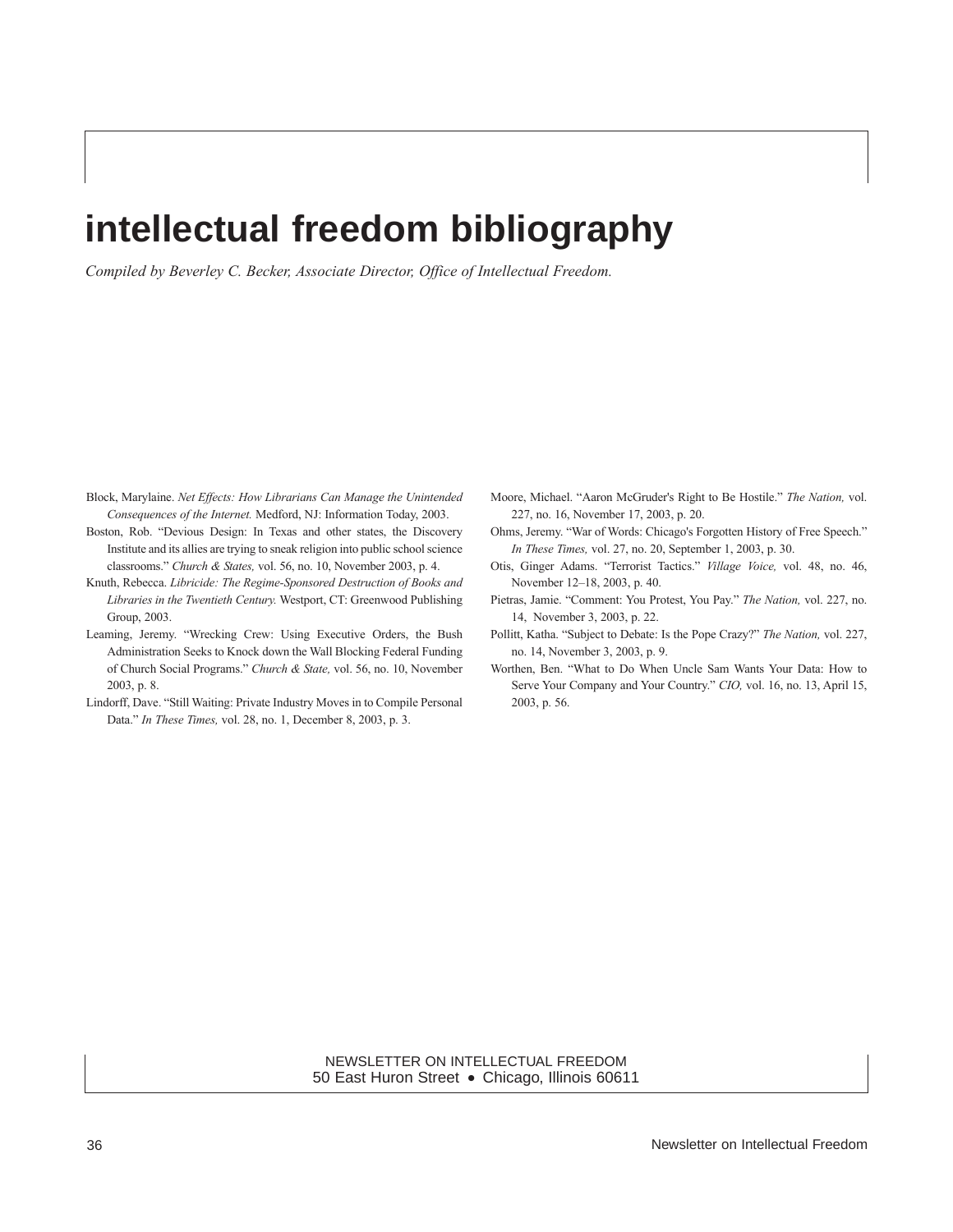# intellectual freedom bibliography

*Compiled by Beverley C. Becker, Associate Director, Office of Intellectual Freedom.*

Block, Marylaine. *Net Effects: How Librarians Can Manage the Unintended Consequences of the Internet.* Medford, NJ: Information Today, 2003.

Boston, Rob. "Devious Design: In Texas and other states, the Discovery Institute and its allies are trying to sneak religion into public school science classrooms." *Church & States,* vol. 56, no. 10, November 2003, p. 4.

Knuth, Rebecca. *Libricide: The Regime-Sponsored Destruction of Books and Libraries in the Twentieth Century.* Westport, CT: Greenwood Publishing Group, 2003.

Leaming, Jeremy. "Wrecking Crew: Using Executive Orders, the Bush Administration Seeks to Knock down the Wall Blocking Federal Funding of Church Social Programs." *Church & State,* vol. 56, no. 10, November 2003, p. 8.

Lindorff, Dave. "Still Waiting: Private Industry Moves in to Compile Personal Data." *In These Times,* vol. 28, no. 1, December 8, 2003, p. 3.

Moore, Michael. "Aaron McGruder's Right to Be Hostile." *The Nation,* vol. 227, no. 16, November 17, 2003, p. 20.

Ohms, Jeremy. "War of Words: Chicago's Forgotten History of Free Speech." *In These Times,* vol. 27, no. 20, September 1, 2003, p. 30.

Otis, Ginger Adams. "Terrorist Tactics." *Village Voice,* vol. 48, no. 46, November 12–18, 2003, p. 40.

Pietras, Jamie. "Comment: You Protest, You Pay." *The Nation,* vol. 227, no. 14, November 3, 2003, p. 22.

Pollitt, Katha. "Subject to Debate: Is the Pope Crazy?" *The Nation,* vol. 227, no. 14, November 3, 2003, p. 9.

Worthen, Ben. "What to Do When Uncle Sam Wants Your Data: How to Serve Your Company and Your Country." *CIO,* vol. 16, no. 13, April 15, 2003, p. 56.

NEWSLETTER ON INTELLECTUAL FREEDOM
50 East Huron Street • Chicago, Illinois 60611